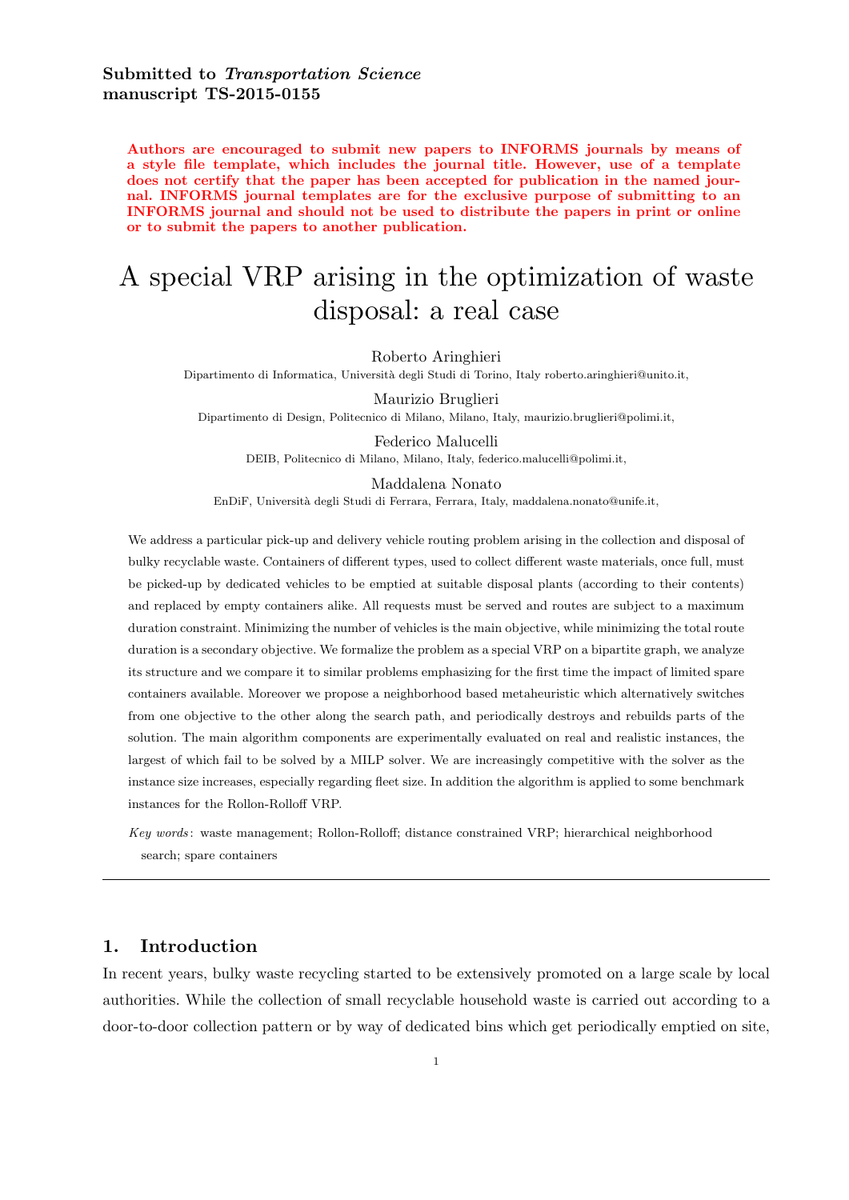**Submitted to *Transportation Science***
**manuscript TS-2015-0155**

**Authors are encouraged to submit new papers to INFORMS journals by means of a style file template, which includes the journal title. However, use of a template does not certify that the paper has been accepted for publication in the named journal. INFORMS journal templates are for the exclusive purpose of submitting to an INFORMS journal and should not be used to distribute the papers in print or online or to submit the papers to another publication.**

# A special VRP arising in the optimization of waste disposal: a real case

Roberto Aringhieri
Dipartimento di Informatica, Università degli Studi di Torino, Italy roberto.aringhieri@unito.it,

Maurizio Bruglieri
Dipartimento di Design, Politecnico di Milano, Milano, Italy, maurizio.bruglieri@polimi.it,

Federico Malucelli
DEIB, Politecnico di Milano, Milano, Italy, federico.malucelli@polimi.it,

Maddalena Nonato
EnDiF, Università degli Studi di Ferrara, Ferrara, Italy, maddalena.nonato@unife.it,

We address a particular pick-up and delivery vehicle routing problem arising in the collection and disposal of bulky recyclable waste. Containers of different types, used to collect different waste materials, once full, must be picked-up by dedicated vehicles to be emptied at suitable disposal plants (according to their contents) and replaced by empty containers alike. All requests must be served and routes are subject to a maximum duration constraint. Minimizing the number of vehicles is the main objective, while minimizing the total route duration is a secondary objective. We formalize the problem as a special VRP on a bipartite graph, we analyze its structure and we compare it to similar problems emphasizing for the first time the impact of limited spare containers available. Moreover we propose a neighborhood based metaheuristic which alternatively switches from one objective to the other along the search path, and periodically destroys and rebuilds parts of the solution. The main algorithm components are experimentally evaluated on real and realistic instances, the largest of which fail to be solved by a MILP solver. We are increasingly competitive with the solver as the instance size increases, especially regarding fleet size. In addition the algorithm is applied to some benchmark instances for the Rollon-Rolloff VRP.

*Key words*: waste management; Rollon-Rolloff; distance constrained VRP; hierarchical neighborhood search; spare containers

---

## 1. Introduction

In recent years, bulky waste recycling started to be extensively promoted on a large scale by local authorities. While the collection of small recyclable household waste is carried out according to a door-to-door collection pattern or by way of dedicated bins which get periodically emptied on site,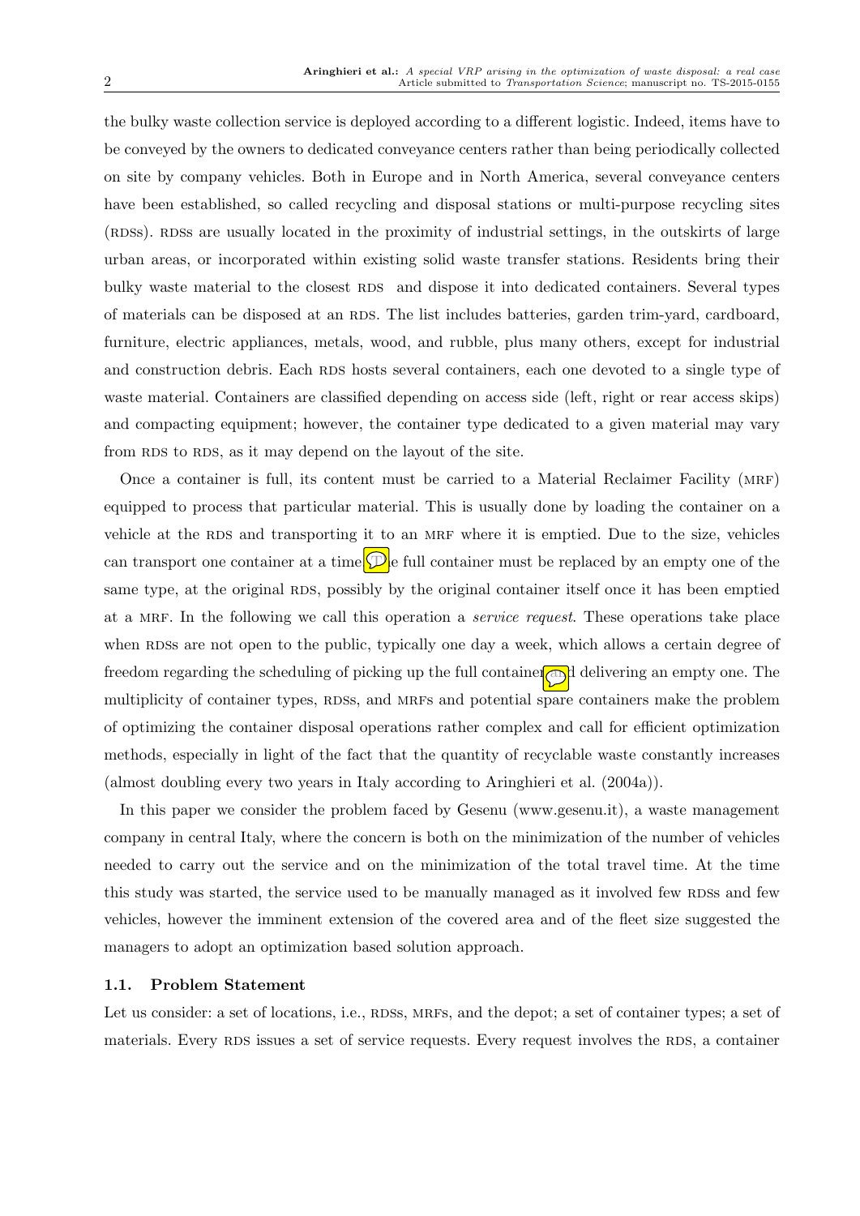the bulky waste collection service is deployed according to a different logistic. Indeed, items have to be conveyed by the owners to dedicated conveyance centers rather than being periodically collected on site by company vehicles. Both in Europe and in North America, several conveyance centers have been established, so called recycling and disposal stations or multi-purpose recycling sites (RDSs). RDSs are usually located in the proximity of industrial settings, in the outskirts of large urban areas, or incorporated within existing solid waste transfer stations. Residents bring their bulky waste material to the closest RDS and dispose it into dedicated containers. Several types of materials can be disposed at an RDS. The list includes batteries, garden trim-yard, cardboard, furniture, electric appliances, metals, wood, and rubble, plus many others, except for industrial and construction debris. Each RDS hosts several containers, each one devoted to a single type of waste material. Containers are classified depending on access side (left, right or rear access skips) and compacting equipment; however, the container type dedicated to a given material may vary from RDS to RDS, as it may depend on the layout of the site.

Once a container is full, its content must be carried to a Material Reclaimer Facility (MRF) equipped to process that particular material. This is usually done by loading the container on a vehicle at the RDS and transporting it to an MRF where it is emptied. Due to the size, vehicles can transport one container at a time. The full container must be replaced by an empty one of the same type, at the original RDS, possibly by the original container itself once it has been emptied at a MRF. In the following we call this operation a *service request*. These operations take place when RDSs are not open to the public, typically one day a week, which allows a certain degree of freedom regarding the scheduling of picking up the full container and delivering an empty one. The multiplicity of container types, RDSs, and MRFs and potential spare containers make the problem of optimizing the container disposal operations rather complex and call for efficient optimization methods, especially in light of the fact that the quantity of recyclable waste constantly increases (almost doubling every two years in Italy according to Aringhieri et al. (2004a)).

In this paper we consider the problem faced by Gesenu (www.gesenu.it), a waste management company in central Italy, where the concern is both on the minimization of the number of vehicles needed to carry out the service and on the minimization of the total travel time. At the time this study was started, the service used to be manually managed as it involved few RDSs and few vehicles, however the imminent extension of the covered area and of the fleet size suggested the managers to adopt an optimization based solution approach.

### 1.1. Problem Statement

Let us consider: a set of locations, i.e., RDSs, MRFs, and the depot; a set of container types; a set of materials. Every RDS issues a set of service requests. Every request involves the RDS, a container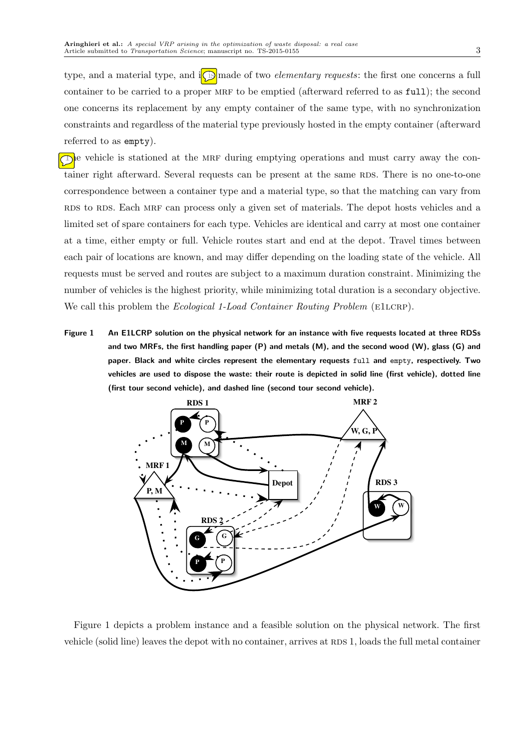type, and a material type, and is made of two *elementary requests*: the first one concerns a full container to be carried to a proper MRF to be emptied (afterward referred to as `full`); the second one concerns its replacement by any empty container of the same type, with no synchronization constraints and regardless of the material type previously hosted in the empty container (afterward referred to as `empty`).

The vehicle is stationed at the MRF during emptying operations and must carry away the container right afterward. Several requests can be present at the same RDS. There is no one-to-one correspondence between a container type and a material type, so that the matching can vary from RDS to RDS. Each MRF can process only a given set of materials. The depot hosts vehicles and a limited set of spare containers for each type. Vehicles are identical and carry at most one container at a time, either empty or full. Vehicle routes start and end at the depot. Travel times between each pair of locations are known, and may differ depending on the loading state of the vehicle. All requests must be served and routes are subject to a maximum duration constraint. Minimizing the number of vehicles is the highest priority, while minimizing total duration is a secondary objective. We call this problem the *Ecological 1-Load Container Routing Problem* (E1LCRP).

**Figure 1** **An E1LCRP solution on the physical network for an instance with five requests located at three RDSs and two MRFs, the first handling paper (P) and metals (M), and the second wood (W), glass (G) and paper. Black and white circles represent the elementary requests `full` and `empty`, respectively. Two vehicles are used to dispose the waste: their route is depicted in solid line (first vehicle), dotted line (first tour second vehicle), and dashed line (second tour second vehicle).**

Figure 1 depicts a problem instance and a feasible solution on the physical network. The first vehicle (solid line) leaves the depot with no container, arrives at RDS 1, loads the full metal container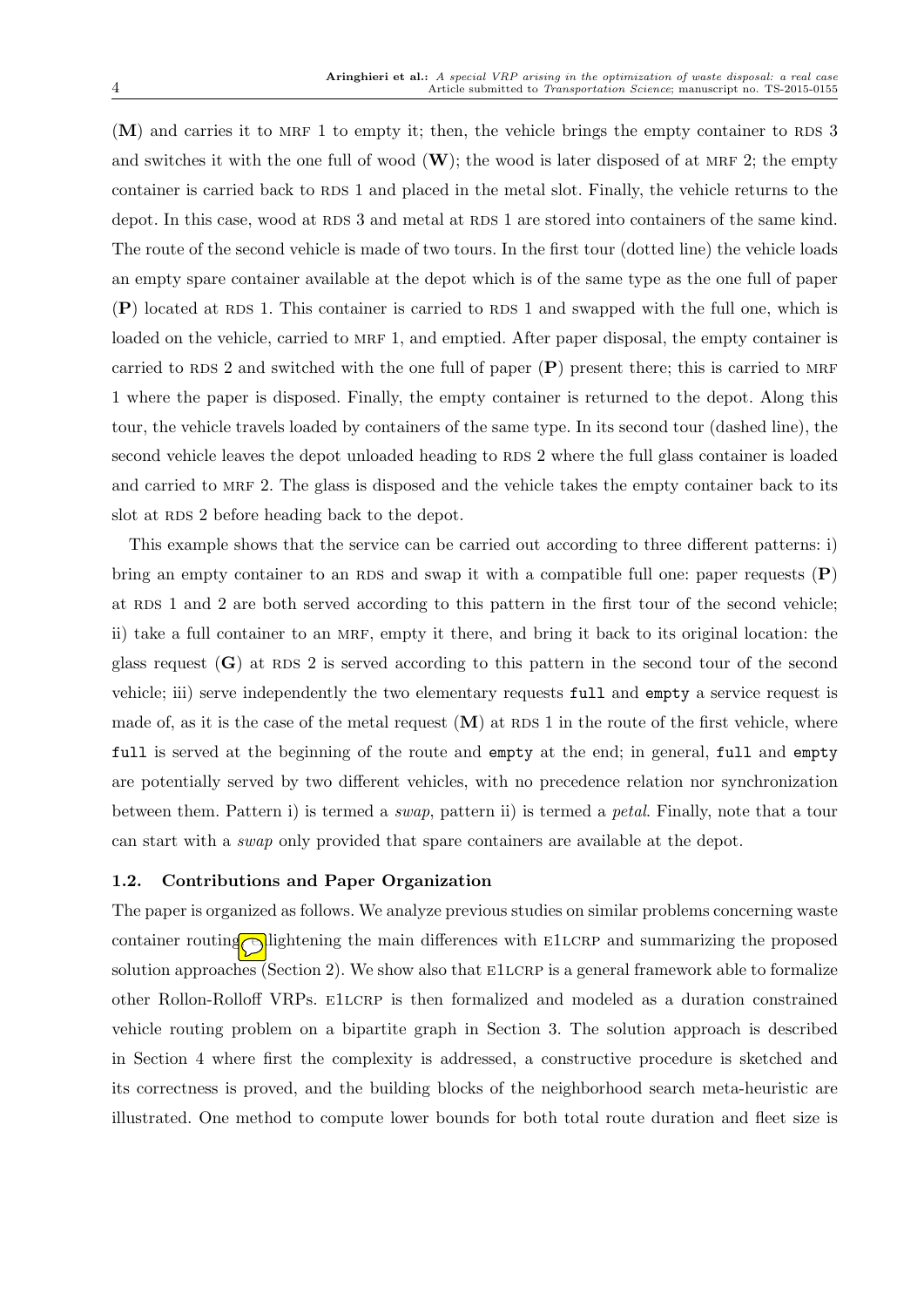(**M**) and carries it to MRF 1 to empty it; then, the vehicle brings the empty container to RDS 3 and switches it with the one full of wood (**W**); the wood is later disposed of at MRF 2; the empty container is carried back to RDS 1 and placed in the metal slot. Finally, the vehicle returns to the depot. In this case, wood at RDS 3 and metal at RDS 1 are stored into containers of the same kind. The route of the second vehicle is made of two tours. In the first tour (dotted line) the vehicle loads an empty spare container available at the depot which is of the same type as the one full of paper (**P**) located at RDS 1. This container is carried to RDS 1 and swapped with the full one, which is loaded on the vehicle, carried to MRF 1, and emptied. After paper disposal, the empty container is carried to RDS 2 and switched with the one full of paper (**P**) present there; this is carried to MRF 1 where the paper is disposed. Finally, the empty container is returned to the depot. Along this tour, the vehicle travels loaded by containers of the same type. In its second tour (dashed line), the second vehicle leaves the depot unloaded heading to RDS 2 where the full glass container is loaded and carried to MRF 2. The glass is disposed and the vehicle takes the empty container back to its slot at RDS 2 before heading back to the depot.

This example shows that the service can be carried out according to three different patterns: i) bring an empty container to an RDS and swap it with a compatible full one: paper requests (**P**) at RDS 1 and 2 are both served according to this pattern in the first tour of the second vehicle; ii) take a full container to an MRF, empty it there, and bring it back to its original location: the glass request (**G**) at RDS 2 is served according to this pattern in the second tour of the second vehicle; iii) serve independently the two elementary requests `full` and `empty` a service request is made of, as it is the case of the metal request (**M**) at RDS 1 in the route of the first vehicle, where `full` is served at the beginning of the route and `empty` at the end; in general, `full` and `empty` are potentially served by two different vehicles, with no precedence relation nor synchronization between them. Pattern i) is termed a *swap*, pattern ii) is termed a *petal*. Finally, note that a tour can start with a *swap* only provided that spare containers are available at the depot.

### 1.2. Contributions and Paper Organization

The paper is organized as follows. We analyze previous studies on similar problems concerning waste container routing, highlightening the main differences with E1LCRP and summarizing the proposed solution approaches (Section 2). We show also that E1LCRP is a general framework able to formalize other Rollon-Rolloff VRPs. E1LCRP is then formalized and modeled as a duration constrained vehicle routing problem on a bipartite graph in Section 3. The solution approach is described in Section 4 where first the complexity is addressed, a constructive procedure is sketched and its correctness is proved, and the building blocks of the neighborhood search meta-heuristic are illustrated. One method to compute lower bounds for both total route duration and fleet size is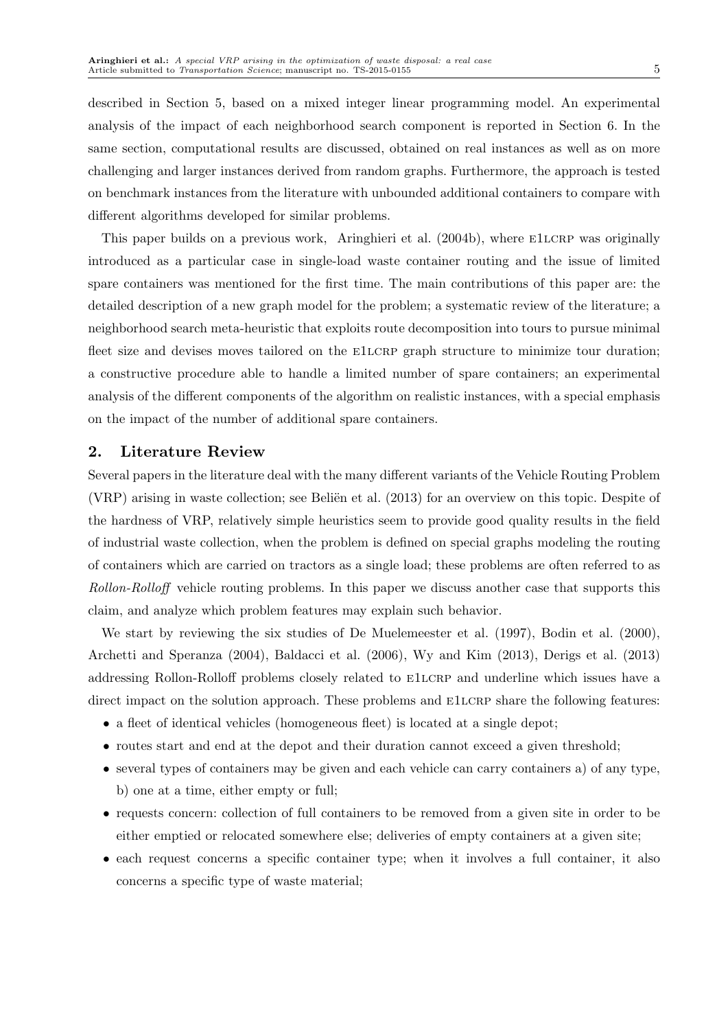described in Section 5, based on a mixed integer linear programming model. An experimental analysis of the impact of each neighborhood search component is reported in Section 6. In the same section, computational results are discussed, obtained on real instances as well as on more challenging and larger instances derived from random graphs. Furthermore, the approach is tested on benchmark instances from the literature with unbounded additional containers to compare with different algorithms developed for similar problems.

This paper builds on a previous work, Aringhieri et al. (2004b), where E1LCRP was originally introduced as a particular case in single-load waste container routing and the issue of limited spare containers was mentioned for the first time. The main contributions of this paper are: the detailed description of a new graph model for the problem; a systematic review of the literature; a neighborhood search meta-heuristic that exploits route decomposition into tours to pursue minimal fleet size and devises moves tailored on the E1LCRP graph structure to minimize tour duration; a constructive procedure able to handle a limited number of spare containers; an experimental analysis of the different components of the algorithm on realistic instances, with a special emphasis on the impact of the number of additional spare containers.

## 2. Literature Review

Several papers in the literature deal with the many different variants of the Vehicle Routing Problem (VRP) arising in waste collection; see Beliën et al. (2013) for an overview on this topic. Despite of the hardness of VRP, relatively simple heuristics seem to provide good quality results in the field of industrial waste collection, when the problem is defined on special graphs modeling the routing of containers which are carried on tractors as a single load; these problems are often referred to as *Rollon-Rolloff* vehicle routing problems. In this paper we discuss another case that supports this claim, and analyze which problem features may explain such behavior.

We start by reviewing the six studies of De Muelemeester et al. (1997), Bodin et al. (2000), Archetti and Speranza (2004), Baldacci et al. (2006), Wy and Kim (2013), Derigs et al. (2013) addressing Rollon-Rolloff problems closely related to E1LCRP and underline which issues have a direct impact on the solution approach. These problems and E1LCRP share the following features:

- a fleet of identical vehicles (homogeneous fleet) is located at a single depot;
- routes start and end at the depot and their duration cannot exceed a given threshold;
- several types of containers may be given and each vehicle can carry containers a) of any type, b) one at a time, either empty or full;
- requests concern: collection of full containers to be removed from a given site in order to be either emptied or relocated somewhere else; deliveries of empty containers at a given site;
- each request concerns a specific container type; when it involves a full container, it also concerns a specific type of waste material;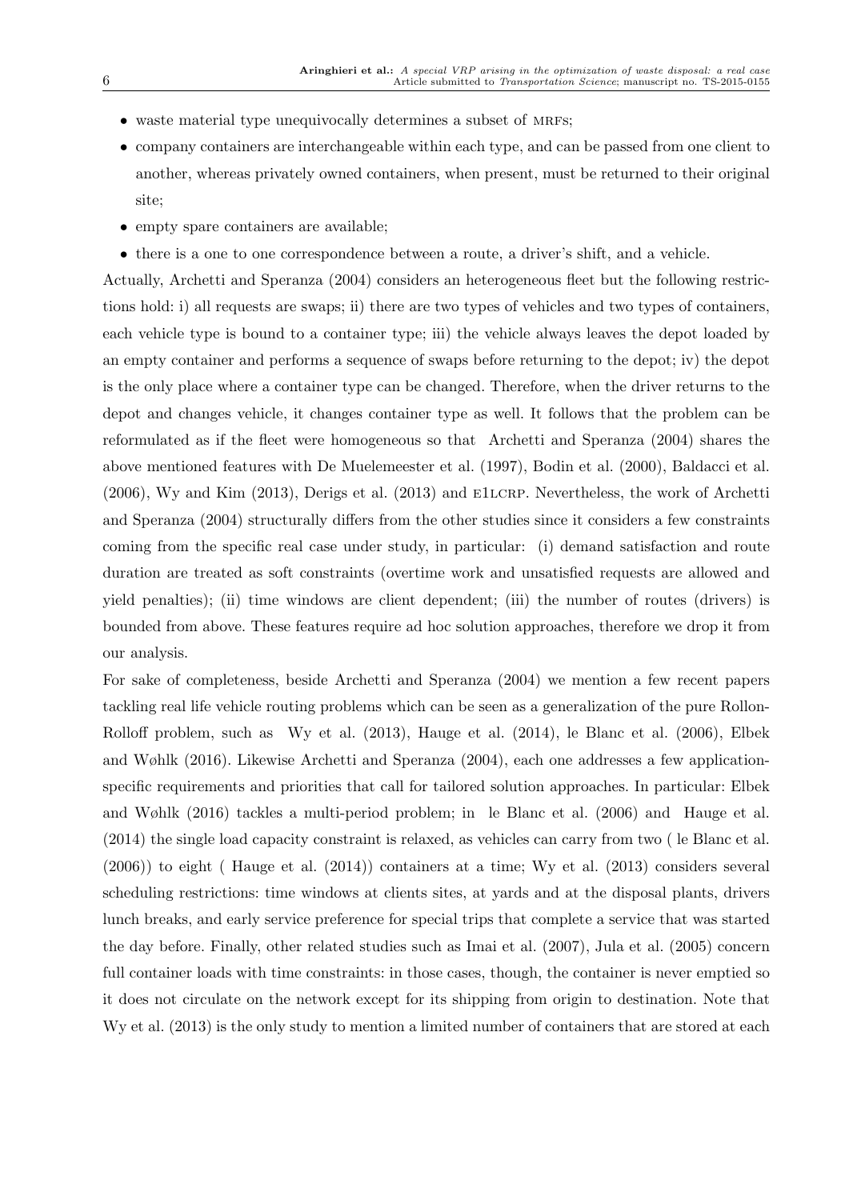- waste material type unequivocally determines a subset of MRFs;
- company containers are interchangeable within each type, and can be passed from one client to another, whereas privately owned containers, when present, must be returned to their original site;
- empty spare containers are available;
- there is a one to one correspondence between a route, a driver's shift, and a vehicle.

Actually, Archetti and Speranza (2004) considers an heterogeneous fleet but the following restrictions hold: i) all requests are swaps; ii) there are two types of vehicles and two types of containers, each vehicle type is bound to a container type; iii) the vehicle always leaves the depot loaded by an empty container and performs a sequence of swaps before returning to the depot; iv) the depot is the only place where a container type can be changed. Therefore, when the driver returns to the depot and changes vehicle, it changes container type as well. It follows that the problem can be reformulated as if the fleet were homogeneous so that Archetti and Speranza (2004) shares the above mentioned features with De Muelemeester et al. (1997), Bodin et al. (2000), Baldacci et al. (2006), Wy and Kim (2013), Derigs et al. (2013) and E1LCRP. Nevertheless, the work of Archetti and Speranza (2004) structurally differs from the other studies since it considers a few constraints coming from the specific real case under study, in particular: (i) demand satisfaction and route duration are treated as soft constraints (overtime work and unsatisfied requests are allowed and yield penalties); (ii) time windows are client dependent; (iii) the number of routes (drivers) is bounded from above. These features require ad hoc solution approaches, therefore we drop it from our analysis.

For sake of completeness, beside Archetti and Speranza (2004) we mention a few recent papers tackling real life vehicle routing problems which can be seen as a generalization of the pure Rollon-Rolloff problem, such as Wy et al. (2013), Hauge et al. (2014), le Blanc et al. (2006), Elbek and Wøhlk (2016). Likewise Archetti and Speranza (2004), each one addresses a few application-specific requirements and priorities that call for tailored solution approaches. In particular: Elbek and Wøhlk (2016) tackles a multi-period problem; in le Blanc et al. (2006) and Hauge et al. (2014) the single load capacity constraint is relaxed, as vehicles can carry from two ( le Blanc et al. (2006)) to eight ( Hauge et al. (2014)) containers at a time; Wy et al. (2013) considers several scheduling restrictions: time windows at clients sites, at yards and at the disposal plants, drivers lunch breaks, and early service preference for special trips that complete a service that was started the day before. Finally, other related studies such as Imai et al. (2007), Jula et al. (2005) concern full container loads with time constraints: in those cases, though, the container is never emptied so it does not circulate on the network except for its shipping from origin to destination. Note that Wy et al. (2013) is the only study to mention a limited number of containers that are stored at each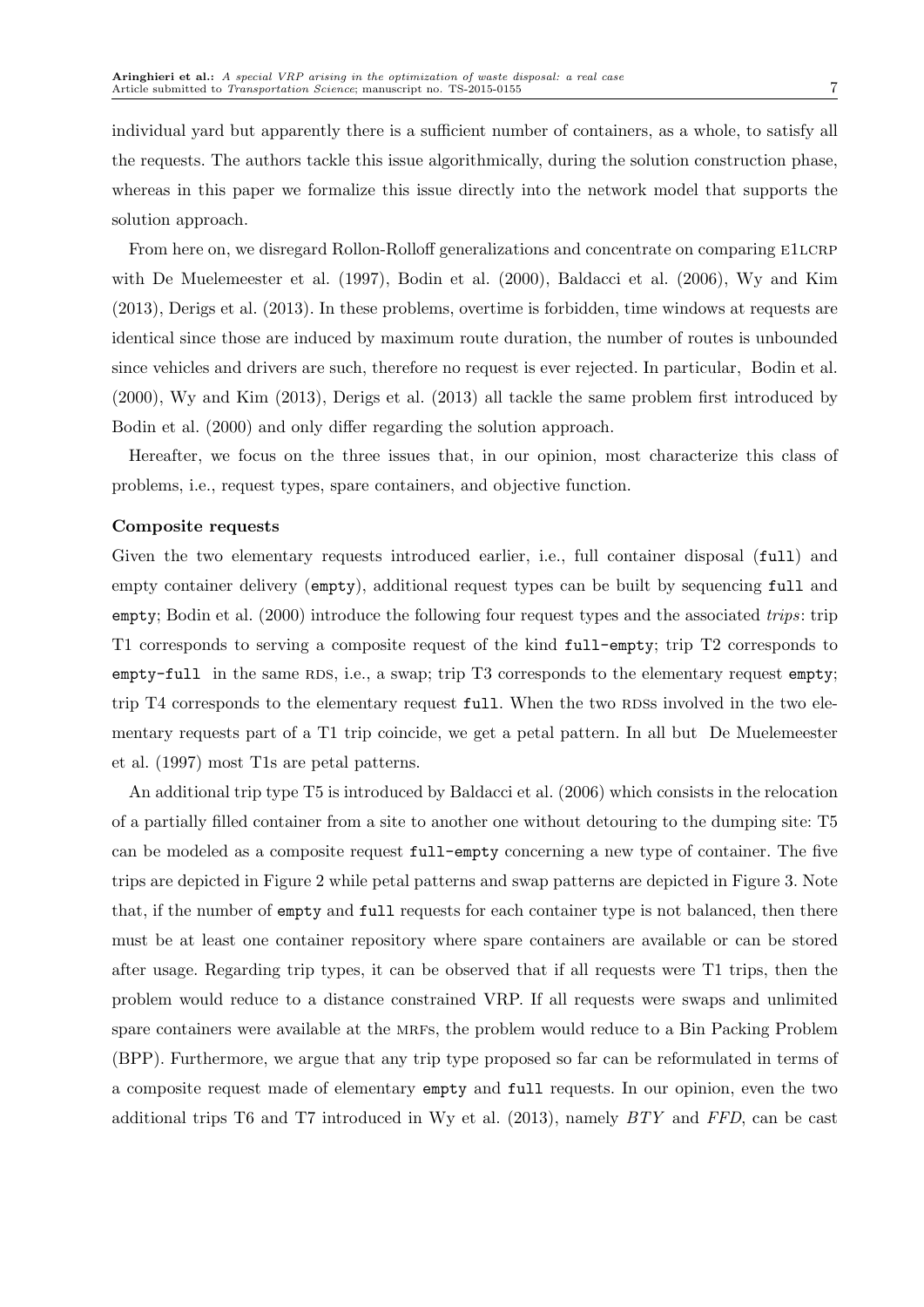individual yard but apparently there is a sufficient number of containers, as a whole, to satisfy all the requests. The authors tackle this issue algorithmically, during the solution construction phase, whereas in this paper we formalize this issue directly into the network model that supports the solution approach.

From here on, we disregard Rollon-Rolloff generalizations and concentrate on comparing E1LCRP with De Muelemeester et al. (1997), Bodin et al. (2000), Baldacci et al. (2006), Wy and Kim (2013), Derigs et al. (2013). In these problems, overtime is forbidden, time windows at requests are identical since those are induced by maximum route duration, the number of routes is unbounded since vehicles and drivers are such, therefore no request is ever rejected. In particular, Bodin et al. (2000), Wy and Kim (2013), Derigs et al. (2013) all tackle the same problem first introduced by Bodin et al. (2000) and only differ regarding the solution approach.

Hereafter, we focus on the three issues that, in our opinion, most characterize this class of problems, i.e., request types, spare containers, and objective function.

**Composite requests**

Given the two elementary requests introduced earlier, i.e., full container disposal (`full`) and empty container delivery (`empty`), additional request types can be built by sequencing `full` and `empty`; Bodin et al. (2000) introduce the following four request types and the associated *trips*: trip T1 corresponds to serving a composite request of the kind `full-empty`; trip T2 corresponds to `empty-full` in the same RDS, i.e., a swap; trip T3 corresponds to the elementary request `empty`; trip T4 corresponds to the elementary request `full`. When the two RDSs involved in the two elementary requests part of a T1 trip coincide, we get a petal pattern. In all but De Muelemeester et al. (1997) most T1s are petal patterns.

An additional trip type T5 is introduced by Baldacci et al. (2006) which consists in the relocation of a partially filled container from a site to another one without detouring to the dumping site: T5 can be modeled as a composite request `full-empty` concerning a new type of container. The five trips are depicted in Figure 2 while petal patterns and swap patterns are depicted in Figure 3. Note that, if the number of `empty` and `full` requests for each container type is not balanced, then there must be at least one container repository where spare containers are available or can be stored after usage. Regarding trip types, it can be observed that if all requests were T1 trips, then the problem would reduce to a distance constrained VRP. If all requests were swaps and unlimited spare containers were available at the MRFs, the problem would reduce to a Bin Packing Problem (BPP). Furthermore, we argue that any trip type proposed so far can be reformulated in terms of a composite request made of elementary `empty` and `full` requests. In our opinion, even the two additional trips T6 and T7 introduced in Wy et al. (2013), namely *BTY* and *FFD*, can be cast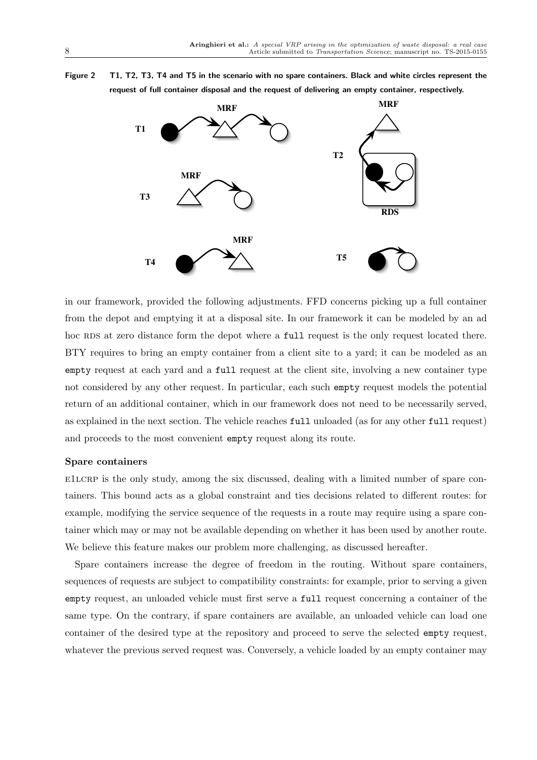**Figure 2** T1, T2, T3, T4 and T5 in the scenario with no spare containers. Black and white circles represent the request of full container disposal and the request of delivering an empty container, respectively.

in our framework, provided the following adjustments. FFD concerns picking up a full container from the depot and emptying it at a disposal site. In our framework it can be modeled by an ad hoc RDS at zero distance form the depot where a `full` request is the only request located there. BTY requires to bring an empty container from a client site to a yard; it can be modeled as an `empty` request at each yard and a `full` request at the client site, involving a new container type not considered by any other request. In particular, each such `empty` request models the potential return of an additional container, which in our framework does not need to be necessarily served, as explained in the next section. The vehicle reaches `full` unloaded (as for any other `full` request) and proceeds to the most convenient `empty` request along its route.

**Spare containers**

E1LCRP is the only study, among the six discussed, dealing with a limited number of spare containers. This bound acts as a global constraint and ties decisions related to different routes: for example, modifying the service sequence of the requests in a route may require using a spare container which may or may not be available depending on whether it has been used by another route. We believe this feature makes our problem more challenging, as discussed hereafter.

Spare containers increase the degree of freedom in the routing. Without spare containers, sequences of requests are subject to compatibility constraints: for example, prior to serving a given `empty` request, an unloaded vehicle must first serve a `full` request concerning a container of the same type. On the contrary, if spare containers are available, an unloaded vehicle can load one container of the desired type at the repository and proceed to serve the selected `empty` request, whatever the previous served request was. Conversely, a vehicle loaded by an empty container may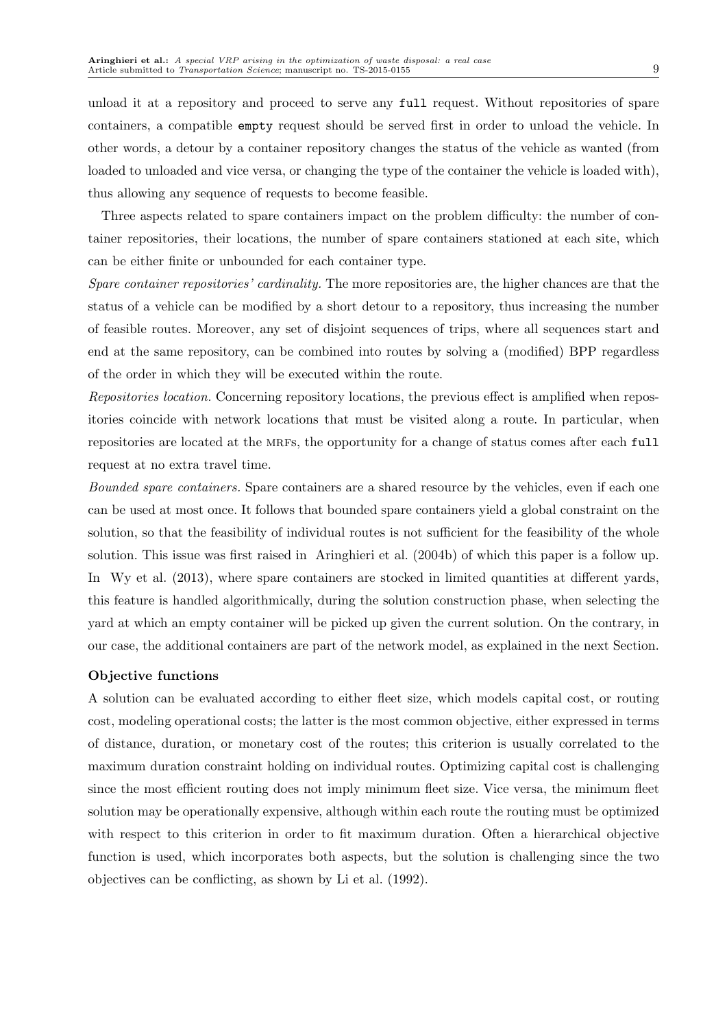unload it at a repository and proceed to serve any `full` request. Without repositories of spare containers, a compatible `empty` request should be served first in order to unload the vehicle. In other words, a detour by a container repository changes the status of the vehicle as wanted (from loaded to unloaded and vice versa, or changing the type of the container the vehicle is loaded with), thus allowing any sequence of requests to become feasible.

Three aspects related to spare containers impact on the problem difficulty: the number of container repositories, their locations, the number of spare containers stationed at each site, which can be either finite or unbounded for each container type.

*Spare container repositories' cardinality.* The more repositories are, the higher chances are that the status of a vehicle can be modified by a short detour to a repository, thus increasing the number of feasible routes. Moreover, any set of disjoint sequences of trips, where all sequences start and end at the same repository, can be combined into routes by solving a (modified) BPP regardless of the order in which they will be executed within the route.

*Repositories location.* Concerning repository locations, the previous effect is amplified when repositories coincide with network locations that must be visited along a route. In particular, when repositories are located at the MRFs, the opportunity for a change of status comes after each `full` request at no extra travel time.

*Bounded spare containers.* Spare containers are a shared resource by the vehicles, even if each one can be used at most once. It follows that bounded spare containers yield a global constraint on the solution, so that the feasibility of individual routes is not sufficient for the feasibility of the whole solution. This issue was first raised in Aringhieri et al. (2004b) of which this paper is a follow up. In Wy et al. (2013), where spare containers are stocked in limited quantities at different yards, this feature is handled algorithmically, during the solution construction phase, when selecting the yard at which an empty container will be picked up given the current solution. On the contrary, in our case, the additional containers are part of the network model, as explained in the next Section.

**Objective functions**

A solution can be evaluated according to either fleet size, which models capital cost, or routing cost, modeling operational costs; the latter is the most common objective, either expressed in terms of distance, duration, or monetary cost of the routes; this criterion is usually correlated to the maximum duration constraint holding on individual routes. Optimizing capital cost is challenging since the most efficient routing does not imply minimum fleet size. Vice versa, the minimum fleet solution may be operationally expensive, although within each route the routing must be optimized with respect to this criterion in order to fit maximum duration. Often a hierarchical objective function is used, which incorporates both aspects, but the solution is challenging since the two objectives can be conflicting, as shown by Li et al. (1992).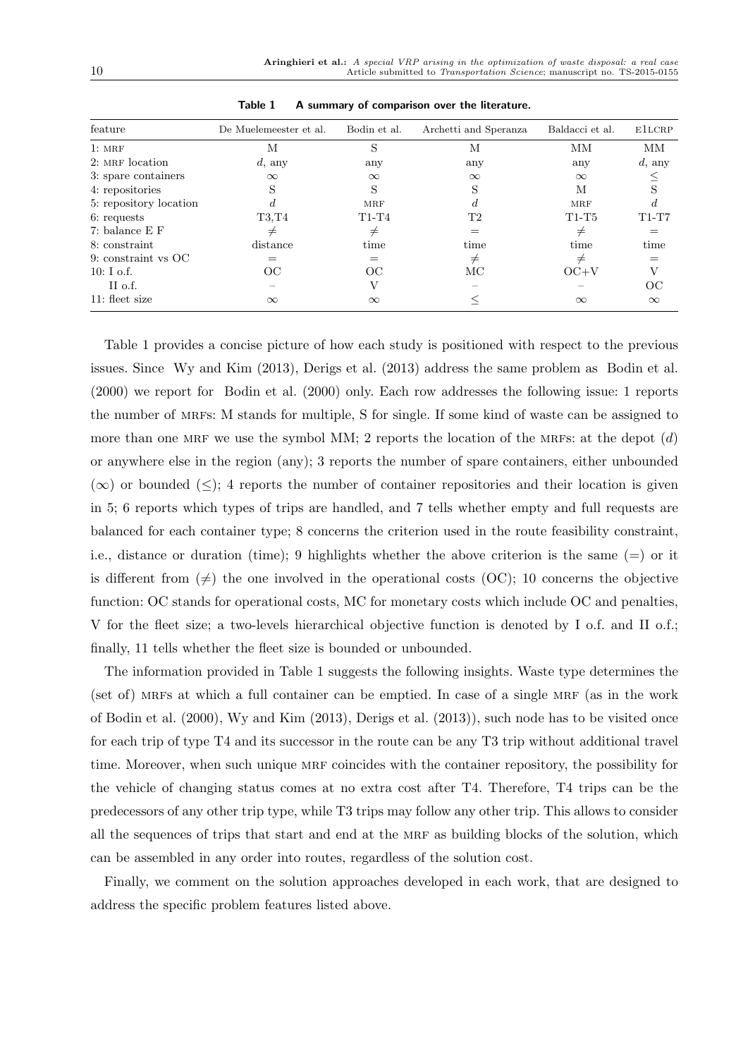**Table 1 A summary of comparison over the literature.**

| feature | De Muelemeester et al. | Bodin et al. | Archetti and Speranza | Baldacci et al. | E1LCRP |
|---|---|---|---|---|---|
| 1: MRF | M | S | M | MM | MM |
| 2: MRF location | $d$, any | any | any | any | $d$, any |
| 3: spare containers | $\infty$ | $\infty$ | $\infty$ | $\infty$ | $\leq$ |
| 4: repositories | S | S | S | M | S |
| 5: repository location | $d$ | MRF | $d$ | MRF | $d$ |
| 6: requests | T3,T4 | T1-T4 | T2 | T1-T5 | T1-T7 |
| 7: balance E F | $\neq$ | $\neq$ | $=$ | $\neq$ | $=$ |
| 8: constraint | distance | time | time | time | time |
| 9: constraint vs OC | $=$ | $=$ | $\neq$ | $\neq$ | $=$ |
| 10: I o.f. | OC | OC | MC | OC+V | V |
| II o.f. | – | V | – | – | OC |
| 11: fleet size | $\infty$ | $\infty$ | $\leq$ | $\infty$ | $\infty$ |

Table 1 provides a concise picture of how each study is positioned with respect to the previous issues. Since Wy and Kim (2013), Derigs et al. (2013) address the same problem as Bodin et al. (2000) we report for Bodin et al. (2000) only. Each row addresses the following issue: 1 reports the number of MRFs: M stands for multiple, S for single. If some kind of waste can be assigned to more than one MRF we use the symbol MM; 2 reports the location of the MRFs: at the depot ($d$) or anywhere else in the region (any); 3 reports the number of spare containers, either unbounded ($\infty$) or bounded ($\leq$); 4 reports the number of container repositories and their location is given in 5; 6 reports which types of trips are handled, and 7 tells whether empty and full requests are balanced for each container type; 8 concerns the criterion used in the route feasibility constraint, i.e., distance or duration (time); 9 highlights whether the above criterion is the same ($=$) or it is different from ($\neq$) the one involved in the operational costs (OC); 10 concerns the objective function: OC stands for operational costs, MC for monetary costs which include OC and penalties, V for the fleet size; a two-levels hierarchical objective function is denoted by I o.f. and II o.f.; finally, 11 tells whether the fleet size is bounded or unbounded.

The information provided in Table 1 suggests the following insights. Waste type determines the (set of) MRFs at which a full container can be emptied. In case of a single MRF (as in the work of Bodin et al. (2000), Wy and Kim (2013), Derigs et al. (2013)), such node has to be visited once for each trip of type T4 and its successor in the route can be any T3 trip without additional travel time. Moreover, when such unique MRF coincides with the container repository, the possibility for the vehicle of changing status comes at no extra cost after T4. Therefore, T4 trips can be the predecessors of any other trip type, while T3 trips may follow any other trip. This allows to consider all the sequences of trips that start and end at the MRF as building blocks of the solution, which can be assembled in any order into routes, regardless of the solution cost.

Finally, we comment on the solution approaches developed in each work, that are designed to address the specific problem features listed above.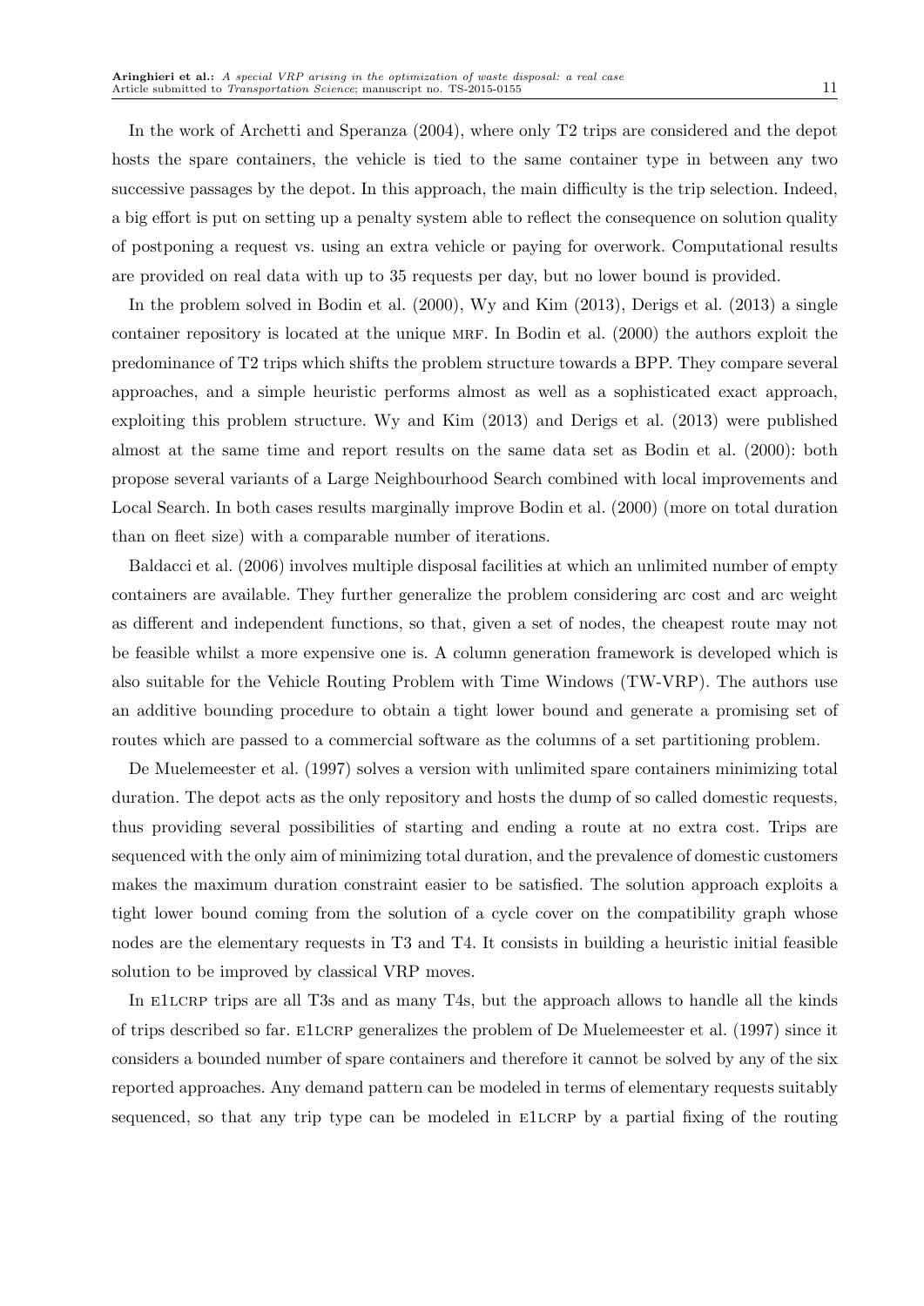In the work of Archetti and Speranza (2004), where only T2 trips are considered and the depot hosts the spare containers, the vehicle is tied to the same container type in between any two successive passages by the depot. In this approach, the main difficulty is the trip selection. Indeed, a big effort is put on setting up a penalty system able to reflect the consequence on solution quality of postponing a request vs. using an extra vehicle or paying for overwork. Computational results are provided on real data with up to 35 requests per day, but no lower bound is provided.

In the problem solved in Bodin et al. (2000), Wy and Kim (2013), Derigs et al. (2013) a single container repository is located at the unique MRF. In Bodin et al. (2000) the authors exploit the predominance of T2 trips which shifts the problem structure towards a BPP. They compare several approaches, and a simple heuristic performs almost as well as a sophisticated exact approach, exploiting this problem structure. Wy and Kim (2013) and Derigs et al. (2013) were published almost at the same time and report results on the same data set as Bodin et al. (2000): both propose several variants of a Large Neighbourhood Search combined with local improvements and Local Search. In both cases results marginally improve Bodin et al. (2000) (more on total duration than on fleet size) with a comparable number of iterations.

Baldacci et al. (2006) involves multiple disposal facilities at which an unlimited number of empty containers are available. They further generalize the problem considering arc cost and arc weight as different and independent functions, so that, given a set of nodes, the cheapest route may not be feasible whilst a more expensive one is. A column generation framework is developed which is also suitable for the Vehicle Routing Problem with Time Windows (TW-VRP). The authors use an additive bounding procedure to obtain a tight lower bound and generate a promising set of routes which are passed to a commercial software as the columns of a set partitioning problem.

De Muelemeester et al. (1997) solves a version with unlimited spare containers minimizing total duration. The depot acts as the only repository and hosts the dump of so called domestic requests, thus providing several possibilities of starting and ending a route at no extra cost. Trips are sequenced with the only aim of minimizing total duration, and the prevalence of domestic customers makes the maximum duration constraint easier to be satisfied. The solution approach exploits a tight lower bound coming from the solution of a cycle cover on the compatibility graph whose nodes are the elementary requests in T3 and T4. It consists in building a heuristic initial feasible solution to be improved by classical VRP moves.

In E1LCRP trips are all T3s and as many T4s, but the approach allows to handle all the kinds of trips described so far. E1LCRP generalizes the problem of De Muelemeester et al. (1997) since it considers a bounded number of spare containers and therefore it cannot be solved by any of the six reported approaches. Any demand pattern can be modeled in terms of elementary requests suitably sequenced, so that any trip type can be modeled in E1LCRP by a partial fixing of the routing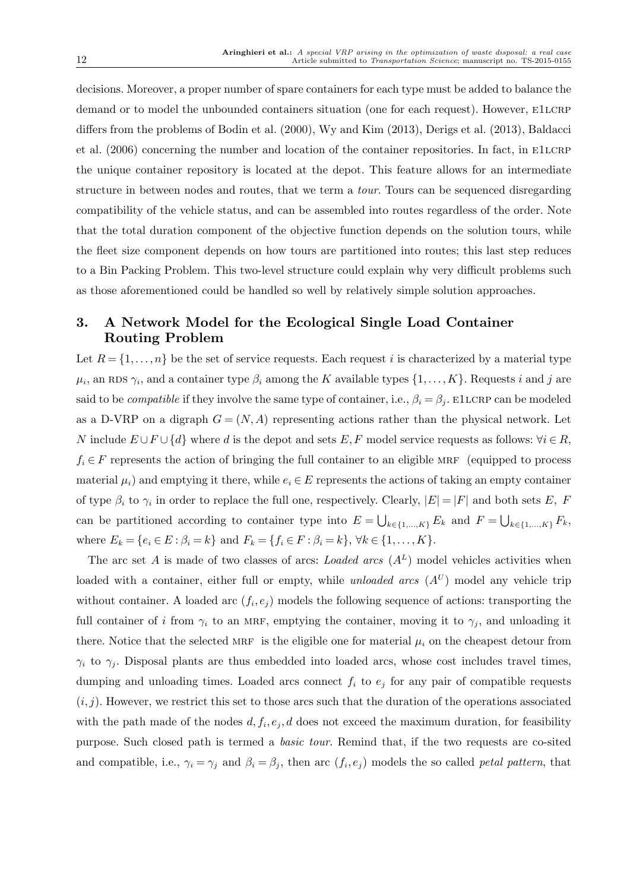decisions. Moreover, a proper number of spare containers for each type must be added to balance the demand or to model the unbounded containers situation (one for each request). However, E1LCRP differs from the problems of Bodin et al. (2000), Wy and Kim (2013), Derigs et al. (2013), Baldacci et al. (2006) concerning the number and location of the container repositories. In fact, in E1LCRP the unique container repository is located at the depot. This feature allows for an intermediate structure in between nodes and routes, that we term a *tour*. Tours can be sequenced disregarding compatibility of the vehicle status, and can be assembled into routes regardless of the order. Note that the total duration component of the objective function depends on the solution tours, while the fleet size component depends on how tours are partitioned into routes; this last step reduces to a Bin Packing Problem. This two-level structure could explain why very difficult problems such as those aforementioned could be handled so well by relatively simple solution approaches.

## 3. A Network Model for the Ecological Single Load Container Routing Problem

Let $R = \{1, \dots, n\}$ be the set of service requests. Each request $i$ is characterized by a material type $\mu_i$, an RDS $\gamma_i$, and a container type $\beta_i$ among the $K$ available types $\{1, \dots, K\}$. Requests $i$ and $j$ are said to be *compatible* if they involve the same type of container, i.e., $\beta_i = \beta_j$. E1LCRP can be modeled as a D-VRP on a digraph $G = (N, A)$ representing actions rather than the physical network. Let $N$ include $E \cup F \cup \{d\}$ where $d$ is the depot and sets $E, F$ model service requests as follows: $\forall i \in R$, $f_i \in F$ represents the action of bringing the full container to an eligible MRF (equipped to process material $\mu_i$) and emptying it there, while $e_i \in E$ represents the actions of taking an empty container of type $\beta_i$ to $\gamma_i$ in order to replace the full one, respectively. Clearly, $|E| = |F|$ and both sets $E$, $F$ can be partitioned according to container type into $E = \bigcup_{k \in \{1,\dots,K\}} E_k$ and $F = \bigcup_{k \in \{1,\dots,K\}} F_k$, where $E_k = \{e_i \in E : \beta_i = k\}$ and $F_k = \{f_i \in F : \beta_i = k\}$, $\forall k \in \{1, \dots, K\}$.

The arc set $A$ is made of two classes of arcs: *Loaded arcs* ($A^L$) model vehicles activities when loaded with a container, either full or empty, while *unloaded arcs* ($A^U$) model any vehicle trip without container. A loaded arc $(f_i, e_j)$ models the following sequence of actions: transporting the full container of $i$ from $\gamma_i$ to an MRF, emptying the container, moving it to $\gamma_j$, and unloading it there. Notice that the selected MRF is the eligible one for material $\mu_i$ on the cheapest detour from $\gamma_i$ to $\gamma_j$. Disposal plants are thus embedded into loaded arcs, whose cost includes travel times, dumping and unloading times. Loaded arcs connect $f_i$ to $e_j$ for any pair of compatible requests $(i, j)$. However, we restrict this set to those arcs such that the duration of the operations associated with the path made of the nodes $d, f_i, e_j, d$ does not exceed the maximum duration, for feasibility purpose. Such closed path is termed a *basic tour*. Remind that, if the two requests are co-sited and compatible, i.e., $\gamma_i = \gamma_j$ and $\beta_i = \beta_j$, then arc $(f_i, e_j)$ models the so called *petal pattern*, that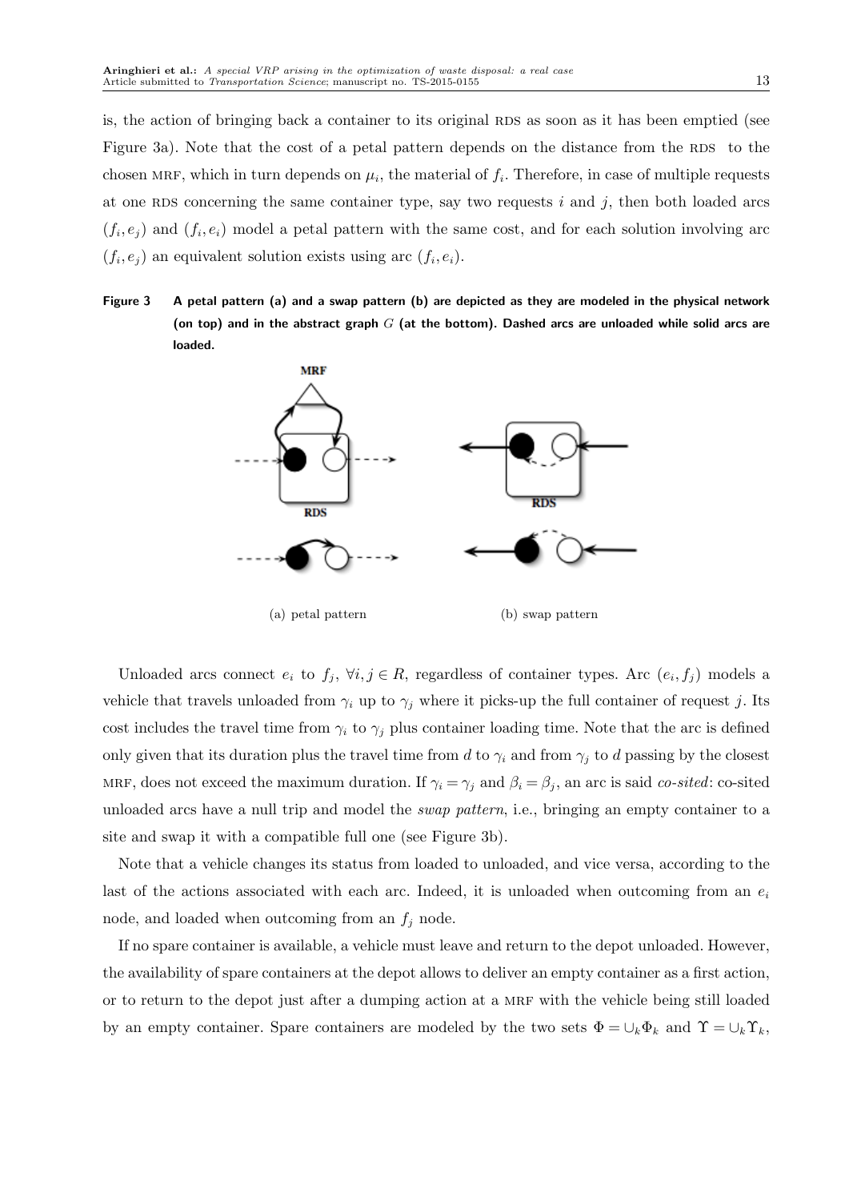is, the action of bringing back a container to its original RDS as soon as it has been emptied (see Figure 3a). Note that the cost of a petal pattern depends on the distance from the RDS to the chosen MRF, which in turn depends on $\mu_i$, the material of $f_i$. Therefore, in case of multiple requests at one RDS concerning the same container type, say two requests $i$ and $j$, then both loaded arcs $(f_i, e_j)$ and $(f_i, e_i)$ model a petal pattern with the same cost, and for each solution involving arc $(f_i, e_j)$ an equivalent solution exists using arc $(f_i, e_i)$.

**Figure 3 A petal pattern (a) and a swap pattern (b) are depicted as they are modeled in the physical network (on top) and in the abstract graph $G$ (at the bottom). Dashed arcs are unloaded while solid arcs are loaded.**

(a) petal pattern (b) swap pattern

Unloaded arcs connect $e_i$ to $f_j$, $\forall i, j \in R$, regardless of container types. Arc $(e_i, f_j)$ models a vehicle that travels unloaded from $\gamma_i$ up to $\gamma_j$ where it picks-up the full container of request $j$. Its cost includes the travel time from $\gamma_i$ to $\gamma_j$ plus container loading time. Note that the arc is defined only given that its duration plus the travel time from $d$ to $\gamma_i$ and from $\gamma_j$ to $d$ passing by the closest MRF, does not exceed the maximum duration. If $\gamma_i = \gamma_j$ and $\beta_i = \beta_j$, an arc is said *co-sited*: co-sited unloaded arcs have a null trip and model the *swap pattern*, i.e., bringing an empty container to a site and swap it with a compatible full one (see Figure 3b).

Note that a vehicle changes its status from loaded to unloaded, and vice versa, according to the last of the actions associated with each arc. Indeed, it is unloaded when outcoming from an $e_i$ node, and loaded when outcoming from an $f_j$ node.

If no spare container is available, a vehicle must leave and return to the depot unloaded. However, the availability of spare containers at the depot allows to deliver an empty container as a first action, or to return to the depot just after a dumping action at a MRF with the vehicle being still loaded by an empty container. Spare containers are modeled by the two sets $\Phi = \cup_k \Phi_k$ and $\Upsilon = \cup_k \Upsilon_k$,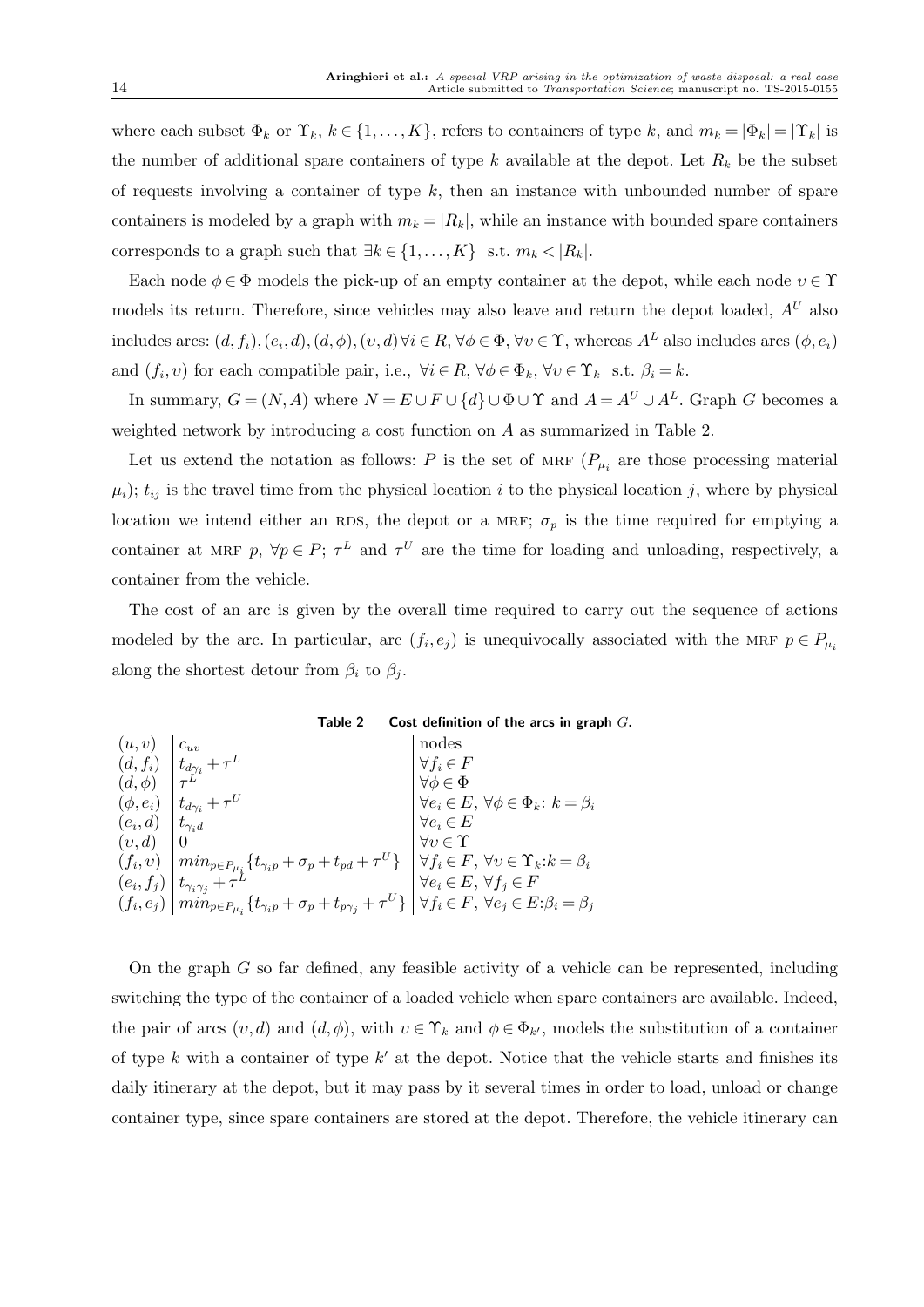where each subset $\Phi_k$ or $\Upsilon_k$, $k \in \{1,\dots,K\}$, refers to containers of type $k$, and $m_k = |\Phi_k| = |\Upsilon_k|$ is the number of additional spare containers of type $k$ available at the depot. Let $R_k$ be the subset of requests involving a container of type $k$, then an instance with unbounded number of spare containers is modeled by a graph with $m_k = |R_k|$, while an instance with bounded spare containers corresponds to a graph such that $\exists k \in \{1,\dots,K\}$ s.t. $m_k < |R_k|$.

Each node $\phi \in \Phi$ models the pick-up of an empty container at the depot, while each node $\upsilon \in \Upsilon$ models its return. Therefore, since vehicles may also leave and return the depot loaded, $A^U$ also includes arcs: $(d,f_i),(e_i,d),(d,\phi),(\upsilon,d)\,\forall i \in R, \forall \phi \in \Phi, \forall \upsilon \in \Upsilon$, whereas $A^L$ also includes arcs $(\phi,e_i)$ and $(f_i,\upsilon)$ for each compatible pair, i.e., $\forall i \in R, \forall \phi \in \Phi_k, \forall \upsilon \in \Upsilon_k$ s.t. $\beta_i = k$.

In summary, $G = (N,A)$ where $N = E \cup F \cup \{d\} \cup \Phi \cup \Upsilon$ and $A = A^U \cup A^L$. Graph $G$ becomes a weighted network by introducing a cost function on $A$ as summarized in Table 2.

Let us extend the notation as follows: $P$ is the set of MRF ($P_{\mu_i}$ are those processing material $\mu_i$); $t_{ij}$ is the travel time from the physical location $i$ to the physical location $j$, where by physical location we intend either an RDS, the depot or a MRF; $\sigma_p$ is the time required for emptying a container at MRF $p$, $\forall p \in P$; $\tau^L$ and $\tau^U$ are the time for loading and unloading, respectively, a container from the vehicle.

The cost of an arc is given by the overall time required to carry out the sequence of actions modeled by the arc. In particular, arc $(f_i,e_j)$ is unequivocally associated with the MRF $p \in P_{\mu_i}$ along the shortest detour from $\beta_i$ to $\beta_j$.

**Table 2** Cost definition of the arcs in graph $G$.

| $(u,v)$ | $c_{uv}$ | nodes |
|---|---|---|
| $(d,f_i)$ | $t_{d\gamma_i} + \tau^L$ | $\forall f_i \in F$ |
| $(d,\phi)$ | $\tau^L$ | $\forall \phi \in \Phi$ |
| $(\phi,e_i)$ | $t_{d\gamma_i} + \tau^U$ | $\forall e_i \in E,\ \forall \phi \in \Phi_k$: $k = \beta_i$ |
| $(e_i,d)$ | $t_{\gamma_i d}$ | $\forall e_i \in E$ |
| $(\upsilon,d)$ | $0$ | $\forall \upsilon \in \Upsilon$ |
| $(f_i,\upsilon)$ | $min_{p \in P_{\mu_i}}\{t_{\gamma_i p} + \sigma_p + t_{pd} + \tau^U\}$ | $\forall f_i \in F,\ \forall \upsilon \in \Upsilon_k$:$k = \beta_i$ |
| $(e_i,f_j)$ | $t_{\gamma_i\gamma_j} + \tau^L$ | $\forall e_i \in E,\ \forall f_j \in F$ |
| $(f_i,e_j)$ | $min_{p \in P_{\mu_i}}\{t_{\gamma_i p} + \sigma_p + t_{p\gamma_j} + \tau^U\}$ | $\forall f_i \in F,\ \forall e_j \in E$:$\beta_i = \beta_j$ |

On the graph $G$ so far defined, any feasible activity of a vehicle can be represented, including switching the type of the container of a loaded vehicle when spare containers are available. Indeed, the pair of arcs $(\upsilon,d)$ and $(d,\phi)$, with $\upsilon \in \Upsilon_k$ and $\phi \in \Phi_{k'}$, models the substitution of a container of type $k$ with a container of type $k'$ at the depot. Notice that the vehicle starts and finishes its daily itinerary at the depot, but it may pass by it several times in order to load, unload or change container type, since spare containers are stored at the depot. Therefore, the vehicle itinerary can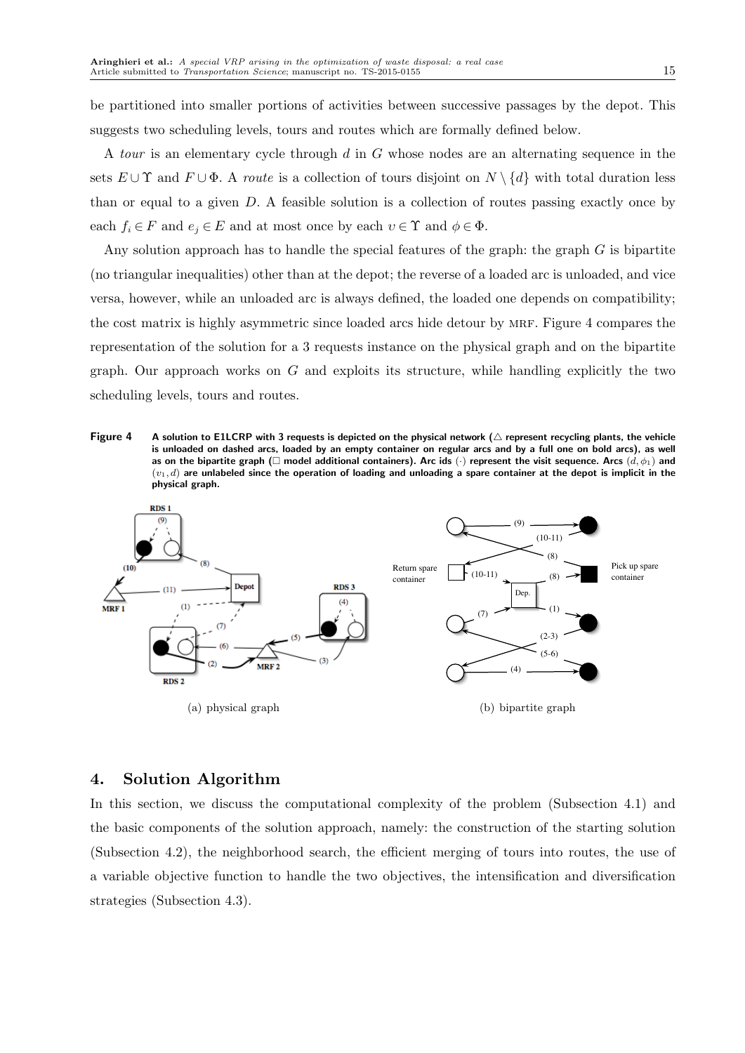be partitioned into smaller portions of activities between successive passages by the depot. This suggests two scheduling levels, tours and routes which are formally defined below.

A *tour* is an elementary cycle through $d$ in $G$ whose nodes are an alternating sequence in the sets $E \cup \Upsilon$ and $F \cup \Phi$. A *route* is a collection of tours disjoint on $N \setminus \{d\}$ with total duration less than or equal to a given $D$. A feasible solution is a collection of routes passing exactly once by each $f_i \in F$ and $e_j \in E$ and at most once by each $\upsilon \in \Upsilon$ and $\phi \in \Phi$.

Any solution approach has to handle the special features of the graph: the graph $G$ is bipartite (no triangular inequalities) other than at the depot; the reverse of a loaded arc is unloaded, and vice versa, however, while an unloaded arc is always defined, the loaded one depends on compatibility; the cost matrix is highly asymmetric since loaded arcs hide detour by MRF. Figure 4 compares the representation of the solution for a 3 requests instance on the physical graph and on the bipartite graph. Our approach works on $G$ and exploits its structure, while handling explicitly the two scheduling levels, tours and routes.

**Figure 4** A solution to E1LCRP with 3 requests is depicted on the physical network (△ represent recycling plants, the vehicle is unloaded on dashed arcs, loaded by an empty container on regular arcs and by a full one on bold arcs), as well as on the bipartite graph (□ model additional containers). Arc ids $(\cdot)$ represent the visit sequence. Arcs $(d, \phi_1)$ and $(v_1, d)$ are unlabeled since the operation of loading and unloading a spare container at the depot is implicit in the physical graph.

(a) physical graph

(b) bipartite graph

## 4. Solution Algorithm

In this section, we discuss the computational complexity of the problem (Subsection 4.1) and the basic components of the solution approach, namely: the construction of the starting solution (Subsection 4.2), the neighborhood search, the efficient merging of tours into routes, the use of a variable objective function to handle the two objectives, the intensification and diversification strategies (Subsection 4.3).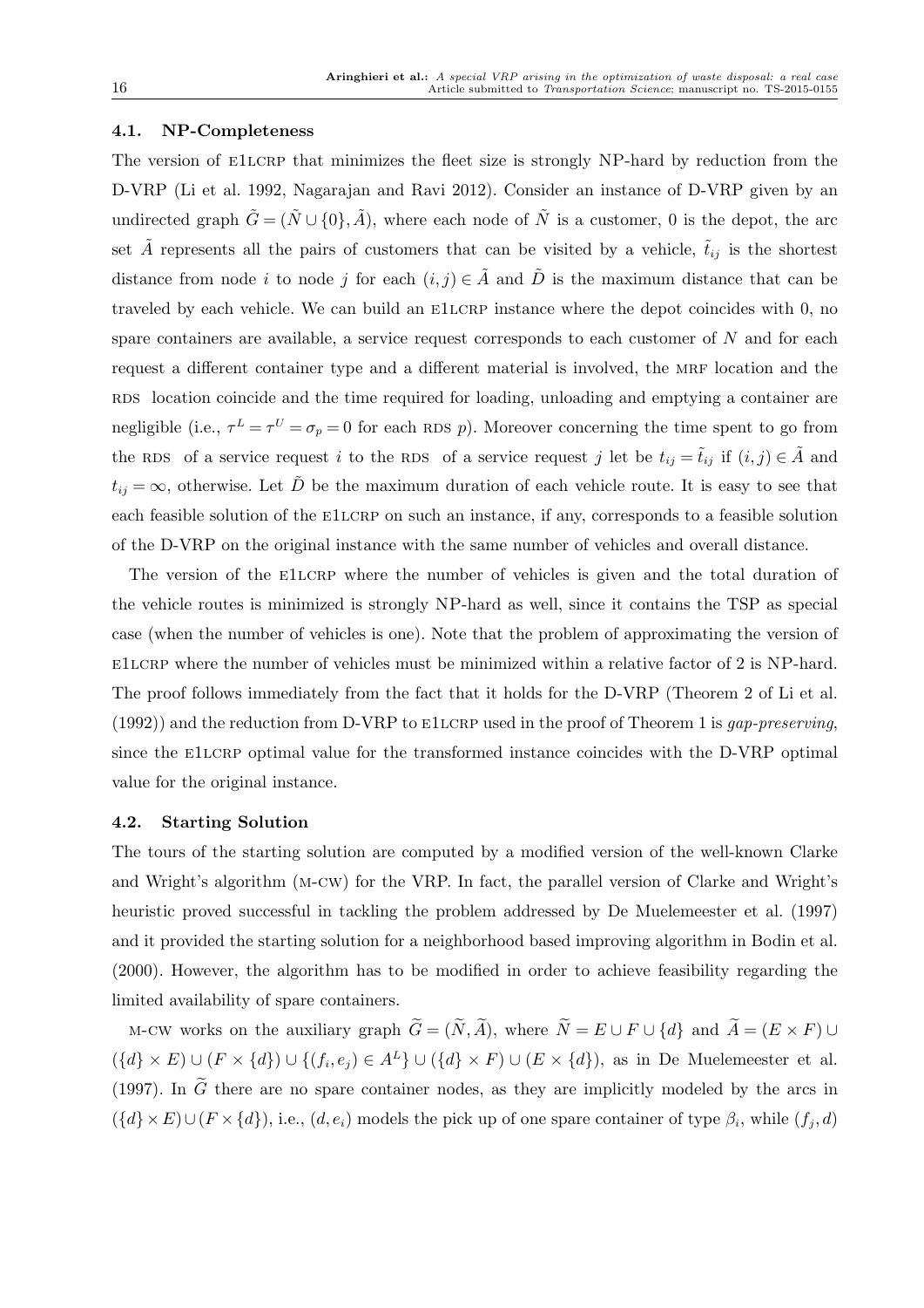### 4.1. NP-Completeness

The version of E1LCRP that minimizes the fleet size is strongly NP-hard by reduction from the D-VRP (Li et al. 1992, Nagarajan and Ravi 2012). Consider an instance of D-VRP given by an undirected graph $\tilde{G} = (\tilde{N} \cup \{0\}, \tilde{A})$, where each node of $\tilde{N}$ is a customer, 0 is the depot, the arc set $\tilde{A}$ represents all the pairs of customers that can be visited by a vehicle, $\tilde{t}_{ij}$ is the shortest distance from node $i$ to node $j$ for each $(i,j) \in \tilde{A}$ and $\tilde{D}$ is the maximum distance that can be traveled by each vehicle. We can build an E1LCRP instance where the depot coincides with 0, no spare containers are available, a service request corresponds to each customer of $N$ and for each request a different container type and a different material is involved, the MRF location and the RDS location coincide and the time required for loading, unloading and emptying a container are negligible (i.e., $\tau^L = \tau^U = \sigma_p = 0$ for each RDS $p$). Moreover concerning the time spent to go from the RDS of a service request $i$ to the RDS of a service request $j$ let be $t_{ij} = \tilde{t}_{ij}$ if $(i,j) \in \tilde{A}$ and $t_{ij} = \infty$, otherwise. Let $\tilde{D}$ be the maximum duration of each vehicle route. It is easy to see that each feasible solution of the E1LCRP on such an instance, if any, corresponds to a feasible solution of the D-VRP on the original instance with the same number of vehicles and overall distance.

The version of the E1LCRP where the number of vehicles is given and the total duration of the vehicle routes is minimized is strongly NP-hard as well, since it contains the TSP as special case (when the number of vehicles is one). Note that the problem of approximating the version of E1LCRP where the number of vehicles must be minimized within a relative factor of 2 is NP-hard. The proof follows immediately from the fact that it holds for the D-VRP (Theorem 2 of Li et al. (1992)) and the reduction from D-VRP to E1LCRP used in the proof of Theorem 1 is *gap-preserving*, since the E1LCRP optimal value for the transformed instance coincides with the D-VRP optimal value for the original instance.

### 4.2. Starting Solution

The tours of the starting solution are computed by a modified version of the well-known Clarke and Wright's algorithm (M-CW) for the VRP. In fact, the parallel version of Clarke and Wright's heuristic proved successful in tackling the problem addressed by De Muelemeester et al. (1997) and it provided the starting solution for a neighborhood based improving algorithm in Bodin et al. (2000). However, the algorithm has to be modified in order to achieve feasibility regarding the limited availability of spare containers.

M-CW works on the auxiliary graph $\widetilde{G} = (\widetilde{N}, \widetilde{A})$, where $\widetilde{N} = E \cup F \cup \{d\}$ and $\widetilde{A} = (E \times F) \cup (\{d\} \times E) \cup (F \times \{d\}) \cup \{(f_i, e_j) \in A^L\} \cup (\{d\} \times F) \cup (E \times \{d\})$, as in De Muelemeester et al. (1997). In $\widetilde{G}$ there are no spare container nodes, as they are implicitly modeled by the arcs in $(\{d\} \times E) \cup (F \times \{d\})$, i.e., $(d, e_i)$ models the pick up of one spare container of type $\beta_i$, while $(f_j, d)$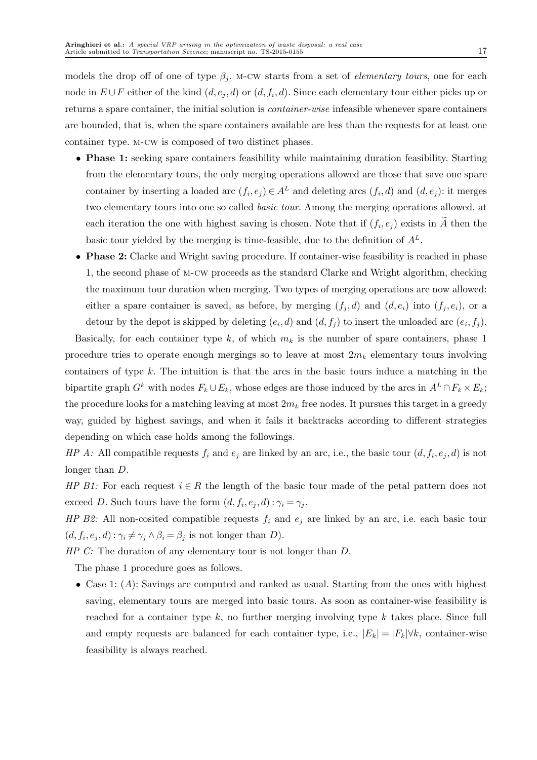models the drop off of one of type $\beta_j$. M-CW starts from a set of *elementary tours*, one for each node in $E \cup F$ either of the kind $(d, e_j, d)$ or $(d, f_i, d)$. Since each elementary tour either picks up or returns a spare container, the initial solution is *container-wise* infeasible whenever spare containers are bounded, that is, when the spare containers available are less than the requests for at least one container type. M-CW is composed of two distinct phases.

- **Phase 1:** seeking spare containers feasibility while maintaining duration feasibility. Starting from the elementary tours, the only merging operations allowed are those that save one spare container by inserting a loaded arc $(f_i, e_j) \in A^L$ and deleting arcs $(f_i, d)$ and $(d, e_j)$: it merges two elementary tours into one so called *basic tour*. Among the merging operations allowed, at each iteration the one with highest saving is chosen. Note that if $(f_i, e_j)$ exists in $\widetilde{A}$ then the basic tour yielded by the merging is time-feasible, due to the definition of $A^L$.
- **Phase 2:** Clarke and Wright saving procedure. If container-wise feasibility is reached in phase 1, the second phase of M-CW proceeds as the standard Clarke and Wright algorithm, checking the maximum tour duration when merging. Two types of merging operations are now allowed: either a spare container is saved, as before, by merging $(f_j, d)$ and $(d, e_i)$ into $(f_j, e_i)$, or a detour by the depot is skipped by deleting $(e_i, d)$ and $(d, f_j)$ to insert the unloaded arc $(e_i, f_j)$.

Basically, for each container type $k$, of which $m_k$ is the number of spare containers, phase 1 procedure tries to operate enough mergings so to leave at most $2m_k$ elementary tours involving containers of type $k$. The intuition is that the arcs in the basic tours induce a matching in the bipartite graph $G^k$ with nodes $F_k \cup E_k$, whose edges are those induced by the arcs in $A^L \cap F_k \times E_k$; the procedure looks for a matching leaving at most $2m_k$ free nodes. It pursues this target in a greedy way, guided by highest savings, and when it fails it backtracks according to different strategies depending on which case holds among the followings.

*HP A:* All compatible requests $f_i$ and $e_j$ are linked by an arc, i.e., the basic tour $(d, f_i, e_j, d)$ is not longer than $D$.

*HP B1:* For each request $i \in R$ the length of the basic tour made of the petal pattern does not exceed $D$. Such tours have the form $(d, f_i, e_j, d) : \gamma_i = \gamma_j$.

*HP B2:* All non-cosited compatible requests $f_i$ and $e_j$ are linked by an arc, i.e. each basic tour $(d, f_i, e_j, d) : \gamma_i \neq \gamma_j \wedge \beta_i = \beta_j$ is not longer than $D$).

*HP C:* The duration of any elementary tour is not longer than $D$.

The phase 1 procedure goes as follows.

- Case 1: $(A)$: Savings are computed and ranked as usual. Starting from the ones with highest saving, elementary tours are merged into basic tours. As soon as container-wise feasibility is reached for a container type $k$, no further merging involving type $k$ takes place. Since full and empty requests are balanced for each container type, i.e., $|E_k| = |F_k| \forall k$, container-wise feasibility is always reached.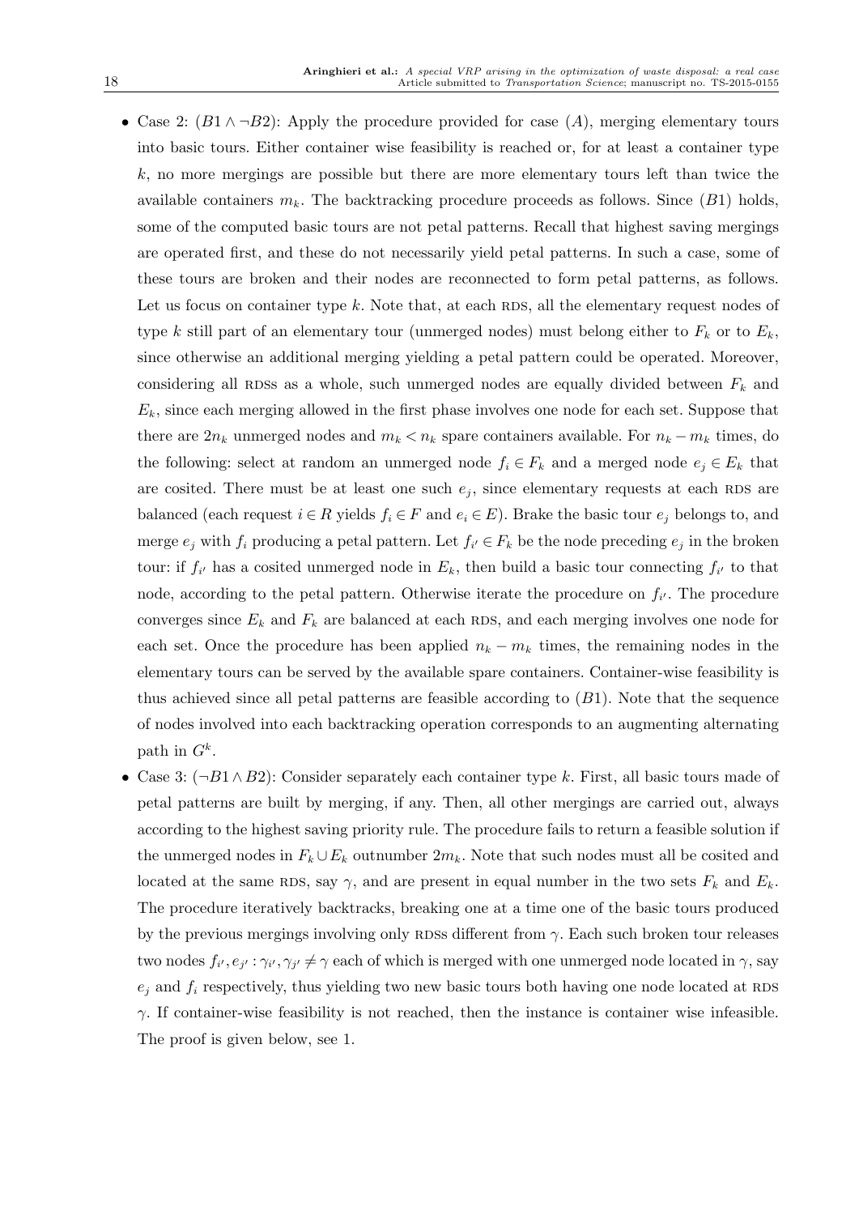- Case 2: ($B1 \wedge \neg B2$): Apply the procedure provided for case ($A$), merging elementary tours into basic tours. Either container wise feasibility is reached or, for at least a container type $k$, no more mergings are possible but there are more elementary tours left than twice the available containers $m_k$. The backtracking procedure proceeds as follows. Since ($B1$) holds, some of the computed basic tours are not petal patterns. Recall that highest saving mergings are operated first, and these do not necessarily yield petal patterns. In such a case, some of these tours are broken and their nodes are reconnected to form petal patterns, as follows. Let us focus on container type $k$. Note that, at each RDS, all the elementary request nodes of type $k$ still part of an elementary tour (unmerged nodes) must belong either to $F_k$ or to $E_k$, since otherwise an additional merging yielding a petal pattern could be operated. Moreover, considering all RDSs as a whole, such unmerged nodes are equally divided between $F_k$ and $E_k$, since each merging allowed in the first phase involves one node for each set. Suppose that there are $2n_k$ unmerged nodes and $m_k < n_k$ spare containers available. For $n_k - m_k$ times, do the following: select at random an unmerged node $f_i \in F_k$ and a merged node $e_j \in E_k$ that are cosited. There must be at least one such $e_j$, since elementary requests at each RDS are balanced (each request $i \in R$ yields $f_i \in F$ and $e_i \in E$). Brake the basic tour $e_j$ belongs to, and merge $e_j$ with $f_i$ producing a petal pattern. Let $f_{i'} \in F_k$ be the node preceding $e_j$ in the broken tour: if $f_{i'}$ has a cosited unmerged node in $E_k$, then build a basic tour connecting $f_{i'}$ to that node, according to the petal pattern. Otherwise iterate the procedure on $f_{i'}$. The procedure converges since $E_k$ and $F_k$ are balanced at each RDS, and each merging involves one node for each set. Once the procedure has been applied $n_k - m_k$ times, the remaining nodes in the elementary tours can be served by the available spare containers. Container-wise feasibility is thus achieved since all petal patterns are feasible according to ($B1$). Note that the sequence of nodes involved into each backtracking operation corresponds to an augmenting alternating path in $G^k$.
- Case 3: ($\neg B1 \wedge B2$): Consider separately each container type $k$. First, all basic tours made of petal patterns are built by merging, if any. Then, all other mergings are carried out, always according to the highest saving priority rule. The procedure fails to return a feasible solution if the unmerged nodes in $F_k \cup E_k$ outnumber $2m_k$. Note that such nodes must all be cosited and located at the same RDS, say $\gamma$, and are present in equal number in the two sets $F_k$ and $E_k$. The procedure iteratively backtracks, breaking one at a time one of the basic tours produced by the previous mergings involving only RDSs different from $\gamma$. Each such broken tour releases two nodes $f_{i'}, e_{j'} : \gamma_{i'}, \gamma_{j'} \neq \gamma$ each of which is merged with one unmerged node located in $\gamma$, say $e_j$ and $f_i$ respectively, thus yielding two new basic tours both having one node located at RDS $\gamma$. If container-wise feasibility is not reached, then the instance is container wise infeasible. The proof is given below, see 1.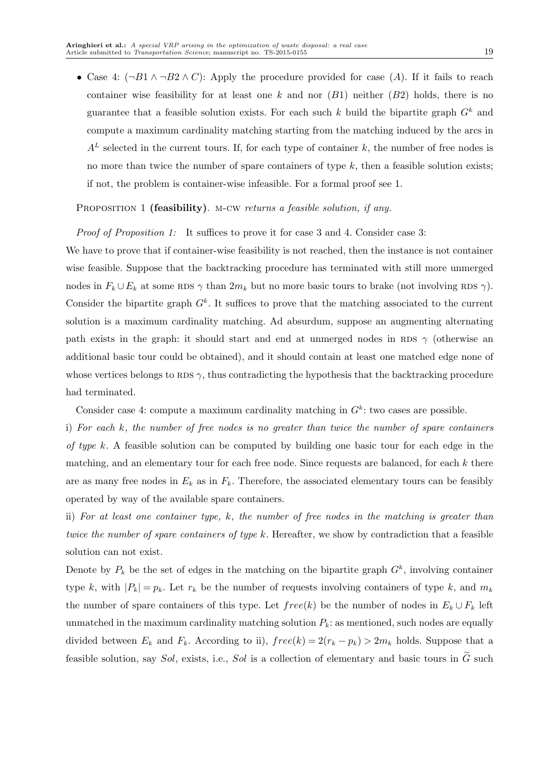- Case 4: ($\neg B1 \wedge \neg B2 \wedge C$): Apply the procedure provided for case ($A$). If it fails to reach container wise feasibility for at least one $k$ and nor ($B1$) neither ($B2$) holds, there is no guarantee that a feasible solution exists. For each such $k$ build the bipartite graph $G^k$ and compute a maximum cardinality matching starting from the matching induced by the arcs in $A^L$ selected in the current tours. If, for each type of container $k$, the number of free nodes is no more than twice the number of spare containers of type $k$, then a feasible solution exists; if not, the problem is container-wise infeasible. For a formal proof see 1.

PROPOSITION 1 **(feasibility)**. *M-CW returns a feasible solution, if any.*

*Proof of Proposition 1:* It suffices to prove it for case 3 and 4. Consider case 3:
We have to prove that if container-wise feasibility is not reached, then the instance is not container wise feasible. Suppose that the backtracking procedure has terminated with still more unmerged nodes in $F_k \cup E_k$ at some RDS $\gamma$ than $2m_k$ but no more basic tours to brake (not involving RDS $\gamma$). Consider the bipartite graph $G^k$. It suffices to prove that the matching associated to the current solution is a maximum cardinality matching. Ad absurdum, suppose an augmenting alternating path exists in the graph: it should start and end at unmerged nodes in RDS $\gamma$ (otherwise an additional basic tour could be obtained), and it should contain at least one matched edge none of whose vertices belongs to RDS $\gamma$, thus contradicting the hypothesis that the backtracking procedure had terminated.

Consider case 4: compute a maximum cardinality matching in $G^k$: two cases are possible.

i) *For each $k$, the number of free nodes is no greater than twice the number of spare containers of type $k$.* A feasible solution can be computed by building one basic tour for each edge in the matching, and an elementary tour for each free node. Since requests are balanced, for each $k$ there are as many free nodes in $E_k$ as in $F_k$. Therefore, the associated elementary tours can be feasibly operated by way of the available spare containers.

ii) *For at least one container type, $k$, the number of free nodes in the matching is greater than twice the number of spare containers of type $k$.* Hereafter, we show by contradiction that a feasible solution can not exist.

Denote by $P_k$ be the set of edges in the matching on the bipartite graph $G^k$, involving container type $k$, with $|P_k| = p_k$. Let $r_k$ be the number of requests involving containers of type $k$, and $m_k$ the number of spare containers of this type. Let $free(k)$ be the number of nodes in $E_k \cup F_k$ left unmatched in the maximum cardinality matching solution $P_k$: as mentioned, such nodes are equally divided between $E_k$ and $F_k$. According to ii), $free(k) = 2(r_k - p_k) > 2m_k$ holds. Suppose that a feasible solution, say $Sol$, exists, i.e., $Sol$ is a collection of elementary and basic tours in $\widetilde{G}$ such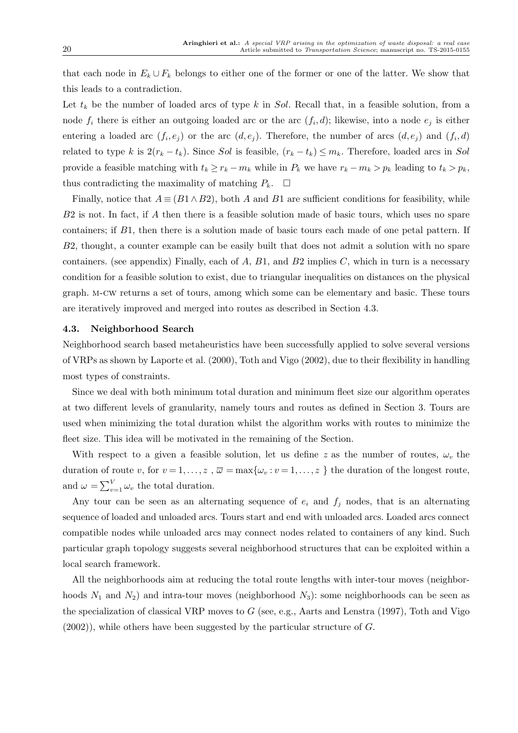that each node in $E_k \cup F_k$ belongs to either one of the former or one of the latter. We show that this leads to a contradiction.

Let $t_k$ be the number of loaded arcs of type $k$ in $Sol$. Recall that, in a feasible solution, from a node $f_i$ there is either an outgoing loaded arc or the arc $(f_i, d)$; likewise, into a node $e_j$ is either entering a loaded arc $(f_i, e_j)$ or the arc $(d, e_j)$. Therefore, the number of arcs $(d, e_j)$ and $(f_i, d)$ related to type $k$ is $2(r_k - t_k)$. Since $Sol$ is feasible, $(r_k - t_k) \leq m_k$. Therefore, loaded arcs in $Sol$ provide a feasible matching with $t_k \geq r_k - m_k$ while in $P_k$ we have $r_k - m_k > p_k$ leading to $t_k > p_k$, thus contradicting the maximality of matching $P_k$. $\square$

Finally, notice that $A \equiv (B1 \wedge B2)$, both $A$ and $B1$ are sufficient conditions for feasibility, while $B2$ is not. In fact, if $A$ then there is a feasible solution made of basic tours, which uses no spare containers; if $B1$, then there is a solution made of basic tours each made of one petal pattern. If $B2$, thought, a counter example can be easily built that does not admit a solution with no spare containers. (see appendix) Finally, each of $A$, $B1$, and $B2$ implies $C$, which in turn is a necessary condition for a feasible solution to exist, due to triangular inequalities on distances on the physical graph. M-CW returns a set of tours, among which some can be elementary and basic. These tours are iteratively improved and merged into routes as described in Section 4.3.

### 4.3. Neighborhood Search

Neighborhood search based metaheuristics have been successfully applied to solve several versions of VRPs as shown by Laporte et al. (2000), Toth and Vigo (2002), due to their flexibility in handling most types of constraints.

Since we deal with both minimum total duration and minimum fleet size our algorithm operates at two different levels of granularity, namely tours and routes as defined in Section 3. Tours are used when minimizing the total duration whilst the algorithm works with routes to minimize the fleet size. This idea will be motivated in the remaining of the Section.

With respect to a given a feasible solution, let us define $z$ as the number of routes, $\omega_v$ the duration of route $v$, for $v = 1, \ldots, z$ , $\overline{\omega} = \max\{\omega_v : v = 1, \ldots, z\}$ the duration of the longest route, and $\omega = \sum_{v=1}^{V} \omega_v$ the total duration.

Any tour can be seen as an alternating sequence of $e_i$ and $f_j$ nodes, that is an alternating sequence of loaded and unloaded arcs. Tours start and end with unloaded arcs. Loaded arcs connect compatible nodes while unloaded arcs may connect nodes related to containers of any kind. Such particular graph topology suggests several neighborhood structures that can be exploited within a local search framework.

All the neighborhoods aim at reducing the total route lengths with inter-tour moves (neighborhoods $N_1$ and $N_2$) and intra-tour moves (neighborhood $N_3$): some neighborhoods can be seen as the specialization of classical VRP moves to $G$ (see, e.g., Aarts and Lenstra (1997), Toth and Vigo (2002)), while others have been suggested by the particular structure of $G$.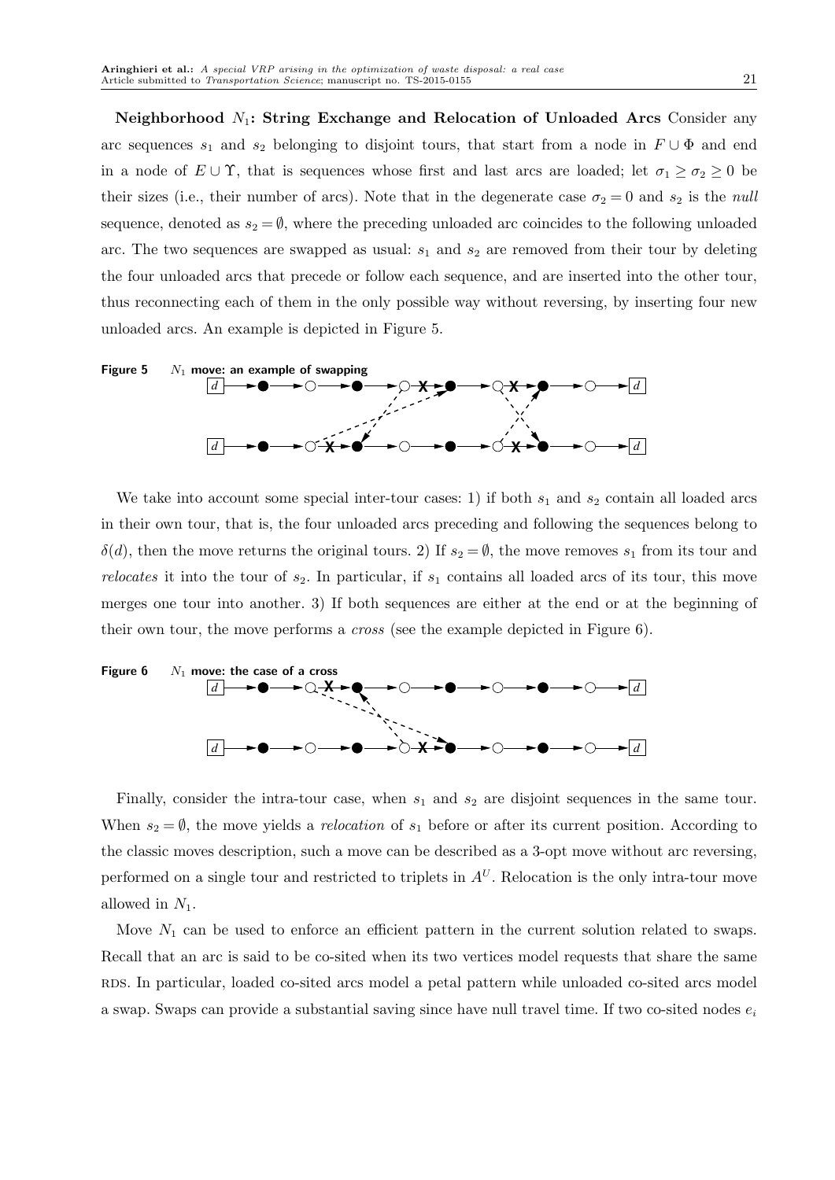**Neighborhood $N_1$: String Exchange and Relocation of Unloaded Arcs** Consider any arc sequences $s_1$ and $s_2$ belonging to disjoint tours, that start from a node in $F \cup \Phi$ and end in a node of $E \cup \Upsilon$, that is sequences whose first and last arcs are loaded; let $\sigma_1 \geq \sigma_2 \geq 0$ be their sizes (i.e., their number of arcs). Note that in the degenerate case $\sigma_2 = 0$ and $s_2$ is the *null* sequence, denoted as $s_2 = \emptyset$, where the preceding unloaded arc coincides to the following unloaded arc. The two sequences are swapped as usual: $s_1$ and $s_2$ are removed from their tour by deleting the four unloaded arcs that precede or follow each sequence, and are inserted into the other tour, thus reconnecting each of them in the only possible way without reversing, by inserting four new unloaded arcs. An example is depicted in Figure 5.

**Figure 5** $N_1$ **move: an example of swapping**

We take into account some special inter-tour cases: 1) if both $s_1$ and $s_2$ contain all loaded arcs in their own tour, that is, the four unloaded arcs preceding and following the sequences belong to $\delta(d)$, then the move returns the original tours. 2) If $s_2 = \emptyset$, the move removes $s_1$ from its tour and *relocates* it into the tour of $s_2$. In particular, if $s_1$ contains all loaded arcs of its tour, this move merges one tour into another. 3) If both sequences are either at the end or at the beginning of their own tour, the move performs a *cross* (see the example depicted in Figure 6).

**Figure 6** $N_1$ **move: the case of a cross**

Finally, consider the intra-tour case, when $s_1$ and $s_2$ are disjoint sequences in the same tour. When $s_2 = \emptyset$, the move yields a *relocation* of $s_1$ before or after its current position. According to the classic moves description, such a move can be described as a 3-opt move without arc reversing, performed on a single tour and restricted to triplets in $A^U$. Relocation is the only intra-tour move allowed in $N_1$.

Move $N_1$ can be used to enforce an efficient pattern in the current solution related to swaps. Recall that an arc is said to be co-sited when its two vertices model requests that share the same RDS. In particular, loaded co-sited arcs model a petal pattern while unloaded co-sited arcs model a swap. Swaps can provide a substantial saving since have null travel time. If two co-sited nodes $e_i$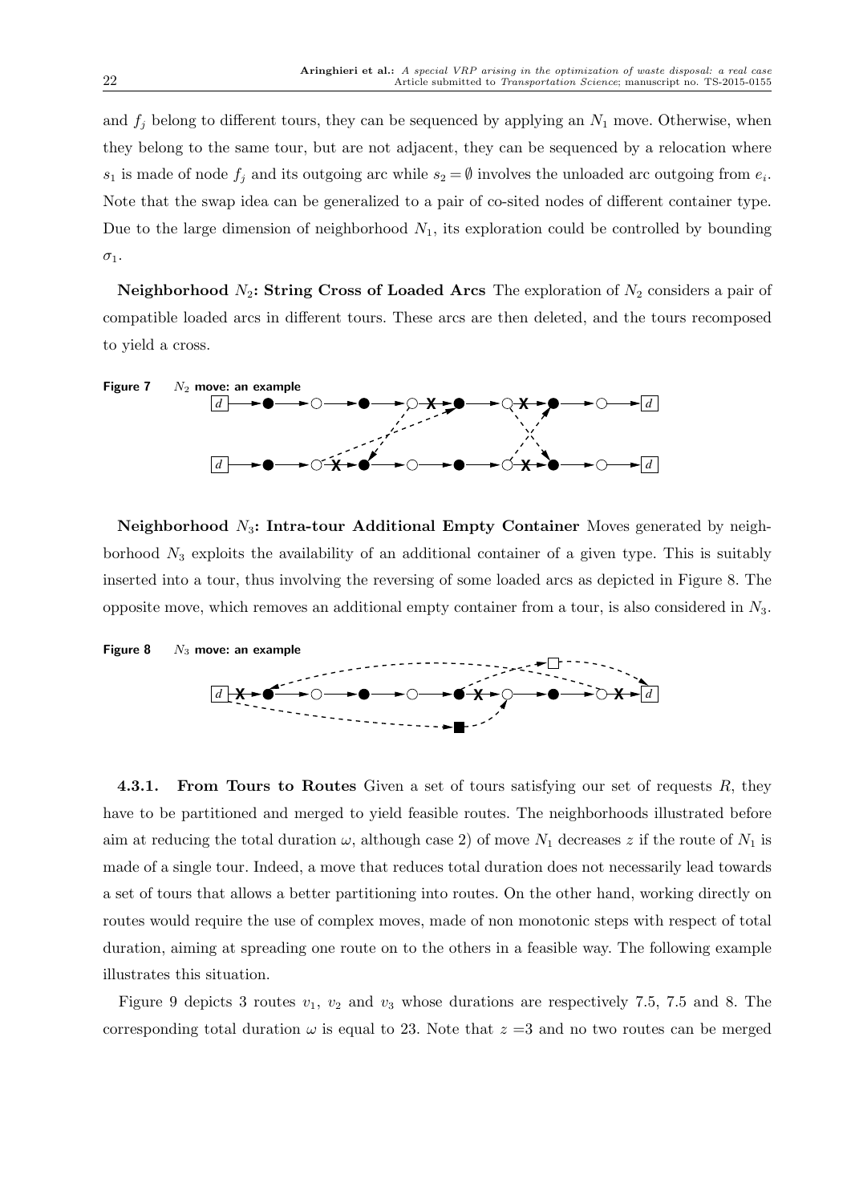and $f_j$ belong to different tours, they can be sequenced by applying an $N_1$ move. Otherwise, when they belong to the same tour, but are not adjacent, they can be sequenced by a relocation where $s_1$ is made of node $f_j$ and its outgoing arc while $s_2 = \emptyset$ involves the unloaded arc outgoing from $e_i$. Note that the swap idea can be generalized to a pair of co-sited nodes of different container type. Due to the large dimension of neighborhood $N_1$, its exploration could be controlled by bounding $\sigma_1$.

**Neighborhood $N_2$: String Cross of Loaded Arcs** The exploration of $N_2$ considers a pair of compatible loaded arcs in different tours. These arcs are then deleted, and the tours recomposed to yield a cross.

**Figure 7** $N_2$ **move: an example**

**Neighborhood $N_3$: Intra-tour Additional Empty Container** Moves generated by neighborhood $N_3$ exploits the availability of an additional container of a given type. This is suitably inserted into a tour, thus involving the reversing of some loaded arcs as depicted in Figure 8. The opposite move, which removes an additional empty container from a tour, is also considered in $N_3$.

**Figure 8** $N_3$ **move: an example**

**4.3.1. From Tours to Routes** Given a set of tours satisfying our set of requests $R$, they have to be partitioned and merged to yield feasible routes. The neighborhoods illustrated before aim at reducing the total duration $\omega$, although case 2) of move $N_1$ decreases $z$ if the route of $N_1$ is made of a single tour. Indeed, a move that reduces total duration does not necessarily lead towards a set of tours that allows a better partitioning into routes. On the other hand, working directly on routes would require the use of complex moves, made of non monotonic steps with respect of total duration, aiming at spreading one route on to the others in a feasible way. The following example illustrates this situation.

Figure 9 depicts 3 routes $v_1$, $v_2$ and $v_3$ whose durations are respectively 7.5, 7.5 and 8. The corresponding total duration $\omega$ is equal to 23. Note that $z = 3$ and no two routes can be merged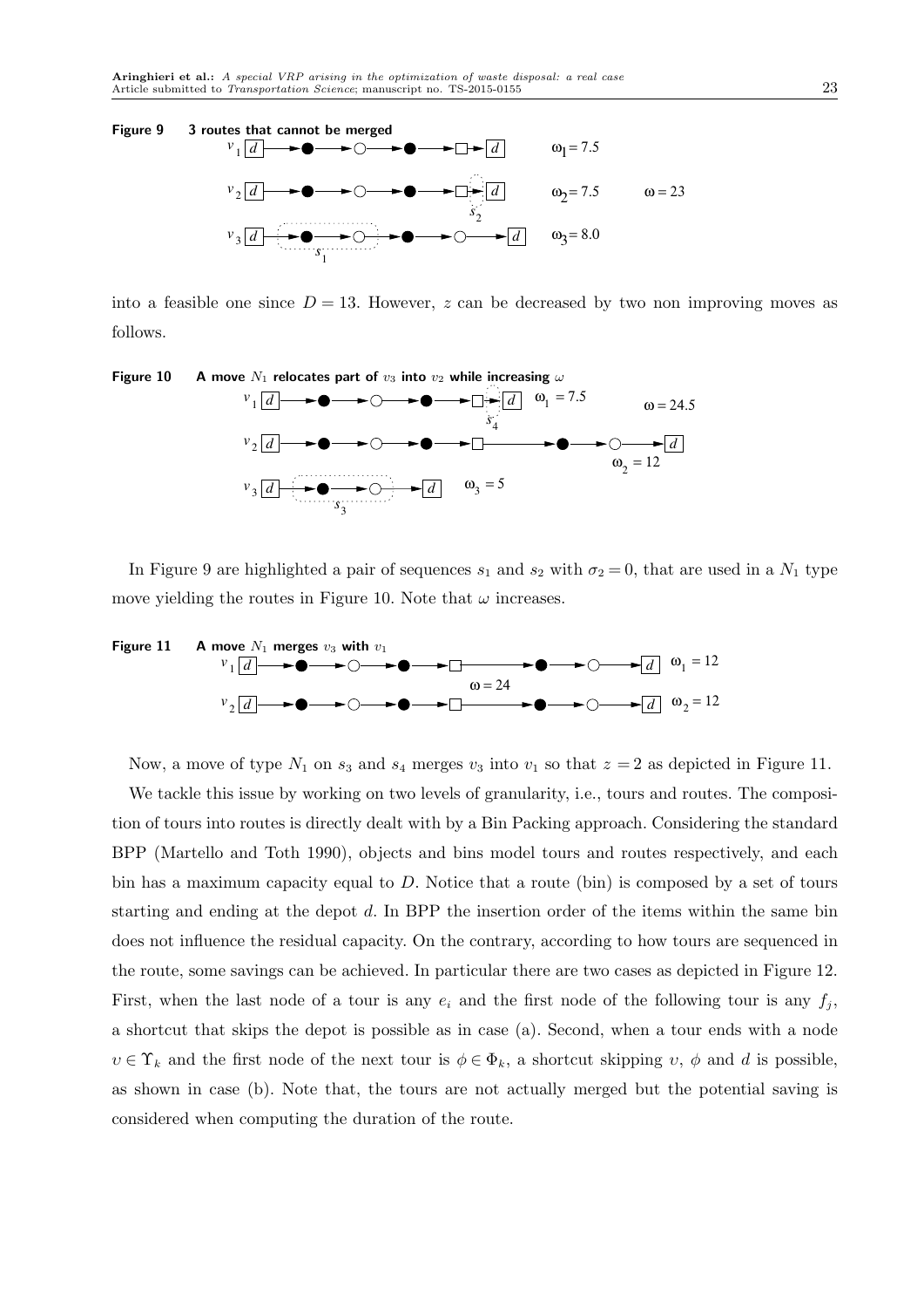**Figure 9** 3 routes that cannot be merged

into a feasible one since $D = 13$. However, $z$ can be decreased by two non improving moves as follows.

**Figure 10** A move $N_1$ relocates part of $v_3$ into $v_2$ while increasing $\omega$

In Figure 9 are highlighted a pair of sequences $s_1$ and $s_2$ with $\sigma_2 = 0$, that are used in a $N_1$ type move yielding the routes in Figure 10. Note that $\omega$ increases.

**Figure 11** A move $N_1$ merges $v_3$ with $v_1$

Now, a move of type $N_1$ on $s_3$ and $s_4$ merges $v_3$ into $v_1$ so that $z = 2$ as depicted in Figure 11.

We tackle this issue by working on two levels of granularity, i.e., tours and routes. The composition of tours into routes is directly dealt with by a Bin Packing approach. Considering the standard BPP (Martello and Toth 1990), objects and bins model tours and routes respectively, and each bin has a maximum capacity equal to $D$. Notice that a route (bin) is composed by a set of tours starting and ending at the depot $d$. In BPP the insertion order of the items within the same bin does not influence the residual capacity. On the contrary, according to how tours are sequenced in the route, some savings can be achieved. In particular there are two cases as depicted in Figure 12. First, when the last node of a tour is any $e_i$ and the first node of the following tour is any $f_j$, a shortcut that skips the depot is possible as in case (a). Second, when a tour ends with a node $\upsilon \in \Upsilon_k$ and the first node of the next tour is $\phi \in \Phi_k$, a shortcut skipping $\upsilon$, $\phi$ and $d$ is possible, as shown in case (b). Note that, the tours are not actually merged but the potential saving is considered when computing the duration of the route.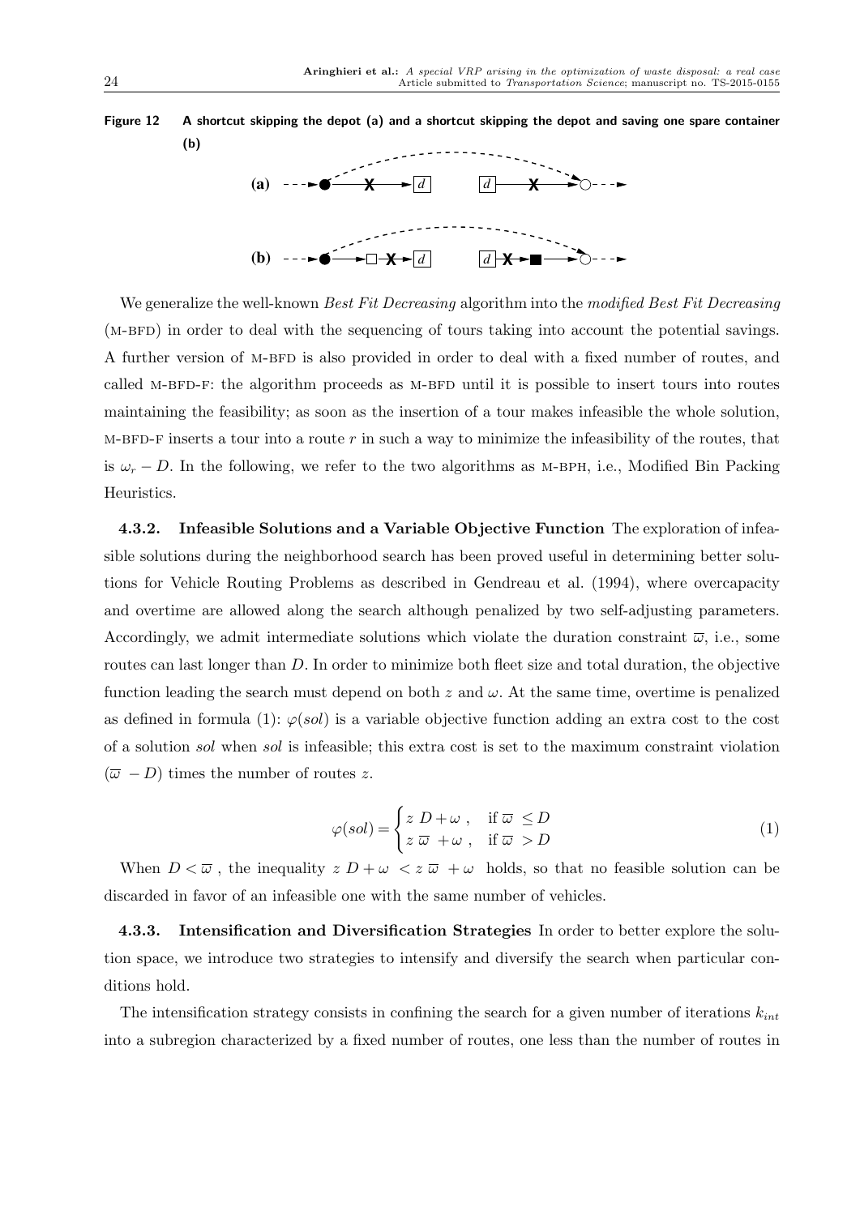**Figure 12** A shortcut skipping the depot (a) and a shortcut skipping the depot and saving one spare container (b)

We generalize the well-known *Best Fit Decreasing* algorithm into the *modified Best Fit Decreasing* (M-BFD) in order to deal with the sequencing of tours taking into account the potential savings. A further version of M-BFD is also provided in order to deal with a fixed number of routes, and called M-BFD-F: the algorithm proceeds as M-BFD until it is possible to insert tours into routes maintaining the feasibility; as soon as the insertion of a tour makes infeasible the whole solution, M-BFD-F inserts a tour into a route $r$ in such a way to minimize the infeasibility of the routes, that is $\omega_r - D$. In the following, we refer to the two algorithms as M-BPH, i.e., Modified Bin Packing Heuristics.

#### 4.3.2. Infeasible Solutions and a Variable Objective Function

The exploration of infeasible solutions during the neighborhood search has been proved useful in determining better solutions for Vehicle Routing Problems as described in Gendreau et al. (1994), where overcapacity and overtime are allowed along the search although penalized by two self-adjusting parameters. Accordingly, we admit intermediate solutions which violate the duration constraint $\overline{\omega}$, i.e., some routes can last longer than $D$. In order to minimize both fleet size and total duration, the objective function leading the search must depend on both $z$ and $\omega$. At the same time, overtime is penalized as defined in formula (1): $\varphi(sol)$ is a variable objective function adding an extra cost to the cost of a solution *sol* when *sol* is infeasible; this extra cost is set to the maximum constraint violation $(\overline{\omega} - D)$ times the number of routes $z$.

$$\varphi(sol) = \begin{cases} z\ D + \omega\ , & \text{if } \overline{\omega} \le D \\ z\ \overline{\omega} + \omega\ , & \text{if } \overline{\omega} > D \end{cases} \tag{1}$$

When $D < \overline{\omega}$, the inequality $z\ D + \omega < z\ \overline{\omega} + \omega$ holds, so that no feasible solution can be discarded in favor of an infeasible one with the same number of vehicles.

#### 4.3.3. Intensification and Diversification Strategies

In order to better explore the solution space, we introduce two strategies to intensify and diversify the search when particular conditions hold.

The intensification strategy consists in confining the search for a given number of iterations $k_{int}$ into a subregion characterized by a fixed number of routes, one less than the number of routes in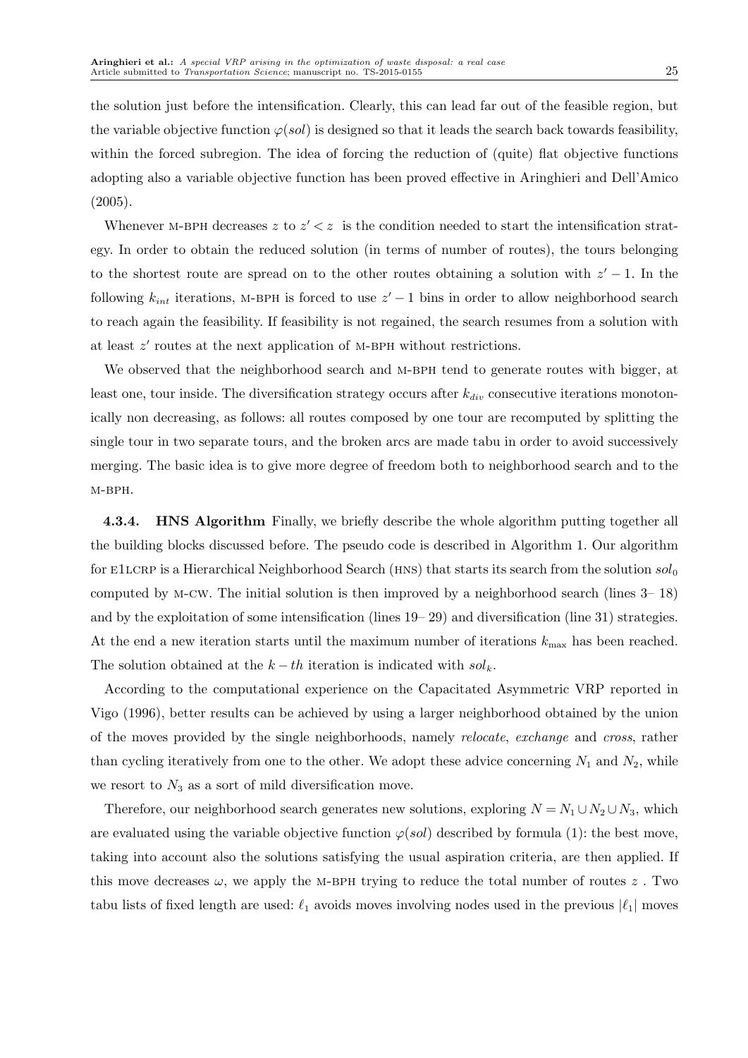the solution just before the intensification. Clearly, this can lead far out of the feasible region, but the variable objective function $\varphi(sol)$ is designed so that it leads the search back towards feasibility, within the forced subregion. The idea of forcing the reduction of (quite) flat objective functions adopting also a variable objective function has been proved effective in Aringhieri and Dell'Amico (2005).

Whenever M-BPH decreases $z$ to $z' < z$ is the condition needed to start the intensification strategy. In order to obtain the reduced solution (in terms of number of routes), the tours belonging to the shortest route are spread on to the other routes obtaining a solution with $z' - 1$. In the following $k_{int}$ iterations, M-BPH is forced to use $z' - 1$ bins in order to allow neighborhood search to reach again the feasibility. If feasibility is not regained, the search resumes from a solution with at least $z'$ routes at the next application of M-BPH without restrictions.

We observed that the neighborhood search and M-BPH tend to generate routes with bigger, at least one, tour inside. The diversification strategy occurs after $k_{div}$ consecutive iterations monotonically non decreasing, as follows: all routes composed by one tour are recomputed by splitting the single tour in two separate tours, and the broken arcs are made tabu in order to avoid successively merging. The basic idea is to give more degree of freedom both to neighborhood search and to the M-BPH.

**4.3.4. HNS Algorithm** Finally, we briefly describe the whole algorithm putting together all the building blocks discussed before. The pseudo code is described in Algorithm 1. Our algorithm for E1LCRP is a Hierarchical Neighborhood Search (HNS) that starts its search from the solution $sol_0$ computed by M-CW. The initial solution is then improved by a neighborhood search (lines 3– 18) and by the exploitation of some intensification (lines 19– 29) and diversification (line 31) strategies. At the end a new iteration starts until the maximum number of iterations $k_{\max}$ has been reached. The solution obtained at the $k-th$ iteration is indicated with $sol_k$.

According to the computational experience on the Capacitated Asymmetric VRP reported in Vigo (1996), better results can be achieved by using a larger neighborhood obtained by the union of the moves provided by the single neighborhoods, namely *relocate*, *exchange* and *cross*, rather than cycling iteratively from one to the other. We adopt these advice concerning $N_1$ and $N_2$, while we resort to $N_3$ as a sort of mild diversification move.

Therefore, our neighborhood search generates new solutions, exploring $N = N_1 \cup N_2 \cup N_3$, which are evaluated using the variable objective function $\varphi(sol)$ described by formula (1): the best move, taking into account also the solutions satisfying the usual aspiration criteria, are then applied. If this move decreases $\omega$, we apply the M-BPH trying to reduce the total number of routes $z$ . Two tabu lists of fixed length are used: $\ell_1$ avoids moves involving nodes used in the previous $|\ell_1|$ moves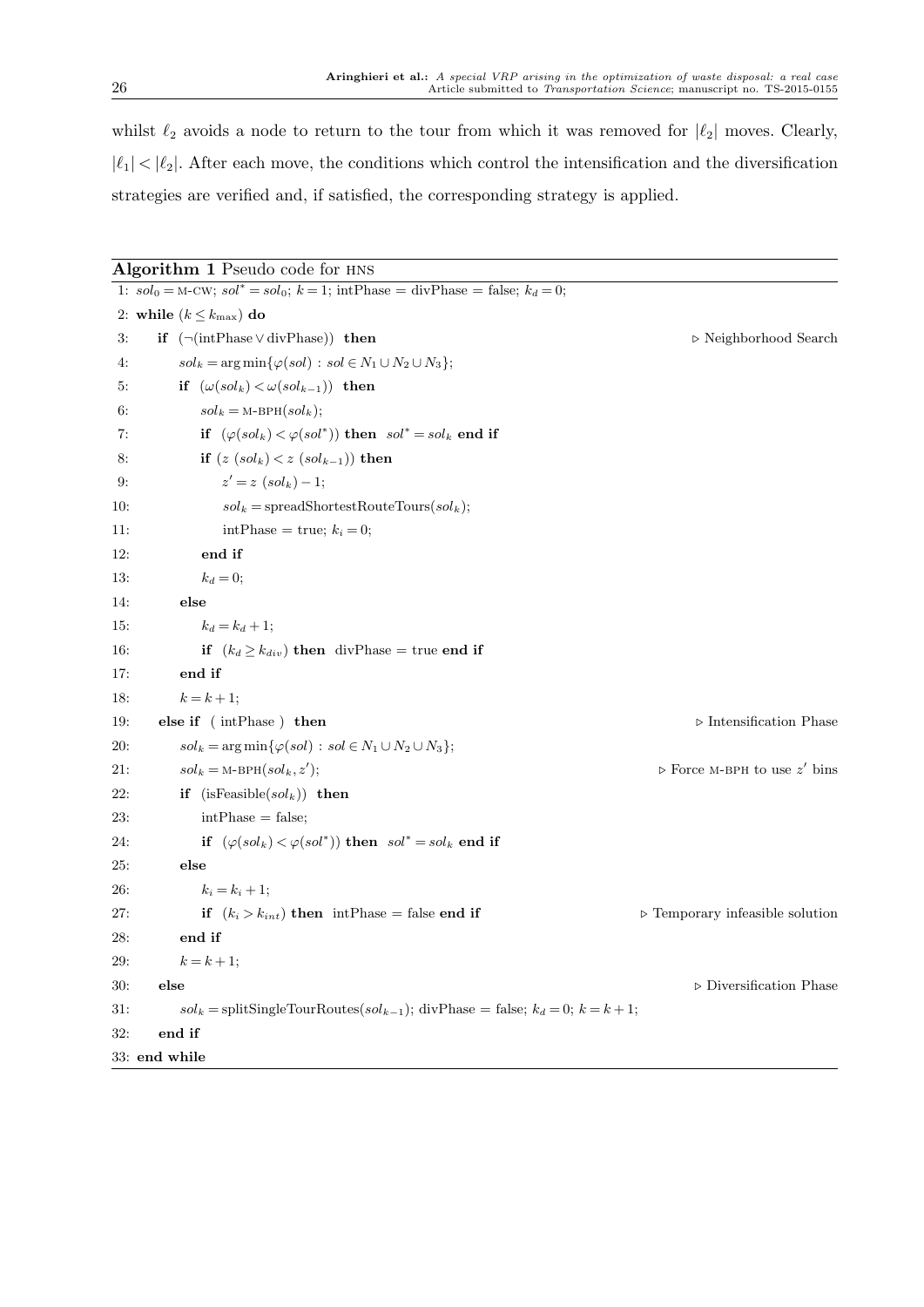whilst $\ell_2$ avoids a node to return to the tour from which it was removed for $|\ell_2|$ moves. Clearly, $|\ell_1| < |\ell_2|$. After each move, the conditions which control the intensification and the diversification strategies are verified and, if satisfied, the corresponding strategy is applied.

**Algorithm 1** Pseudo code for HNS

```
1: sol_0 = M-CW; sol* = sol_0; k = 1; intPhase = divPhase = false; k_d = 0;
2: while (k ≤ k_max) do
3:    if (¬(intPhase ∨ divPhase)) then                                    ▷ Neighborhood Search
4:       sol_k = arg min{φ(sol) : sol ∈ N_1 ∪ N_2 ∪ N_3};
5:       if (ω(sol_k) < ω(sol_{k-1})) then
6:          sol_k = M-BPH(sol_k);
7:          if (φ(sol_k) < φ(sol*)) then sol* = sol_k end if
8:          if (z(sol_k) < z(sol_{k-1})) then
9:             z' = z(sol_k) − 1;
10:            sol_k = spreadShortestRouteTours(sol_k);
11:            intPhase = true; k_i = 0;
12:         end if
13:         k_d = 0;
14:      else
15:         k_d = k_d + 1;
16:         if (k_d ≥ k_div) then divPhase = true end if
17:      end if
18:      k = k + 1;
19:   else if ( intPhase ) then                                           ▷ Intensification Phase
20:      sol_k = arg min{φ(sol) : sol ∈ N_1 ∪ N_2 ∪ N_3};
21:      sol_k = M-BPH(sol_k, z');                                         ▷ Force M-BPH to use z' bins
22:      if (isFeasible(sol_k)) then
23:         intPhase = false;
24:         if (φ(sol_k) < φ(sol*)) then sol* = sol_k end if
25:      else
26:         k_i = k_i + 1;
27:         if (k_i > k_int) then intPhase = false end if                 ▷ Temporary infeasible solution
28:      end if
29:      k = k + 1;
30:   else                                                                ▷ Diversification Phase
31:      sol_k = splitSingleTourRoutes(sol_{k-1}); divPhase = false; k_d = 0; k = k + 1;
32:   end if
33: end while
```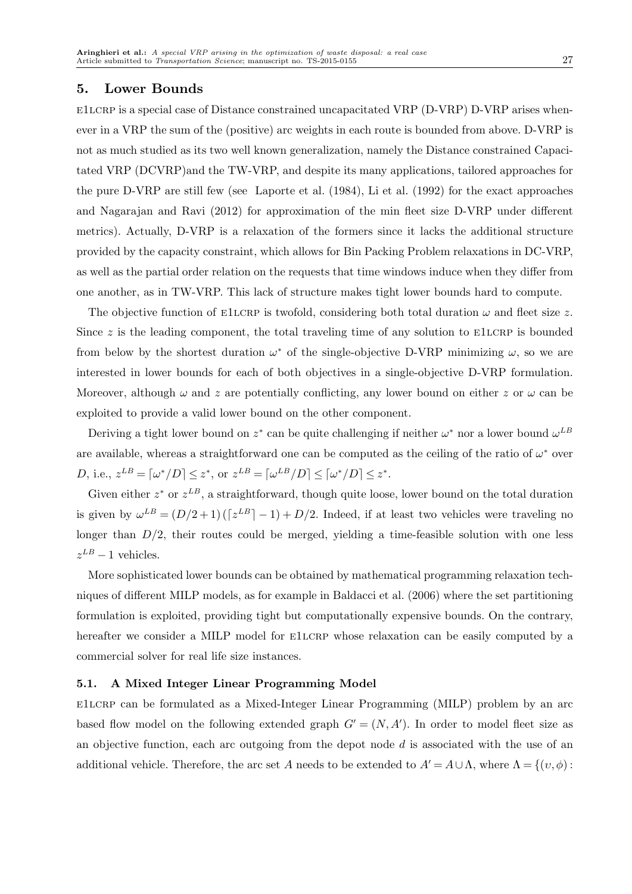## 5. Lower Bounds

E1LCRP is a special case of Distance constrained uncapacitated VRP (D-VRP) D-VRP arises whenever in a VRP the sum of the (positive) arc weights in each route is bounded from above. D-VRP is not as much studied as its two well known generalization, namely the Distance constrained Capacitated VRP (DCVRP)and the TW-VRP, and despite its many applications, tailored approaches for the pure D-VRP are still few (see Laporte et al. (1984), Li et al. (1992) for the exact approaches and Nagarajan and Ravi (2012) for approximation of the min fleet size D-VRP under different metrics). Actually, D-VRP is a relaxation of the formers since it lacks the additional structure provided by the capacity constraint, which allows for Bin Packing Problem relaxations in DC-VRP, as well as the partial order relation on the requests that time windows induce when they differ from one another, as in TW-VRP. This lack of structure makes tight lower bounds hard to compute.

The objective function of E1LCRP is twofold, considering both total duration $\omega$ and fleet size $z$. Since $z$ is the leading component, the total traveling time of any solution to E1LCRP is bounded from below by the shortest duration $\omega^*$ of the single-objective D-VRP minimizing $\omega$, so we are interested in lower bounds for each of both objectives in a single-objective D-VRP formulation. Moreover, although $\omega$ and $z$ are potentially conflicting, any lower bound on either $z$ or $\omega$ can be exploited to provide a valid lower bound on the other component.

Deriving a tight lower bound on $z^*$ can be quite challenging if neither $\omega^*$ nor a lower bound $\omega^{LB}$ are available, whereas a straightforward one can be computed as the ceiling of the ratio of $\omega^*$ over $D$, i.e., $z^{LB} = \lceil \omega^*/D \rceil \leq z^*$, or $z^{LB} = \lceil \omega^{LB}/D \rceil \leq \lceil \omega^*/D \rceil \leq z^*$.

Given either $z^*$ or $z^{LB}$, a straightforward, though quite loose, lower bound on the total duration is given by $\omega^{LB} = (D/2+1)(\lceil z^{LB} \rceil - 1) + D/2$. Indeed, if at least two vehicles were traveling no longer than $D/2$, their routes could be merged, yielding a time-feasible solution with one less $z^{LB} - 1$ vehicles.

More sophisticated lower bounds can be obtained by mathematical programming relaxation techniques of different MILP models, as for example in Baldacci et al. (2006) where the set partitioning formulation is exploited, providing tight but computationally expensive bounds. On the contrary, hereafter we consider a MILP model for E1LCRP whose relaxation can be easily computed by a commercial solver for real life size instances.

### 5.1. A Mixed Integer Linear Programming Model

E1LCRP can be formulated as a Mixed-Integer Linear Programming (MILP) problem by an arc based flow model on the following extended graph $G' = (N, A')$. In order to model fleet size as an objective function, each arc outgoing from the depot node $d$ is associated with the use of an additional vehicle. Therefore, the arc set $A$ needs to be extended to $A' = A \cup \Lambda$, where $\Lambda = \{(\upsilon, \phi) :$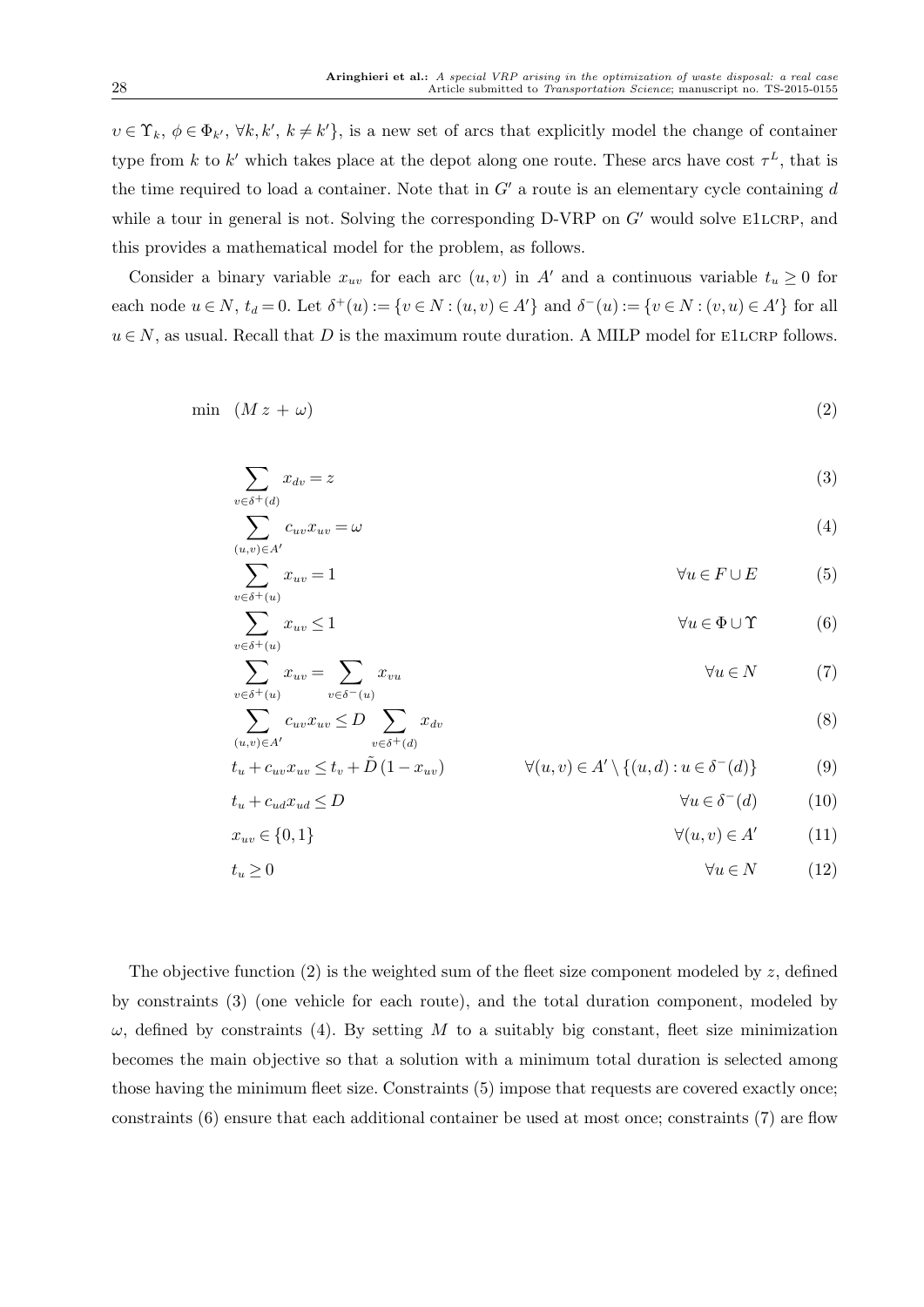$\upsilon \in \Upsilon_k$, $\phi \in \Phi_{k'}$, $\forall k, k'$, $k \neq k'\}$, is a new set of arcs that explicitly model the change of container type from $k$ to $k'$ which takes place at the depot along one route. These arcs have cost $\tau^L$, that is the time required to load a container. Note that in $G'$ a route is an elementary cycle containing $d$ while a tour in general is not. Solving the corresponding D-VRP on $G'$ would solve E1LCRP, and this provides a mathematical model for the problem, as follows.

Consider a binary variable $x_{uv}$ for each arc $(u,v)$ in $A'$ and a continuous variable $t_u \geq 0$ for each node $u \in N$, $t_d = 0$. Let $\delta^+(u) := \{v \in N : (u,v) \in A'\}$ and $\delta^-(u) := \{v \in N : (v,u) \in A'\}$ for all $u \in N$, as usual. Recall that $D$ is the maximum route duration. A MILP model for E1LCRP follows.

$$\min \quad (M\, z + \omega) \tag{2}$$

$$\sum_{v \in \delta^+(d)} x_{dv} = z \tag{3}$$

$$\sum_{(u,v) \in A'} c_{uv} x_{uv} = \omega \tag{4}$$

$$\sum_{v \in \delta^+(u)} x_{uv} = 1 \qquad \forall u \in F \cup E \tag{5}$$

$$\sum_{v \in \delta^+(u)} x_{uv} \leq 1 \qquad \forall u \in \Phi \cup \Upsilon \tag{6}$$

$$\sum_{v \in \delta^+(u)} x_{uv} = \sum_{v \in \delta^-(u)} x_{vu} \qquad \forall u \in N \tag{7}$$

$$\sum_{(u,v) \in A'} c_{uv} x_{uv} \leq D \sum_{v \in \delta^+(d)} x_{dv} \tag{8}$$

$$t_u + c_{uv} x_{uv} \leq t_v + \tilde{D}\,(1 - x_{uv}) \qquad \forall (u,v) \in A' \setminus \{(u,d) : u \in \delta^-(d)\} \tag{9}$$

$$t_u + c_{ud} x_{ud} \leq D \qquad \forall u \in \delta^-(d) \tag{10}$$

$$x_{uv} \in \{0,1\} \qquad \forall (u,v) \in A' \tag{11}$$

$$t_u \geq 0 \qquad \forall u \in N \tag{12}$$

The objective function (2) is the weighted sum of the fleet size component modeled by $z$, defined by constraints (3) (one vehicle for each route), and the total duration component, modeled by $\omega$, defined by constraints (4). By setting $M$ to a suitably big constant, fleet size minimization becomes the main objective so that a solution with a minimum total duration is selected among those having the minimum fleet size. Constraints (5) impose that requests are covered exactly once; constraints (6) ensure that each additional container be used at most once; constraints (7) are flow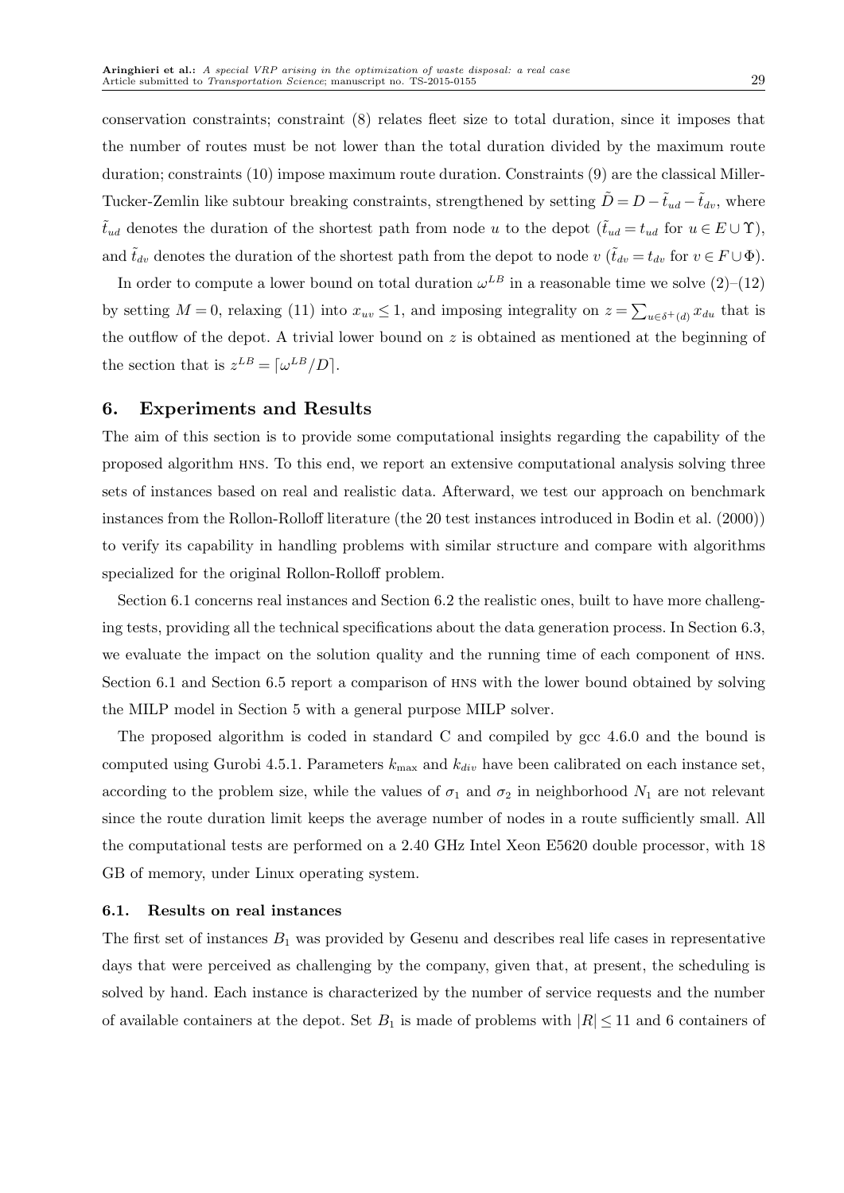conservation constraints; constraint (8) relates fleet size to total duration, since it imposes that the number of routes must be not lower than the total duration divided by the maximum route duration; constraints (10) impose maximum route duration. Constraints (9) are the classical Miller-Tucker-Zemlin like subtour breaking constraints, strengthened by setting $\tilde{D} = D - \tilde{t}_{ud} - \tilde{t}_{dv}$, where $\tilde{t}_{ud}$ denotes the duration of the shortest path from node $u$ to the depot ($\tilde{t}_{ud} = t_{ud}$ for $u \in E \cup \Upsilon$), and $\tilde{t}_{dv}$ denotes the duration of the shortest path from the depot to node $v$ ($\tilde{t}_{dv} = t_{dv}$ for $v \in F \cup \Phi$).

In order to compute a lower bound on total duration $\omega^{LB}$ in a reasonable time we solve (2)–(12) by setting $M = 0$, relaxing (11) into $x_{uv} \leq 1$, and imposing integrality on $z = \sum_{u \in \delta^+(d)} x_{du}$ that is the outflow of the depot. A trivial lower bound on $z$ is obtained as mentioned at the beginning of the section that is $z^{LB} = \lceil \omega^{LB}/D \rceil$.

## 6. Experiments and Results

The aim of this section is to provide some computational insights regarding the capability of the proposed algorithm HNS. To this end, we report an extensive computational analysis solving three sets of instances based on real and realistic data. Afterward, we test our approach on benchmark instances from the Rollon-Rolloff literature (the 20 test instances introduced in Bodin et al. (2000)) to verify its capability in handling problems with similar structure and compare with algorithms specialized for the original Rollon-Rolloff problem.

Section 6.1 concerns real instances and Section 6.2 the realistic ones, built to have more challenging tests, providing all the technical specifications about the data generation process. In Section 6.3, we evaluate the impact on the solution quality and the running time of each component of HNS. Section 6.1 and Section 6.5 report a comparison of HNS with the lower bound obtained by solving the MILP model in Section 5 with a general purpose MILP solver.

The proposed algorithm is coded in standard C and compiled by gcc 4.6.0 and the bound is computed using Gurobi 4.5.1. Parameters $k_{\max}$ and $k_{div}$ have been calibrated on each instance set, according to the problem size, while the values of $\sigma_1$ and $\sigma_2$ in neighborhood $N_1$ are not relevant since the route duration limit keeps the average number of nodes in a route sufficiently small. All the computational tests are performed on a 2.40 GHz Intel Xeon E5620 double processor, with 18 GB of memory, under Linux operating system.

### 6.1. Results on real instances

The first set of instances $B_1$ was provided by Gesenu and describes real life cases in representative days that were perceived as challenging by the company, given that, at present, the scheduling is solved by hand. Each instance is characterized by the number of service requests and the number of available containers at the depot. Set $B_1$ is made of problems with $|R| \leq 11$ and 6 containers of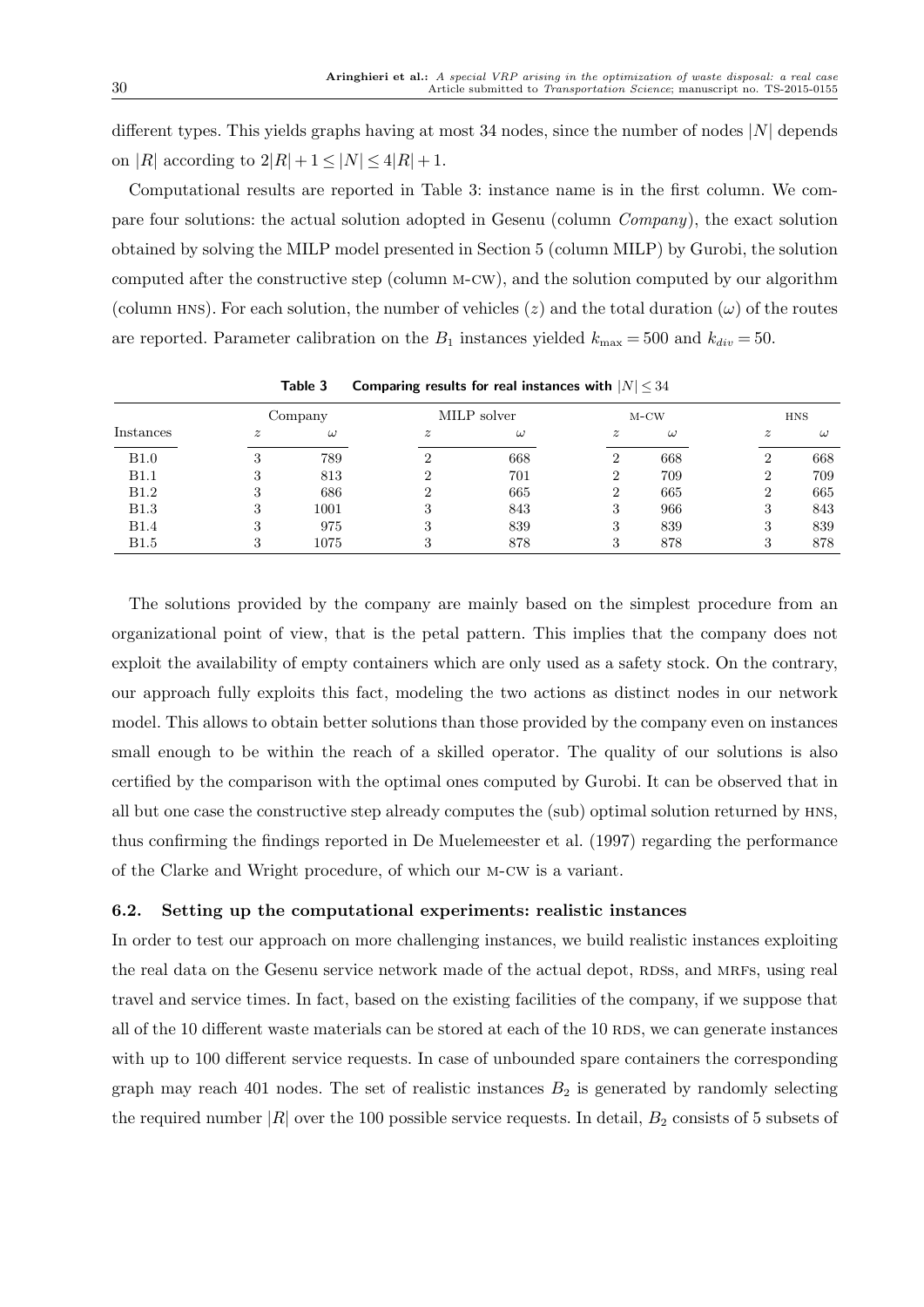different types. This yields graphs having at most 34 nodes, since the number of nodes $|N|$ depends on $|R|$ according to $2|R|+1 \leq |N| \leq 4|R|+1$.

Computational results are reported in Table 3: instance name is in the first column. We compare four solutions: the actual solution adopted in Gesenu (column *Company*), the exact solution obtained by solving the MILP model presented in Section 5 (column MILP) by Gurobi, the solution computed after the constructive step (column M-CW), and the solution computed by our algorithm (column HNS). For each solution, the number of vehicles ($z$) and the total duration ($\omega$) of the routes are reported. Parameter calibration on the $B_1$ instances yielded $k_{\max} = 500$ and $k_{div} = 50$.

**Table 3** **Comparing results for real instances with $|N| \leq 34$**

| | Company | | MILP solver | | M-CW | | HNS | |
|---|---|---|---|---|---|---|---|---|
| Instances | $z$ | $\omega$ | $z$ | $\omega$ | $z$ | $\omega$ | $z$ | $\omega$ |
| B1.0 | 3 | 789 | 2 | 668 | 2 | 668 | 2 | 668 |
| B1.1 | 3 | 813 | 2 | 701 | 2 | 709 | 2 | 709 |
| B1.2 | 3 | 686 | 2 | 665 | 2 | 665 | 2 | 665 |
| B1.3 | 3 | 1001 | 3 | 843 | 3 | 966 | 3 | 843 |
| B1.4 | 3 | 975 | 3 | 839 | 3 | 839 | 3 | 839 |
| B1.5 | 3 | 1075 | 3 | 878 | 3 | 878 | 3 | 878 |

The solutions provided by the company are mainly based on the simplest procedure from an organizational point of view, that is the petal pattern. This implies that the company does not exploit the availability of empty containers which are only used as a safety stock. On the contrary, our approach fully exploits this fact, modeling the two actions as distinct nodes in our network model. This allows to obtain better solutions than those provided by the company even on instances small enough to be within the reach of a skilled operator. The quality of our solutions is also certified by the comparison with the optimal ones computed by Gurobi. It can be observed that in all but one case the constructive step already computes the (sub) optimal solution returned by HNS, thus confirming the findings reported in De Muelemeester et al. (1997) regarding the performance of the Clarke and Wright procedure, of which our M-CW is a variant.

### 6.2. Setting up the computational experiments: realistic instances

In order to test our approach on more challenging instances, we build realistic instances exploiting the real data on the Gesenu service network made of the actual depot, RDSs, and MRFs, using real travel and service times. In fact, based on the existing facilities of the company, if we suppose that all of the 10 different waste materials can be stored at each of the 10 RDS, we can generate instances with up to 100 different service requests. In case of unbounded spare containers the corresponding graph may reach 401 nodes. The set of realistic instances $B_2$ is generated by randomly selecting the required number $|R|$ over the 100 possible service requests. In detail, $B_2$ consists of 5 subsets of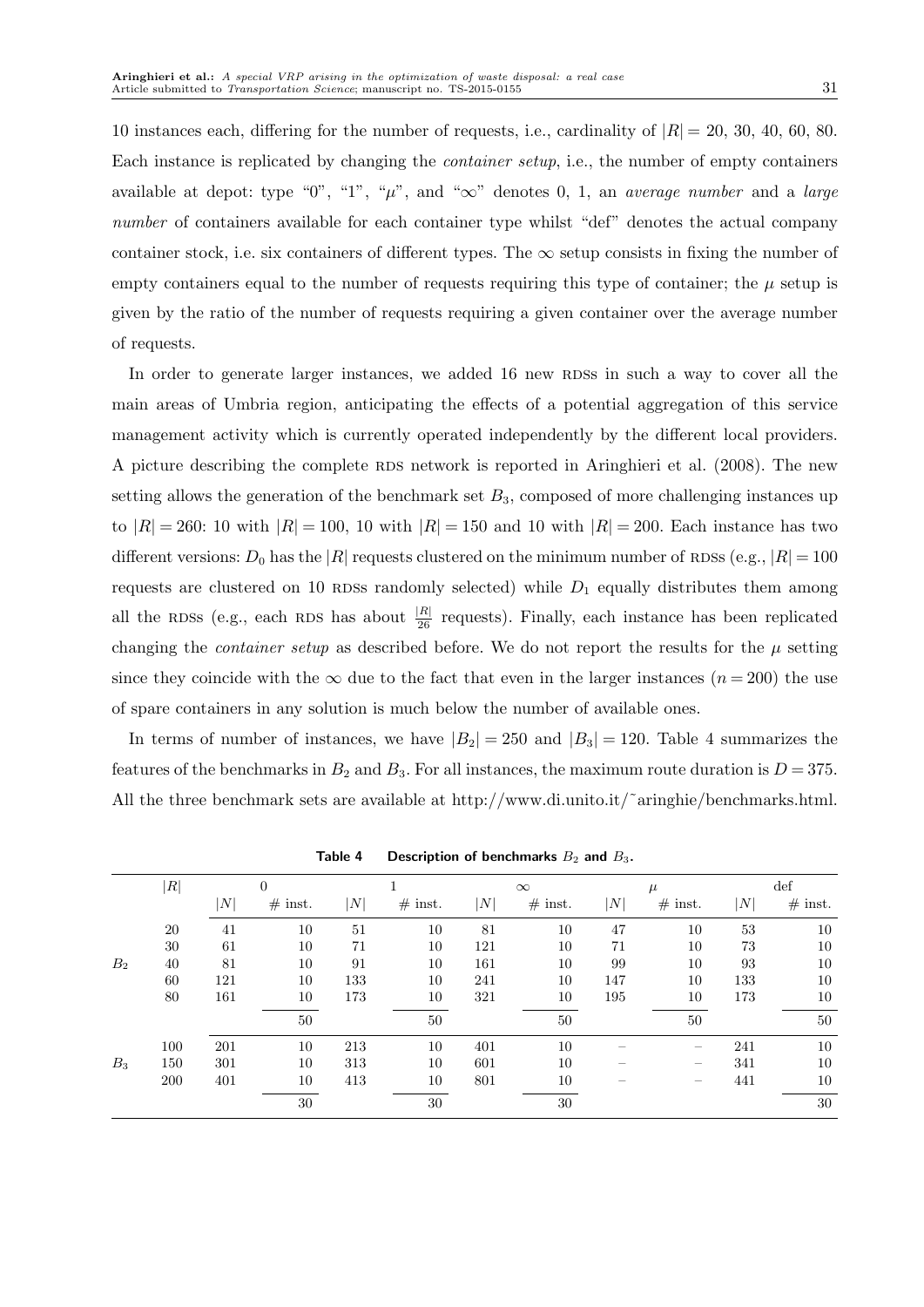10 instances each, differing for the number of requests, i.e., cardinality of $|R| = 20, 30, 40, 60, 80$. Each instance is replicated by changing the *container setup*, i.e., the number of empty containers available at depot: type "0", "1", "$\mu$", and "$\infty$" denotes 0, 1, an *average number* and a *large number* of containers available for each container type whilst "def" denotes the actual company container stock, i.e. six containers of different types. The $\infty$ setup consists in fixing the number of empty containers equal to the number of requests requiring this type of container; the $\mu$ setup is given by the ratio of the number of requests requiring a given container over the average number of requests.

In order to generate larger instances, we added 16 new RDSs in such a way to cover all the main areas of Umbria region, anticipating the effects of a potential aggregation of this service management activity which is currently operated independently by the different local providers. A picture describing the complete RDS network is reported in Aringhieri et al. (2008). The new setting allows the generation of the benchmark set $B_3$, composed of more challenging instances up to $|R| = 260$: 10 with $|R| = 100$, 10 with $|R| = 150$ and 10 with $|R| = 200$. Each instance has two different versions: $D_0$ has the $|R|$ requests clustered on the minimum number of RDSs (e.g., $|R| = 100$ requests are clustered on 10 RDSs randomly selected) while $D_1$ equally distributes them among all the RDSs (e.g., each RDS has about $\frac{|R|}{26}$ requests). Finally, each instance has been replicated changing the *container setup* as described before. We do not report the results for the $\mu$ setting since they coincide with the $\infty$ due to the fact that even in the larger instances ($n = 200$) the use of spare containers in any solution is much below the number of available ones.

In terms of number of instances, we have $|B_2| = 250$ and $|B_3| = 120$. Table 4 summarizes the features of the benchmarks in $B_2$ and $B_3$. For all instances, the maximum route duration is $D = 375$. All the three benchmark sets are available at http://www.di.unito.it/˜aringhie/benchmarks.html.

**Table 4** Description of benchmarks $B_2$ and $B_3$.

| | $\|R\|$ | 0 | | 1 | | $\infty$ | | $\mu$ | | def | |
|---|---|---|---|---|---|---|---|---|---|---|---|
| | | $\|N\|$ | # inst. | $\|N\|$ | # inst. | $\|N\|$ | # inst. | $\|N\|$ | # inst. | $\|N\|$ | # inst. |
| $B_2$ | 20 | 41 | 10 | 51 | 10 | 81 | 10 | 47 | 10 | 53 | 10 |
| | 30 | 61 | 10 | 71 | 10 | 121 | 10 | 71 | 10 | 73 | 10 |
| | 40 | 81 | 10 | 91 | 10 | 161 | 10 | 99 | 10 | 93 | 10 |
| | 60 | 121 | 10 | 133 | 10 | 241 | 10 | 147 | 10 | 133 | 10 |
| | 80 | 161 | 10 | 173 | 10 | 321 | 10 | 195 | 10 | 173 | 10 |
| | | | 50 | | 50 | | 50 | | 50 | | 50 |
| $B_3$ | 100 | 201 | 10 | 213 | 10 | 401 | 10 | – | – | 241 | 10 |
| | 150 | 301 | 10 | 313 | 10 | 601 | 10 | – | – | 341 | 10 |
| | 200 | 401 | 10 | 413 | 10 | 801 | 10 | – | – | 441 | 10 |
| | | | 30 | | 30 | | 30 | | | | 30 |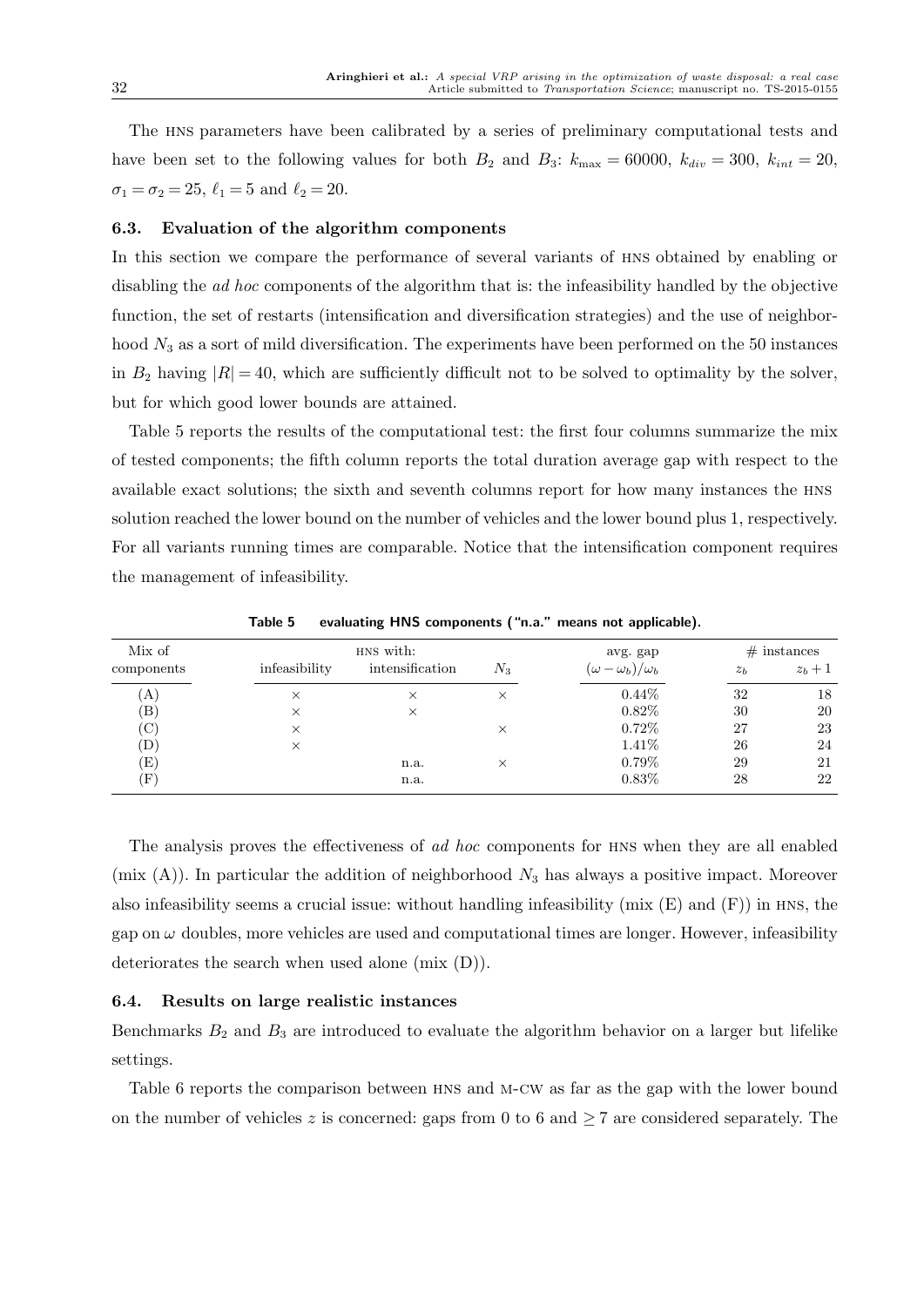The HNS parameters have been calibrated by a series of preliminary computational tests and have been set to the following values for both $B_2$ and $B_3$: $k_{\max} = 60000$, $k_{div} = 300$, $k_{int} = 20$, $\sigma_1 = \sigma_2 = 25$, $\ell_1 = 5$ and $\ell_2 = 20$.

### 6.3. Evaluation of the algorithm components

In this section we compare the performance of several variants of HNS obtained by enabling or disabling the *ad hoc* components of the algorithm that is: the infeasibility handled by the objective function, the set of restarts (intensification and diversification strategies) and the use of neighborhood $N_3$ as a sort of mild diversification. The experiments have been performed on the 50 instances in $B_2$ having $|R| = 40$, which are sufficiently difficult not to be solved to optimality by the solver, but for which good lower bounds are attained.

Table 5 reports the results of the computational test: the first four columns summarize the mix of tested components; the fifth column reports the total duration average gap with respect to the available exact solutions; the sixth and seventh columns report for how many instances the HNS solution reached the lower bound on the number of vehicles and the lower bound plus 1, respectively. For all variants running times are comparable. Notice that the intensification component requires the management of infeasibility.

**Table 5** evaluating HNS components ("n.a." means not applicable).

| Mix of components | HNS with: infeasibility | intensification | $N_3$ | avg. gap $(\omega - \omega_b)/\omega_b$ | # instances $z_b$ | $z_b + 1$ |
|---|---|---|---|---|---|---|
| (A) | × | × | × | 0.44% | 32 | 18 |
| (B) | × | × | | 0.82% | 30 | 20 |
| (C) | × | | × | 0.72% | 27 | 23 |
| (D) | × | | | 1.41% | 26 | 24 |
| (E) | | n.a. | × | 0.79% | 29 | 21 |
| (F) | | n.a. | | 0.83% | 28 | 22 |

The analysis proves the effectiveness of *ad hoc* components for HNS when they are all enabled (mix (A)). In particular the addition of neighborhood $N_3$ has always a positive impact. Moreover also infeasibility seems a crucial issue: without handling infeasibility (mix (E) and (F)) in HNS, the gap on $\omega$ doubles, more vehicles are used and computational times are longer. However, infeasibility deteriorates the search when used alone (mix (D)).

### 6.4. Results on large realistic instances

Benchmarks $B_2$ and $B_3$ are introduced to evaluate the algorithm behavior on a larger but lifelike settings.

Table 6 reports the comparison between HNS and M-CW as far as the gap with the lower bound on the number of vehicles $z$ is concerned: gaps from 0 to 6 and $\geq 7$ are considered separately. The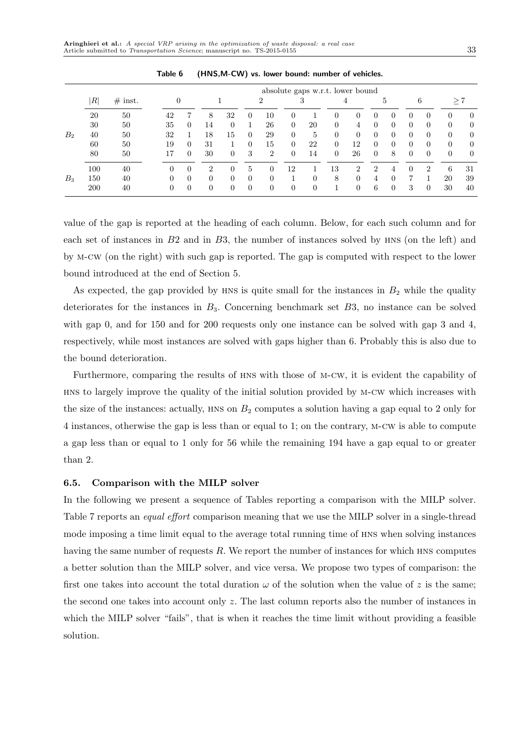**Table 6 (HNS,M-CW) vs. lower bound: number of vehicles.**

| | $\|R\|$ | # inst. | absolute gaps w.r.t. lower bound | | | | | | | | | | | | | | | |
|---|---|---|---|---|---|---|---|---|---|---|---|---|---|---|---|---|---|---|
| | | | 0 | | 1 | | 2 | | 3 | | 4 | | 5 | | 6 | | $\geq 7$ | |
| $B_2$ | 20 | 50 | 42 | 7 | 8 | 32 | 0 | 10 | 0 | 1 | 0 | 0 | 0 | 0 | 0 | 0 | 0 | 0 |
| | 30 | 50 | 35 | 0 | 14 | 0 | 1 | 26 | 0 | 20 | 0 | 4 | 0 | 0 | 0 | 0 | 0 | 0 |
| | 40 | 50 | 32 | 1 | 18 | 15 | 0 | 29 | 0 | 5 | 0 | 0 | 0 | 0 | 0 | 0 | 0 | 0 |
| | 60 | 50 | 19 | 0 | 31 | 1 | 0 | 15 | 0 | 22 | 0 | 12 | 0 | 0 | 0 | 0 | 0 | 0 |
| | 80 | 50 | 17 | 0 | 30 | 0 | 3 | 2 | 0 | 14 | 0 | 26 | 0 | 8 | 0 | 0 | 0 | 0 |
| $B_3$ | 100 | 40 | 0 | 0 | 2 | 0 | 5 | 0 | 12 | 1 | 13 | 2 | 2 | 4 | 0 | 2 | 6 | 31 |
| | 150 | 40 | 0 | 0 | 0 | 0 | 0 | 0 | 1 | 0 | 8 | 0 | 4 | 0 | 7 | 1 | 20 | 39 |
| | 200 | 40 | 0 | 0 | 0 | 0 | 0 | 0 | 0 | 0 | 1 | 0 | 6 | 0 | 3 | 0 | 30 | 40 |

value of the gap is reported at the heading of each column. Below, for each such column and for each set of instances in $B2$ and in $B3$, the number of instances solved by HNS (on the left) and by M-CW (on the right) with such gap is reported. The gap is computed with respect to the lower bound introduced at the end of Section 5.

As expected, the gap provided by HNS is quite small for the instances in $B_2$ while the quality deteriorates for the instances in $B_3$. Concerning benchmark set $B3$, no instance can be solved with gap 0, and for 150 and for 200 requests only one instance can be solved with gap 3 and 4, respectively, while most instances are solved with gaps higher than 6. Probably this is also due to the bound deterioration.

Furthermore, comparing the results of HNS with those of M-CW, it is evident the capability of HNS to largely improve the quality of the initial solution provided by M-CW which increases with the size of the instances: actually, HNS on $B_2$ computes a solution having a gap equal to 2 only for 4 instances, otherwise the gap is less than or equal to 1; on the contrary, M-CW is able to compute a gap less than or equal to 1 only for 56 while the remaining 194 have a gap equal to or greater than 2.

### 6.5. Comparison with the MILP solver

In the following we present a sequence of Tables reporting a comparison with the MILP solver. Table 7 reports an *equal effort* comparison meaning that we use the MILP solver in a single-thread mode imposing a time limit equal to the average total running time of HNS when solving instances having the same number of requests $R$. We report the number of instances for which HNS computes a better solution than the MILP solver, and vice versa. We propose two types of comparison: the first one takes into account the total duration $\omega$ of the solution when the value of $z$ is the same; the second one takes into account only $z$. The last column reports also the number of instances in which the MILP solver "fails", that is when it reaches the time limit without providing a feasible solution.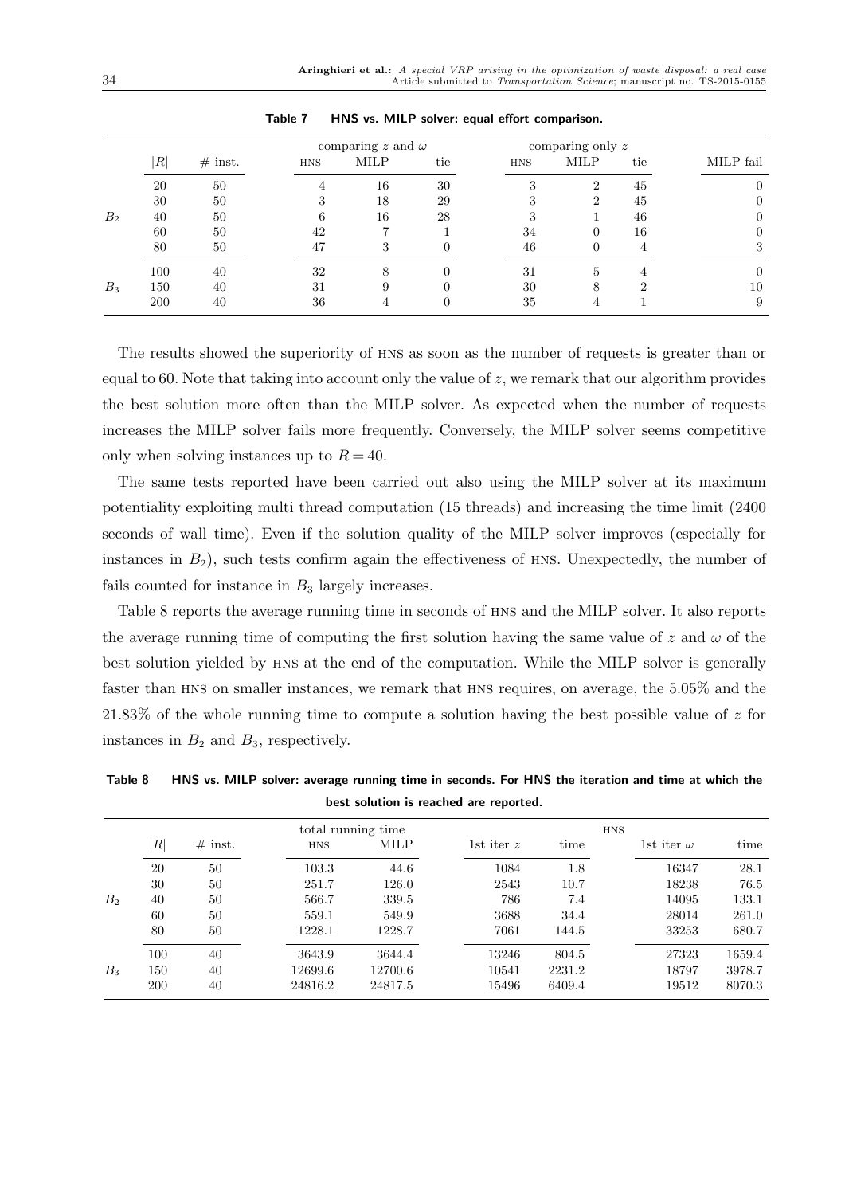**Table 7 HNS vs. MILP solver: equal effort comparison.**

| | $\|R\|$ | # inst. | comparing $z$ and $\omega$ | | | comparing only $z$ | | | MILP fail |
|---|---|---|---|---|---|---|---|---|---|
| | | | HNS | MILP | tie | HNS | MILP | tie | |
| $B_2$ | 20 | 50 | 4 | 16 | 30 | 3 | 2 | 45 | 0 |
| | 30 | 50 | 3 | 18 | 29 | 3 | 2 | 45 | 0 |
| | 40 | 50 | 6 | 16 | 28 | 3 | 1 | 46 | 0 |
| | 60 | 50 | 42 | 7 | 1 | 34 | 0 | 16 | 0 |
| | 80 | 50 | 47 | 3 | 0 | 46 | 0 | 4 | 3 |
| $B_3$ | 100 | 40 | 32 | 8 | 0 | 31 | 5 | 4 | 0 |
| | 150 | 40 | 31 | 9 | 0 | 30 | 8 | 2 | 10 |
| | 200 | 40 | 36 | 4 | 0 | 35 | 4 | 1 | 9 |

The results showed the superiority of HNS as soon as the number of requests is greater than or equal to 60. Note that taking into account only the value of $z$, we remark that our algorithm provides the best solution more often than the MILP solver. As expected when the number of requests increases the MILP solver fails more frequently. Conversely, the MILP solver seems competitive only when solving instances up to $R = 40$.

The same tests reported have been carried out also using the MILP solver at its maximum potentiality exploiting multi thread computation (15 threads) and increasing the time limit (2400 seconds of wall time). Even if the solution quality of the MILP solver improves (especially for instances in $B_2$), such tests confirm again the effectiveness of HNS. Unexpectedly, the number of fails counted for instance in $B_3$ largely increases.

Table 8 reports the average running time in seconds of HNS and the MILP solver. It also reports the average running time of computing the first solution having the same value of $z$ and $\omega$ of the best solution yielded by HNS at the end of the computation. While the MILP solver is generally faster than HNS on smaller instances, we remark that HNS requires, on average, the 5.05% and the 21.83% of the whole running time to compute a solution having the best possible value of $z$ for instances in $B_2$ and $B_3$, respectively.

**Table 8 HNS vs. MILP solver: average running time in seconds. For HNS the iteration and time at which the best solution is reached are reported.**

| | $\|R\|$ | # inst. | total running time | | HNS | | | |
|---|---|---|---|---|---|---|---|---|
| | | | HNS | MILP | 1st iter $z$ | time | 1st iter $\omega$ | time |
| $B_2$ | 20 | 50 | 103.3 | 44.6 | 1084 | 1.8 | 16347 | 28.1 |
| | 30 | 50 | 251.7 | 126.0 | 2543 | 10.7 | 18238 | 76.5 |
| | 40 | 50 | 566.7 | 339.5 | 786 | 7.4 | 14095 | 133.1 |
| | 60 | 50 | 559.1 | 549.9 | 3688 | 34.4 | 28014 | 261.0 |
| | 80 | 50 | 1228.1 | 1228.7 | 7061 | 144.5 | 33253 | 680.7 |
| $B_3$ | 100 | 40 | 3643.9 | 3644.4 | 13246 | 804.5 | 27323 | 1659.4 |
| | 150 | 40 | 12699.6 | 12700.6 | 10541 | 2231.2 | 18797 | 3978.7 |
| | 200 | 40 | 24816.2 | 24817.5 | 15496 | 6409.4 | 19512 | 8070.3 |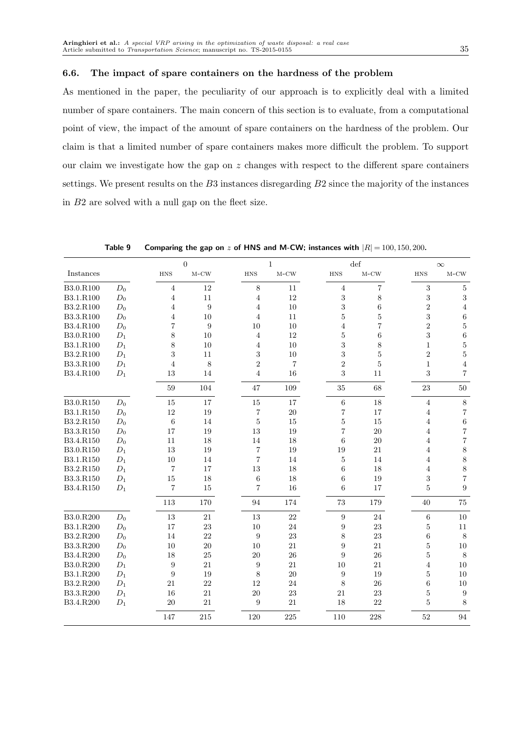### 6.6. The impact of spare containers on the hardness of the problem

As mentioned in the paper, the peculiarity of our approach is to explicitly deal with a limited number of spare containers. The main concern of this section is to evaluate, from a computational point of view, the impact of the amount of spare containers on the hardness of the problem. Our claim is that a limited number of spare containers makes more difficult the problem. To support our claim we investigate how the gap on $z$ changes with respect to the different spare containers settings. We present results on the $B3$ instances disregarding $B2$ since the majority of the instances in $B2$ are solved with a null gap on the fleet size.

**Table 9** Comparing the gap on $z$ of HNS and M-CW; instances with $|R| = 100, 150, 200$.

| | | 0 | | 1 | | def | | $\infty$ | |
|---|---|---|---|---|---|---|---|---|---|
| Instances | | HNS | M-CW | HNS | M-CW | HNS | M-CW | HNS | M-CW |
| B3.0.R100 | $D_0$ | 4 | 12 | 8 | 11 | 4 | 7 | 3 | 5 |
| B3.1.R100 | $D_0$ | 4 | 11 | 4 | 12 | 3 | 8 | 3 | 3 |
| B3.2.R100 | $D_0$ | 4 | 9 | 4 | 10 | 3 | 6 | 2 | 4 |
| B3.3.R100 | $D_0$ | 4 | 10 | 4 | 11 | 5 | 5 | 3 | 6 |
| B3.4.R100 | $D_0$ | 7 | 9 | 10 | 10 | 4 | 7 | 2 | 5 |
| B3.0.R100 | $D_1$ | 8 | 10 | 4 | 12 | 5 | 6 | 3 | 6 |
| B3.1.R100 | $D_1$ | 8 | 10 | 4 | 10 | 3 | 8 | 1 | 5 |
| B3.2.R100 | $D_1$ | 3 | 11 | 3 | 10 | 3 | 5 | 2 | 5 |
| B3.3.R100 | $D_1$ | 4 | 8 | 2 | 7 | 2 | 5 | 1 | 4 |
| B3.4.R100 | $D_1$ | 13 | 14 | 4 | 16 | 3 | 11 | 3 | 7 |
| | | 59 | 104 | 47 | 109 | 35 | 68 | 23 | 50 |
| B3.0.R150 | $D_0$ | 15 | 17 | 15 | 17 | 6 | 18 | 4 | 8 |
| B3.1.R150 | $D_0$ | 12 | 19 | 7 | 20 | 7 | 17 | 4 | 7 |
| B3.2.R150 | $D_0$ | 6 | 14 | 5 | 15 | 5 | 15 | 4 | 6 |
| B3.3.R150 | $D_0$ | 17 | 19 | 13 | 19 | 7 | 20 | 4 | 7 |
| B3.4.R150 | $D_0$ | 11 | 18 | 14 | 18 | 6 | 20 | 4 | 7 |
| B3.0.R150 | $D_1$ | 13 | 19 | 7 | 19 | 19 | 21 | 4 | 8 |
| B3.1.R150 | $D_1$ | 10 | 14 | 7 | 14 | 5 | 14 | 4 | 8 |
| B3.2.R150 | $D_1$ | 7 | 17 | 13 | 18 | 6 | 18 | 4 | 8 |
| B3.3.R150 | $D_1$ | 15 | 18 | 6 | 18 | 6 | 19 | 3 | 7 |
| B3.4.R150 | $D_1$ | 7 | 15 | 7 | 16 | 6 | 17 | 5 | 9 |
| | | 113 | 170 | 94 | 174 | 73 | 179 | 40 | 75 |
| B3.0.R200 | $D_0$ | 13 | 21 | 13 | 22 | 9 | 24 | 6 | 10 |
| B3.1.R200 | $D_0$ | 17 | 23 | 10 | 24 | 9 | 23 | 5 | 11 |
| B3.2.R200 | $D_0$ | 14 | 22 | 9 | 23 | 8 | 23 | 6 | 8 |
| B3.3.R200 | $D_0$ | 10 | 20 | 10 | 21 | 9 | 21 | 5 | 10 |
| B3.4.R200 | $D_0$ | 18 | 25 | 20 | 26 | 9 | 26 | 5 | 8 |
| B3.0.R200 | $D_1$ | 9 | 21 | 9 | 21 | 10 | 21 | 4 | 10 |
| B3.1.R200 | $D_1$ | 9 | 19 | 8 | 20 | 9 | 19 | 5 | 10 |
| B3.2.R200 | $D_1$ | 21 | 22 | 12 | 24 | 8 | 26 | 6 | 10 |
| B3.3.R200 | $D_1$ | 16 | 21 | 20 | 23 | 21 | 23 | 5 | 9 |
| B3.4.R200 | $D_1$ | 20 | 21 | 9 | 21 | 18 | 22 | 5 | 8 |
| | | 147 | 215 | 120 | 225 | 110 | 228 | 52 | 94 |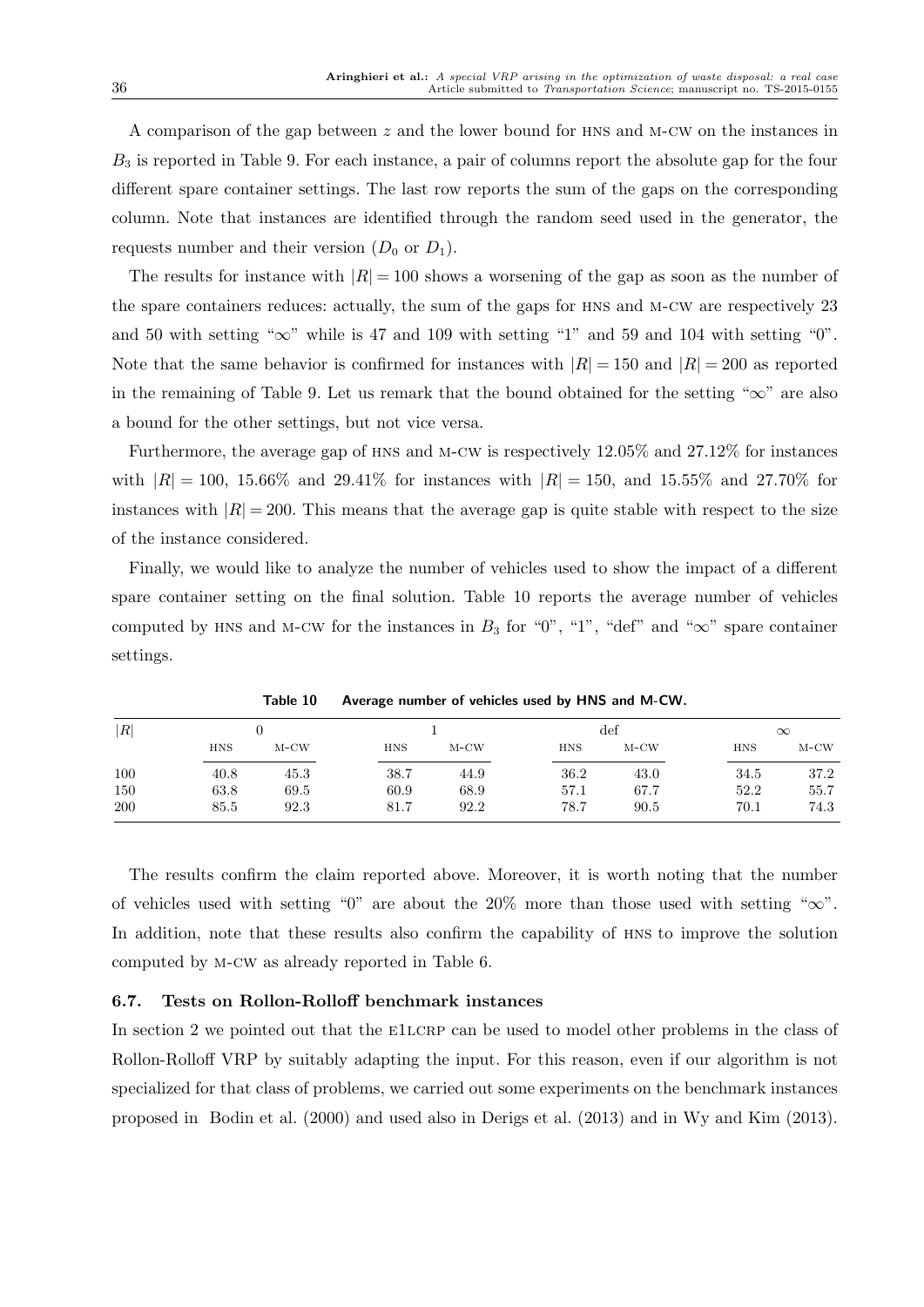A comparison of the gap between $z$ and the lower bound for HNS and M-CW on the instances in $B_3$ is reported in Table 9. For each instance, a pair of columns report the absolute gap for the four different spare container settings. The last row reports the sum of the gaps on the corresponding column. Note that instances are identified through the random seed used in the generator, the requests number and their version ($D_0$ or $D_1$).

The results for instance with $|R| = 100$ shows a worsening of the gap as soon as the number of the spare containers reduces: actually, the sum of the gaps for HNS and M-CW are respectively 23 and 50 with setting "$\infty$" while is 47 and 109 with setting "1" and 59 and 104 with setting "0". Note that the same behavior is confirmed for instances with $|R| = 150$ and $|R| = 200$ as reported in the remaining of Table 9. Let us remark that the bound obtained for the setting "$\infty$" are also a bound for the other settings, but not vice versa.

Furthermore, the average gap of HNS and M-CW is respectively 12.05% and 27.12% for instances with $|R| = 100$, 15.66% and 29.41% for instances with $|R| = 150$, and 15.55% and 27.70% for instances with $|R| = 200$. This means that the average gap is quite stable with respect to the size of the instance considered.

Finally, we would like to analyze the number of vehicles used to show the impact of a different spare container setting on the final solution. Table 10 reports the average number of vehicles computed by HNS and M-CW for the instances in $B_3$ for "0", "1", "def" and "$\infty$" spare container settings.

**Table 10 Average number of vehicles used by HNS and M-CW.**

| $\lvert R \rvert$ | 0 | | 1 | | def | | $\infty$ | |
|---|---|---|---|---|---|---|---|---|
| | HNS | M-CW | HNS | M-CW | HNS | M-CW | HNS | M-CW |
| 100 | 40.8 | 45.3 | 38.7 | 44.9 | 36.2 | 43.0 | 34.5 | 37.2 |
| 150 | 63.8 | 69.5 | 60.9 | 68.9 | 57.1 | 67.7 | 52.2 | 55.7 |
| 200 | 85.5 | 92.3 | 81.7 | 92.2 | 78.7 | 90.5 | 70.1 | 74.3 |

The results confirm the claim reported above. Moreover, it is worth noting that the number of vehicles used with setting "0" are about the 20% more than those used with setting "$\infty$". In addition, note that these results also confirm the capability of HNS to improve the solution computed by M-CW as already reported in Table 6.

### 6.7. Tests on Rollon-Rolloff benchmark instances

In section 2 we pointed out that the E1LCRP can be used to model other problems in the class of Rollon-Rolloff VRP by suitably adapting the input. For this reason, even if our algorithm is not specialized for that class of problems, we carried out some experiments on the benchmark instances proposed in Bodin et al. (2000) and used also in Derigs et al. (2013) and in Wy and Kim (2013).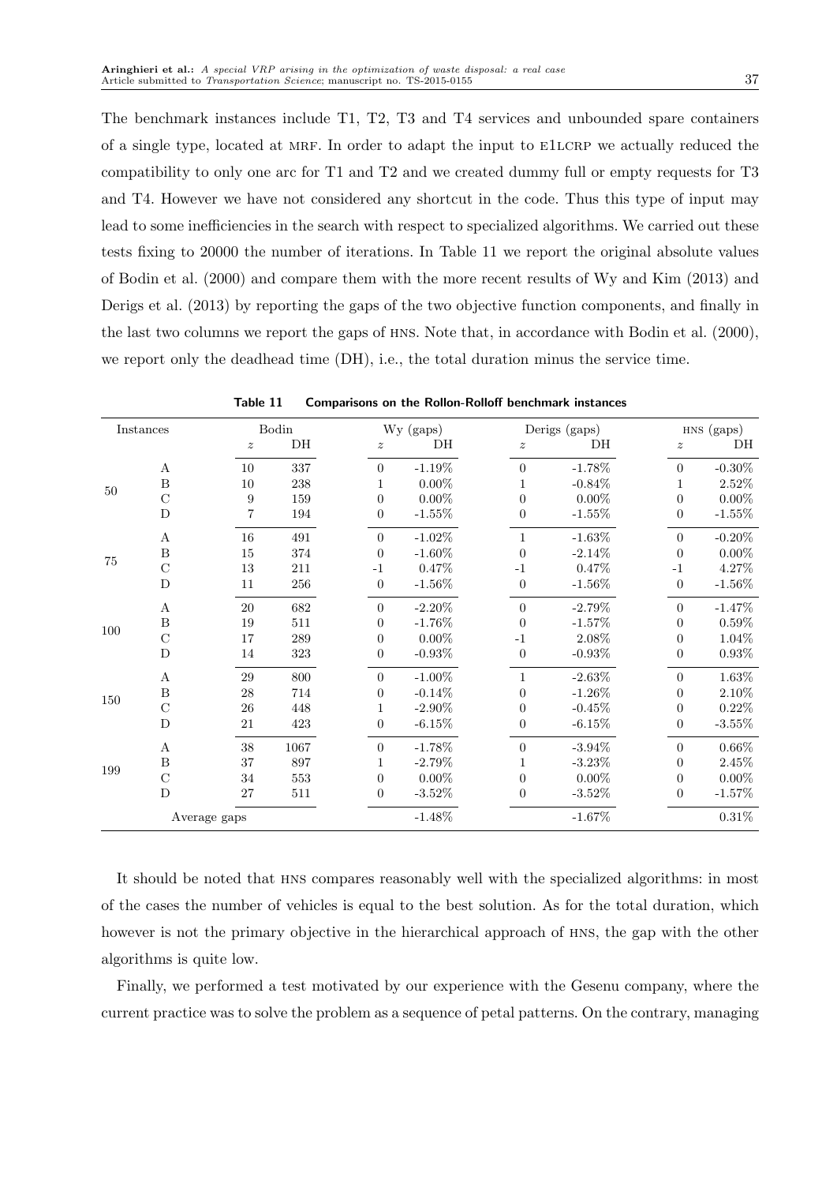The benchmark instances include T1, T2, T3 and T4 services and unbounded spare containers of a single type, located at MRF. In order to adapt the input to E1LCRP we actually reduced the compatibility to only one arc for T1 and T2 and we created dummy full or empty requests for T3 and T4. However we have not considered any shortcut in the code. Thus this type of input may lead to some inefficiencies in the search with respect to specialized algorithms. We carried out these tests fixing to 20000 the number of iterations. In Table 11 we report the original absolute values of Bodin et al. (2000) and compare them with the more recent results of Wy and Kim (2013) and Derigs et al. (2013) by reporting the gaps of the two objective function components, and finally in the last two columns we report the gaps of HNS. Note that, in accordance with Bodin et al. (2000), we report only the deadhead time (DH), i.e., the total duration minus the service time.

**Table 11 Comparisons on the Rollon-Rolloff benchmark instances**

| Instances | | Bodin | | Wy (gaps) | | Derigs (gaps) | | HNS (gaps) | |
|---|---|---|---|---|---|---|---|---|---|
| | | $z$ | DH | $z$ | DH | $z$ | DH | $z$ | DH |
| 50 | A | 10 | 337 | 0 | -1.19% | 0 | -1.78% | 0 | -0.30% |
| | B | 10 | 238 | 1 | 0.00% | 1 | -0.84% | 1 | 2.52% |
| | C | 9 | 159 | 0 | 0.00% | 0 | 0.00% | 0 | 0.00% |
| | D | 7 | 194 | 0 | -1.55% | 0 | -1.55% | 0 | -1.55% |
| 75 | A | 16 | 491 | 0 | -1.02% | 1 | -1.63% | 0 | -0.20% |
| | B | 15 | 374 | 0 | -1.60% | 0 | -2.14% | 0 | 0.00% |
| | C | 13 | 211 | -1 | 0.47% | -1 | 0.47% | -1 | 4.27% |
| | D | 11 | 256 | 0 | -1.56% | 0 | -1.56% | 0 | -1.56% |
| 100 | A | 20 | 682 | 0 | -2.20% | 0 | -2.79% | 0 | -1.47% |
| | B | 19 | 511 | 0 | -1.76% | 0 | -1.57% | 0 | 0.59% |
| | C | 17 | 289 | 0 | 0.00% | -1 | 2.08% | 0 | 1.04% |
| | D | 14 | 323 | 0 | -0.93% | 0 | -0.93% | 0 | 0.93% |
| 150 | A | 29 | 800 | 0 | -1.00% | 1 | -2.63% | 0 | 1.63% |
| | B | 28 | 714 | 0 | -0.14% | 0 | -1.26% | 0 | 2.10% |
| | C | 26 | 448 | 1 | -2.90% | 0 | -0.45% | 0 | 0.22% |
| | D | 21 | 423 | 0 | -6.15% | 0 | -6.15% | 0 | -3.55% |
| 199 | A | 38 | 1067 | 0 | -1.78% | 0 | -3.94% | 0 | 0.66% |
| | B | 37 | 897 | 1 | -2.79% | 1 | -3.23% | 0 | 2.45% |
| | C | 34 | 553 | 0 | 0.00% | 0 | 0.00% | 0 | 0.00% |
| | D | 27 | 511 | 0 | -3.52% | 0 | -3.52% | 0 | -1.57% |
| Average gaps | | | | | -1.48% | | -1.67% | | 0.31% |

It should be noted that HNS compares reasonably well with the specialized algorithms: in most of the cases the number of vehicles is equal to the best solution. As for the total duration, which however is not the primary objective in the hierarchical approach of HNS, the gap with the other algorithms is quite low.

Finally, we performed a test motivated by our experience with the Gesenu company, where the current practice was to solve the problem as a sequence of petal patterns. On the contrary, managing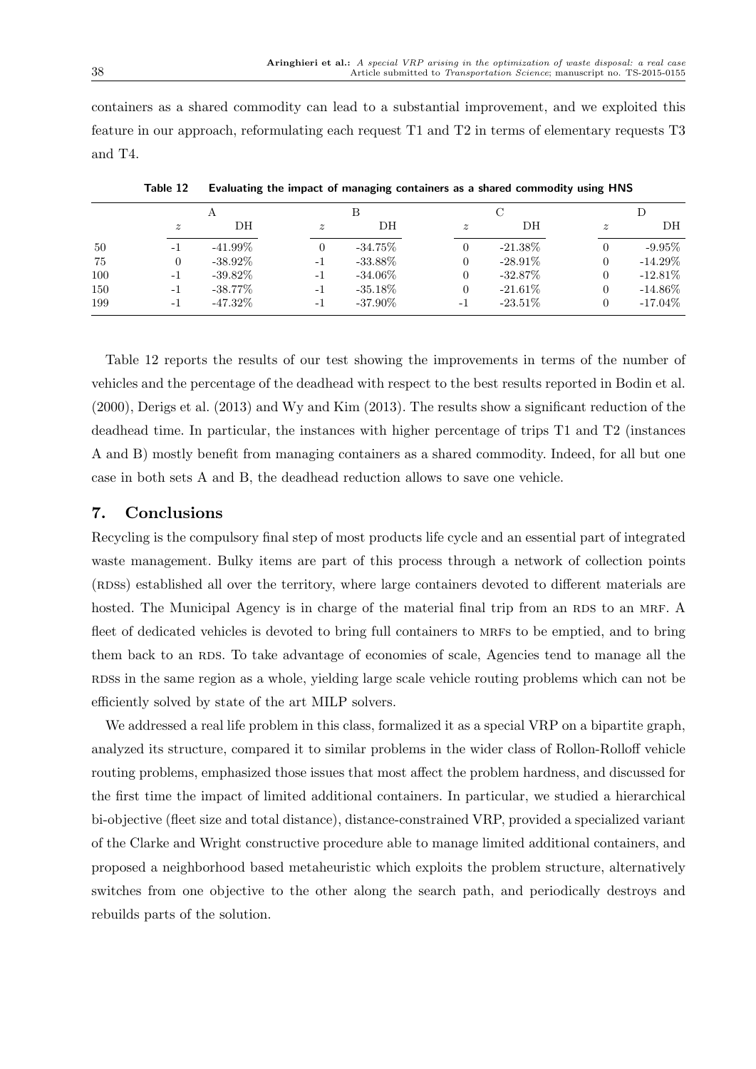containers as a shared commodity can lead to a substantial improvement, and we exploited this feature in our approach, reformulating each request T1 and T2 in terms of elementary requests T3 and T4.

**Table 12 Evaluating the impact of managing containers as a shared commodity using HNS**

| | A | | B | | C | | D | |
|---|---|---|---|---|---|---|---|---|
| | $z$ | DH | $z$ | DH | $z$ | DH | $z$ | DH |
| 50 | -1 | -41.99% | 0 | -34.75% | 0 | -21.38% | 0 | -9.95% |
| 75 | 0 | -38.92% | -1 | -33.88% | 0 | -28.91% | 0 | -14.29% |
| 100 | -1 | -39.82% | -1 | -34.06% | 0 | -32.87% | 0 | -12.81% |
| 150 | -1 | -38.77% | -1 | -35.18% | 0 | -21.61% | 0 | -14.86% |
| 199 | -1 | -47.32% | -1 | -37.90% | -1 | -23.51% | 0 | -17.04% |

Table 12 reports the results of our test showing the improvements in terms of the number of vehicles and the percentage of the deadhead with respect to the best results reported in Bodin et al. (2000), Derigs et al. (2013) and Wy and Kim (2013). The results show a significant reduction of the deadhead time. In particular, the instances with higher percentage of trips T1 and T2 (instances A and B) mostly benefit from managing containers as a shared commodity. Indeed, for all but one case in both sets A and B, the deadhead reduction allows to save one vehicle.

## 7. Conclusions

Recycling is the compulsory final step of most products life cycle and an essential part of integrated waste management. Bulky items are part of this process through a network of collection points (RDSs) established all over the territory, where large containers devoted to different materials are hosted. The Municipal Agency is in charge of the material final trip from an RDS to an MRF. A fleet of dedicated vehicles is devoted to bring full containers to MRFs to be emptied, and to bring them back to an RDS. To take advantage of economies of scale, Agencies tend to manage all the RDSs in the same region as a whole, yielding large scale vehicle routing problems which can not be efficiently solved by state of the art MILP solvers.

We addressed a real life problem in this class, formalized it as a special VRP on a bipartite graph, analyzed its structure, compared it to similar problems in the wider class of Rollon-Rolloff vehicle routing problems, emphasized those issues that most affect the problem hardness, and discussed for the first time the impact of limited additional containers. In particular, we studied a hierarchical bi-objective (fleet size and total distance), distance-constrained VRP, provided a specialized variant of the Clarke and Wright constructive procedure able to manage limited additional containers, and proposed a neighborhood based metaheuristic which exploits the problem structure, alternatively switches from one objective to the other along the search path, and periodically destroys and rebuilds parts of the solution.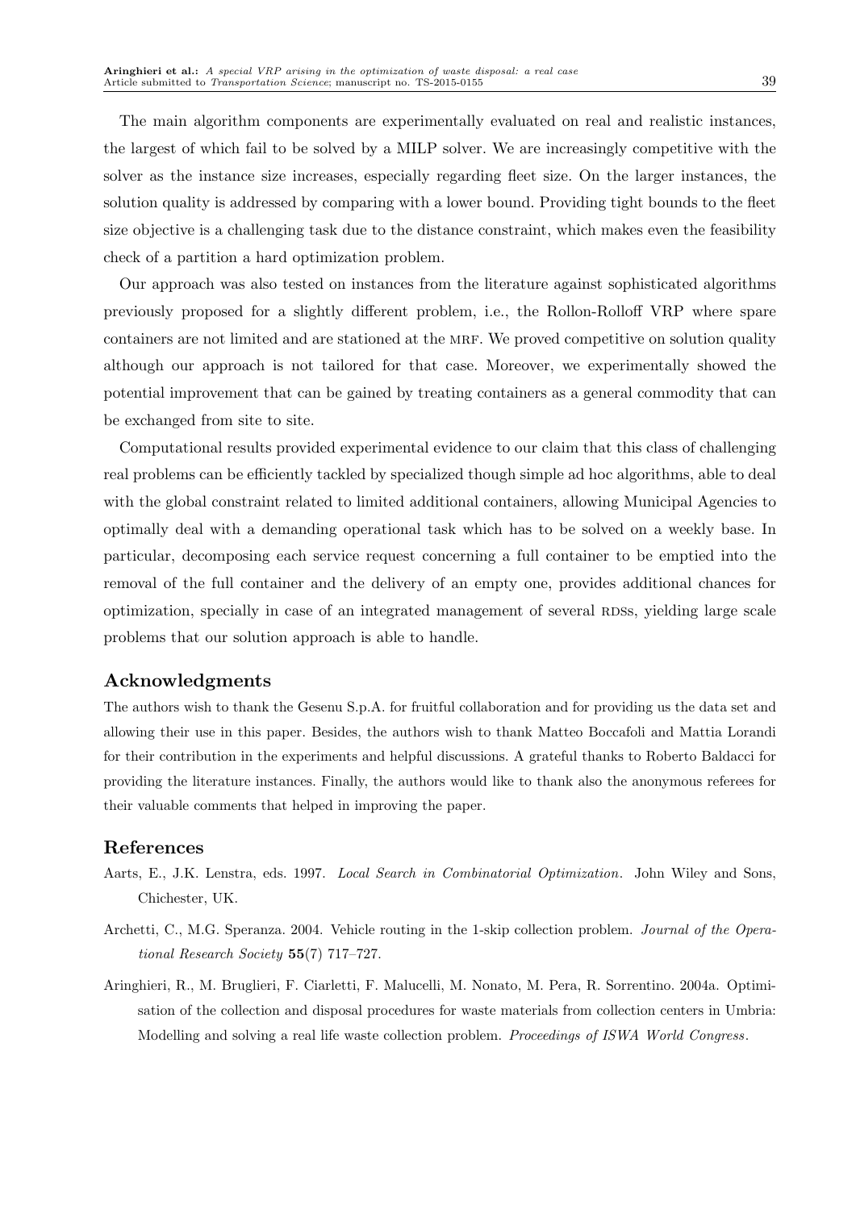The main algorithm components are experimentally evaluated on real and realistic instances, the largest of which fail to be solved by a MILP solver. We are increasingly competitive with the solver as the instance size increases, especially regarding fleet size. On the larger instances, the solution quality is addressed by comparing with a lower bound. Providing tight bounds to the fleet size objective is a challenging task due to the distance constraint, which makes even the feasibility check of a partition a hard optimization problem.

Our approach was also tested on instances from the literature against sophisticated algorithms previously proposed for a slightly different problem, i.e., the Rollon-Rolloff VRP where spare containers are not limited and are stationed at the MRF. We proved competitive on solution quality although our approach is not tailored for that case. Moreover, we experimentally showed the potential improvement that can be gained by treating containers as a general commodity that can be exchanged from site to site.

Computational results provided experimental evidence to our claim that this class of challenging real problems can be efficiently tackled by specialized though simple ad hoc algorithms, able to deal with the global constraint related to limited additional containers, allowing Municipal Agencies to optimally deal with a demanding operational task which has to be solved on a weekly base. In particular, decomposing each service request concerning a full container to be emptied into the removal of the full container and the delivery of an empty one, provides additional chances for optimization, specially in case of an integrated management of several RDSs, yielding large scale problems that our solution approach is able to handle.

## Acknowledgments

The authors wish to thank the Gesenu S.p.A. for fruitful collaboration and for providing us the data set and allowing their use in this paper. Besides, the authors wish to thank Matteo Boccafoli and Mattia Lorandi for their contribution in the experiments and helpful discussions. A grateful thanks to Roberto Baldacci for providing the literature instances. Finally, the authors would like to thank also the anonymous referees for their valuable comments that helped in improving the paper.

## References

Aarts, E., J.K. Lenstra, eds. 1997. *Local Search in Combinatorial Optimization*. John Wiley and Sons, Chichester, UK.

Archetti, C., M.G. Speranza. 2004. Vehicle routing in the 1-skip collection problem. *Journal of the Operational Research Society* **55**(7) 717–727.

Aringhieri, R., M. Bruglieri, F. Ciarletti, F. Malucelli, M. Nonato, M. Pera, R. Sorrentino. 2004a. Optimisation of the collection and disposal procedures for waste materials from collection centers in Umbria: Modelling and solving a real life waste collection problem. *Proceedings of ISWA World Congress*.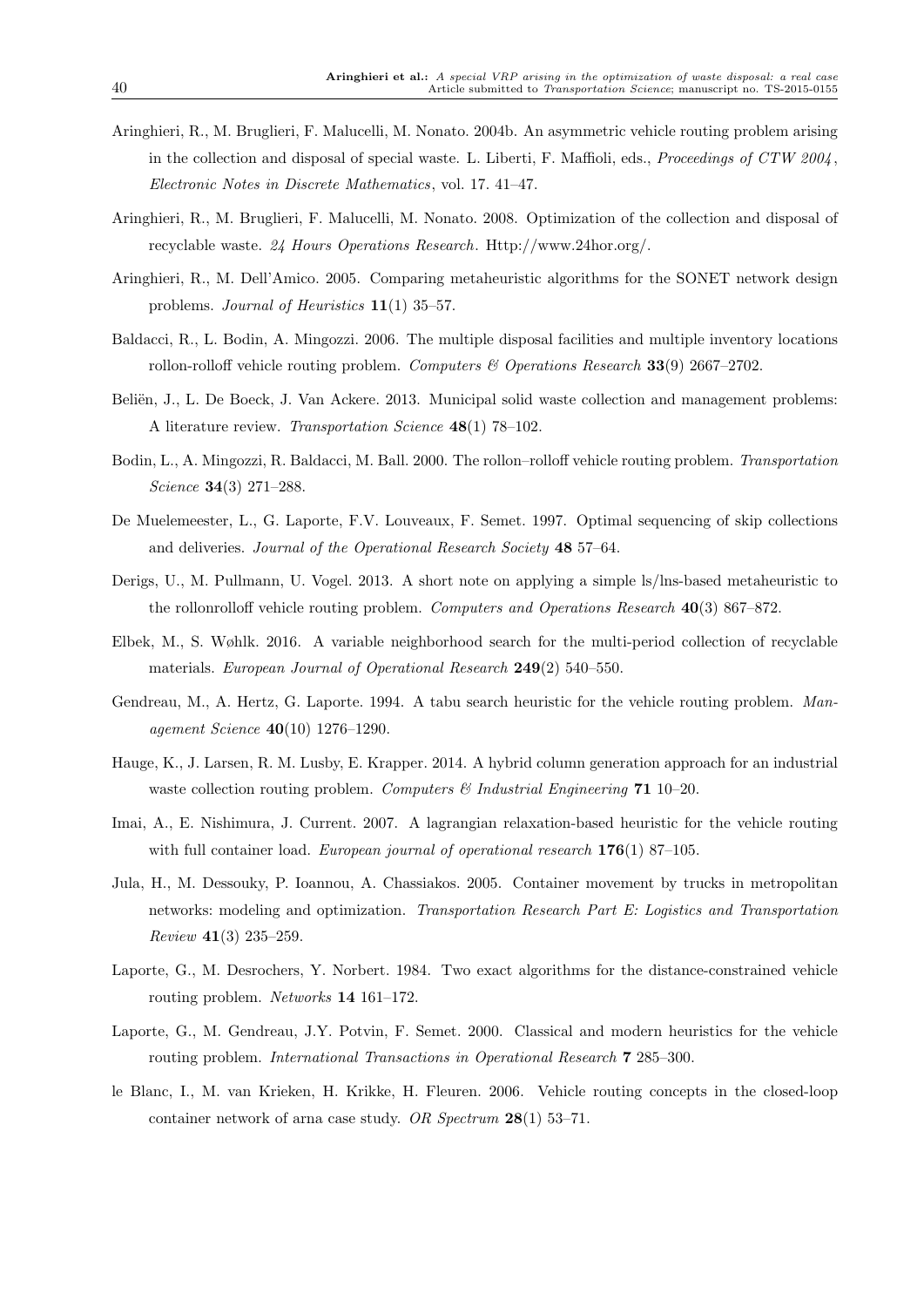Aringhieri, R., M. Bruglieri, F. Malucelli, M. Nonato. 2004b. An asymmetric vehicle routing problem arising in the collection and disposal of special waste. L. Liberti, F. Maffioli, eds., *Proceedings of CTW 2004*, *Electronic Notes in Discrete Mathematics*, vol. 17. 41–47.

Aringhieri, R., M. Bruglieri, F. Malucelli, M. Nonato. 2008. Optimization of the collection and disposal of recyclable waste. *24 Hours Operations Research*. Http://www.24hor.org/.

Aringhieri, R., M. Dell'Amico. 2005. Comparing metaheuristic algorithms for the SONET network design problems. *Journal of Heuristics* **11**(1) 35–57.

Baldacci, R., L. Bodin, A. Mingozzi. 2006. The multiple disposal facilities and multiple inventory locations rollon-rolloff vehicle routing problem. *Computers & Operations Research* **33**(9) 2667–2702.

Beliën, J., L. De Boeck, J. Van Ackere. 2013. Municipal solid waste collection and management problems: A literature review. *Transportation Science* **48**(1) 78–102.

Bodin, L., A. Mingozzi, R. Baldacci, M. Ball. 2000. The rollon–rolloff vehicle routing problem. *Transportation Science* **34**(3) 271–288.

De Muelemeester, L., G. Laporte, F.V. Louveaux, F. Semet. 1997. Optimal sequencing of skip collections and deliveries. *Journal of the Operational Research Society* **48** 57–64.

Derigs, U., M. Pullmann, U. Vogel. 2013. A short note on applying a simple ls/lns-based metaheuristic to the rollonrolloff vehicle routing problem. *Computers and Operations Research* **40**(3) 867–872.

Elbek, M., S. Wøhlk. 2016. A variable neighborhood search for the multi-period collection of recyclable materials. *European Journal of Operational Research* **249**(2) 540–550.

Gendreau, M., A. Hertz, G. Laporte. 1994. A tabu search heuristic for the vehicle routing problem. *Management Science* **40**(10) 1276–1290.

Hauge, K., J. Larsen, R. M. Lusby, E. Krapper. 2014. A hybrid column generation approach for an industrial waste collection routing problem. *Computers & Industrial Engineering* **71** 10–20.

Imai, A., E. Nishimura, J. Current. 2007. A lagrangian relaxation-based heuristic for the vehicle routing with full container load. *European journal of operational research* **176**(1) 87–105.

Jula, H., M. Dessouky, P. Ioannou, A. Chassiakos. 2005. Container movement by trucks in metropolitan networks: modeling and optimization. *Transportation Research Part E: Logistics and Transportation Review* **41**(3) 235–259.

Laporte, G., M. Desrochers, Y. Norbert. 1984. Two exact algorithms for the distance-constrained vehicle routing problem. *Networks* **14** 161–172.

Laporte, G., M. Gendreau, J.Y. Potvin, F. Semet. 2000. Classical and modern heuristics for the vehicle routing problem. *International Transactions in Operational Research* **7** 285–300.

le Blanc, I., M. van Krieken, H. Krikke, H. Fleuren. 2006. Vehicle routing concepts in the closed-loop container network of arna case study. *OR Spectrum* **28**(1) 53–71.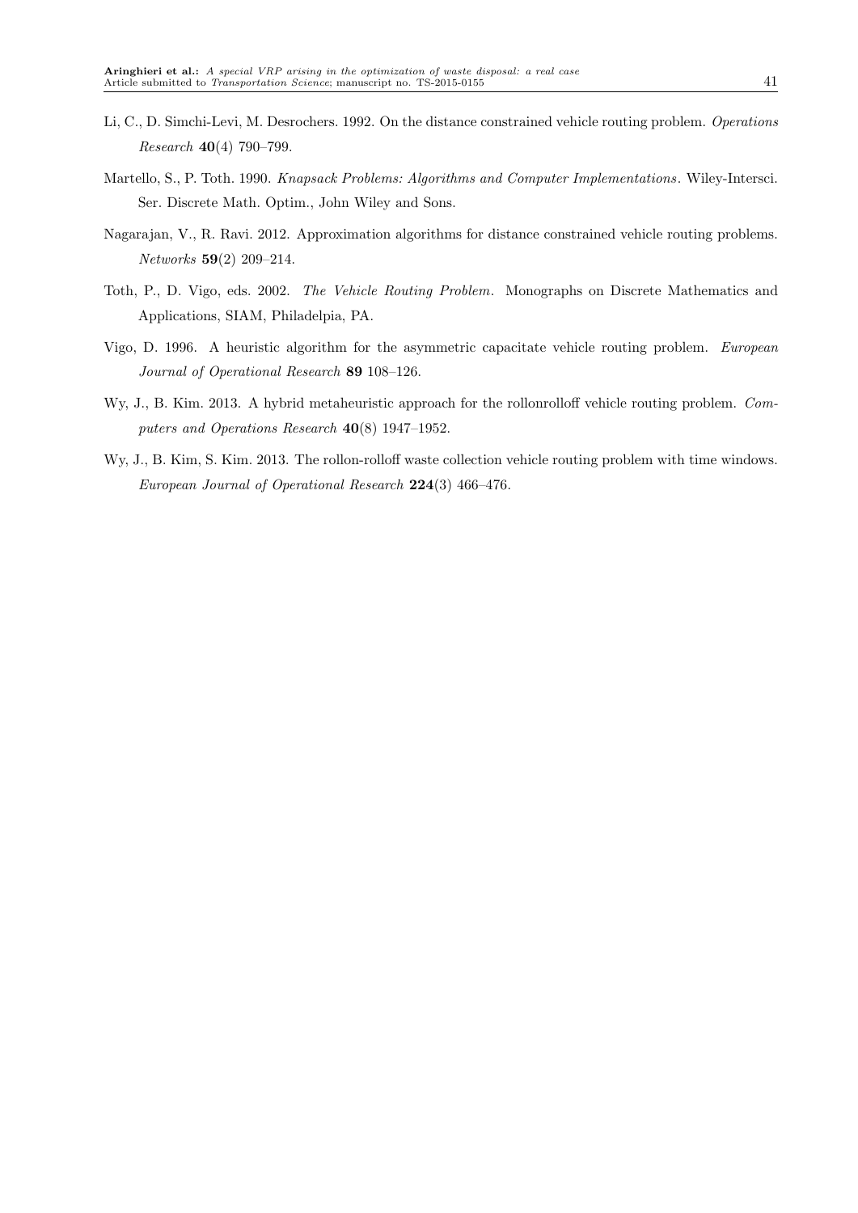Li, C., D. Simchi-Levi, M. Desrochers. 1992. On the distance constrained vehicle routing problem. *Operations Research* **40**(4) 790–799.

Martello, S., P. Toth. 1990. *Knapsack Problems: Algorithms and Computer Implementations*. Wiley-Intersci. Ser. Discrete Math. Optim., John Wiley and Sons.

Nagarajan, V., R. Ravi. 2012. Approximation algorithms for distance constrained vehicle routing problems. *Networks* **59**(2) 209–214.

Toth, P., D. Vigo, eds. 2002. *The Vehicle Routing Problem*. Monographs on Discrete Mathematics and Applications, SIAM, Philadelpia, PA.

Vigo, D. 1996. A heuristic algorithm for the asymmetric capacitate vehicle routing problem. *European Journal of Operational Research* **89** 108–126.

Wy, J., B. Kim. 2013. A hybrid metaheuristic approach for the rollonrolloff vehicle routing problem. *Computers and Operations Research* **40**(8) 1947–1952.

Wy, J., B. Kim, S. Kim. 2013. The rollon-rolloff waste collection vehicle routing problem with time windows. *European Journal of Operational Research* **224**(3) 466–476.